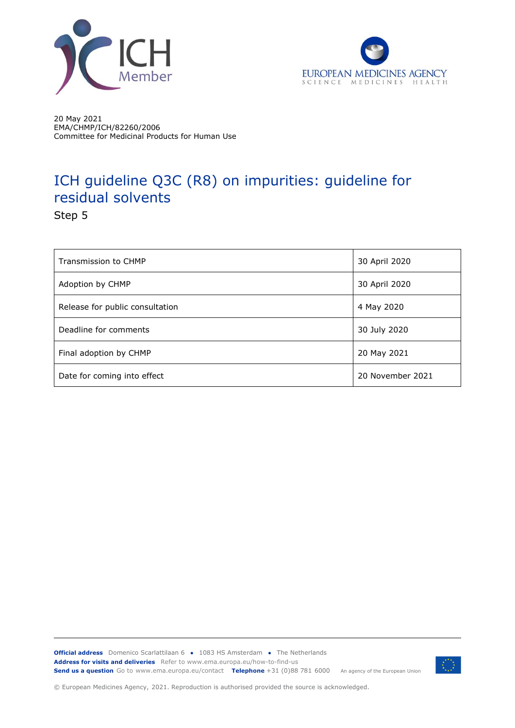20 May 2021
EMA/CHMP/ICH/82260/2006
Committee for Medicinal Products for Human Use

# ICH guideline Q3C (R8) on impurities: guideline for residual solvents

Step 5

| | |
|---|---|
| Transmission to CHMP | 30 April 2020 |
| Adoption by CHMP | 30 April 2020 |
| Release for public consultation | 4 May 2020 |
| Deadline for comments | 30 July 2020 |
| Final adoption by CHMP | 20 May 2021 |
| Date for coming into effect | 20 November 2021 |

**Official address** Domenico Scarlattilaan 6 ● 1083 HS Amsterdam ● The Netherlands
**Address for visits and deliveries** Refer to www.ema.europa.eu/how-to-find-us
**Send us a question** Go to www.ema.europa.eu/contact **Telephone** +31 (0)88 781 6000 An agency of the European Union

© European Medicines Agency, 2021. Reproduction is authorised provided the source is acknowledged.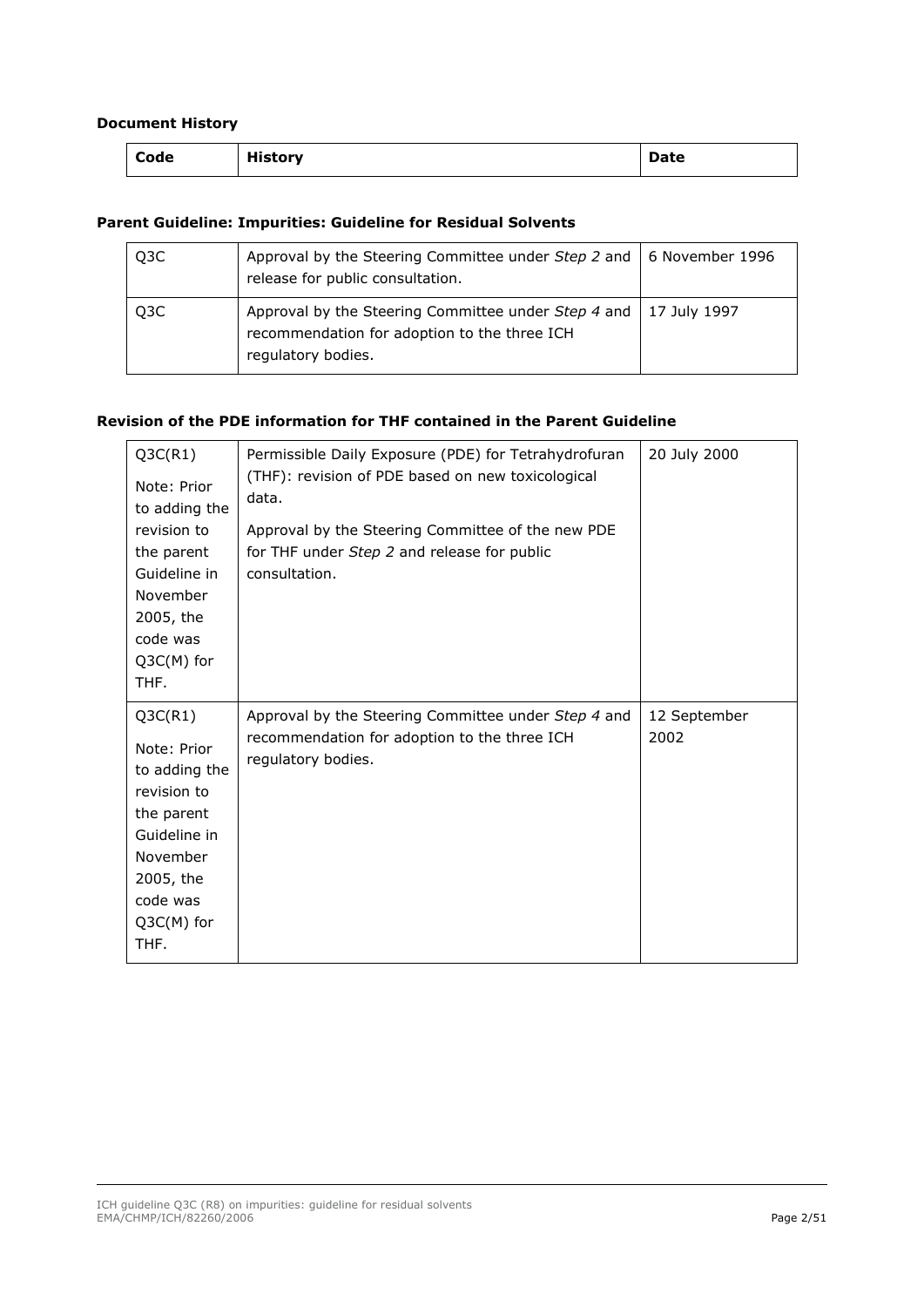**Document History**

| Code | History | Date |
|---|---|---|

**Parent Guideline: Impurities: Guideline for Residual Solvents**

| | | |
|---|---|---|
| Q3C | Approval by the Steering Committee under *Step 2* and release for public consultation. | 6 November 1996 |
| Q3C | Approval by the Steering Committee under *Step 4* and recommendation for adoption to the three ICH regulatory bodies. | 17 July 1997 |

**Revision of the PDE information for THF contained in the Parent Guideline**

| | | |
|---|---|---|
| Q3C(R1)<br><br>Note: Prior to adding the revision to the parent Guideline in November 2005, the code was Q3C(M) for THF. | Permissible Daily Exposure (PDE) for Tetrahydrofuran (THF): revision of PDE based on new toxicological data.<br><br>Approval by the Steering Committee of the new PDE for THF under *Step 2* and release for public consultation. | 20 July 2000 |
| Q3C(R1)<br><br>Note: Prior to adding the revision to the parent Guideline in November 2005, the code was Q3C(M) for THF. | Approval by the Steering Committee under *Step 4* and recommendation for adoption to the three ICH regulatory bodies. | 12 September 2002 |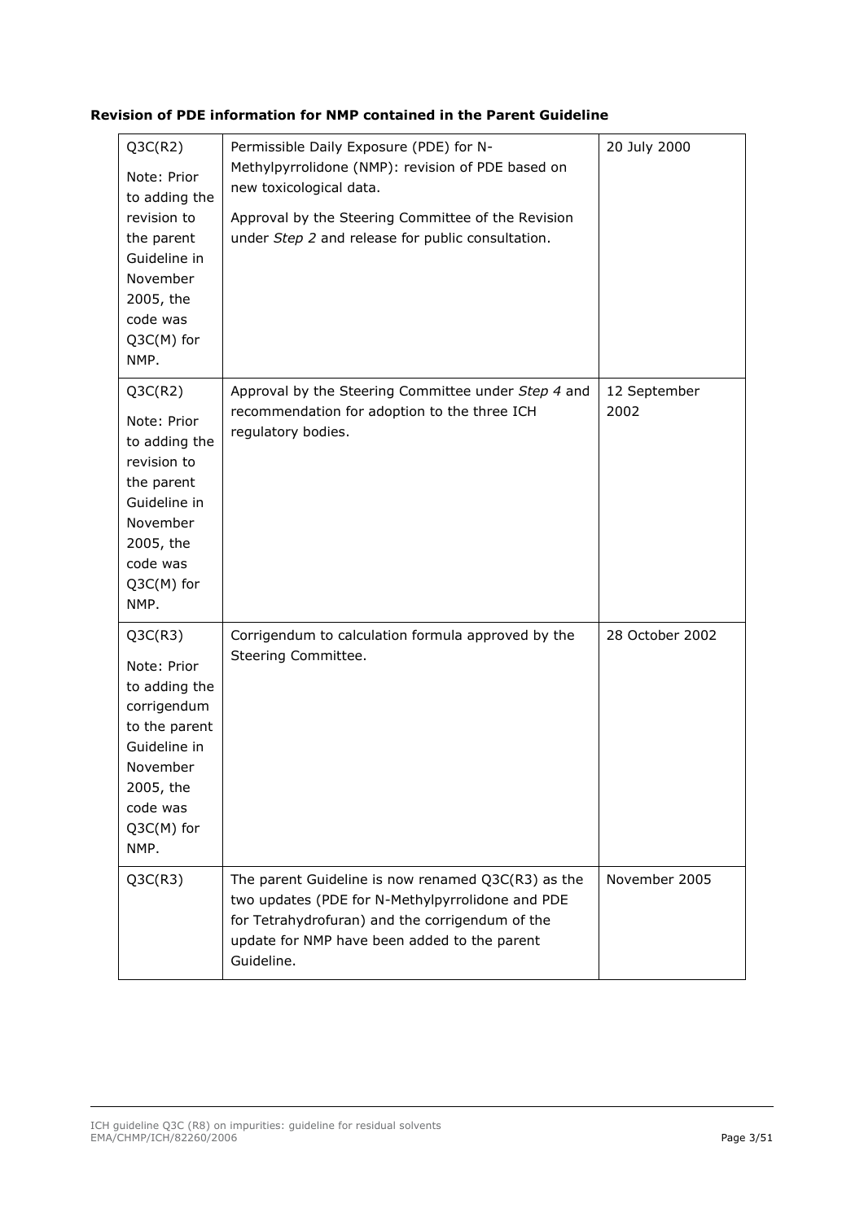**Revision of PDE information for NMP contained in the Parent Guideline**

| | | |
|---|---|---|
| Q3C(R2)<br><br>Note: Prior to adding the revision to the parent Guideline in November 2005, the code was Q3C(M) for NMP. | Permissible Daily Exposure (PDE) for N-Methylpyrrolidone (NMP): revision of PDE based on new toxicological data.<br><br>Approval by the Steering Committee of the Revision under *Step 2* and release for public consultation. | 20 July 2000 |
| Q3C(R2)<br><br>Note: Prior to adding the revision to the parent Guideline in November 2005, the code was Q3C(M) for NMP. | Approval by the Steering Committee under *Step 4* and recommendation for adoption to the three ICH regulatory bodies. | 12 September 2002 |
| Q3C(R3)<br><br>Note: Prior to adding the corrigendum to the parent Guideline in November 2005, the code was Q3C(M) for NMP. | Corrigendum to calculation formula approved by the Steering Committee. | 28 October 2002 |
| Q3C(R3) | The parent Guideline is now renamed Q3C(R3) as the two updates (PDE for N-Methylpyrrolidone and PDE for Tetrahydrofuran) and the corrigendum of the update for NMP have been added to the parent Guideline. | November 2005 |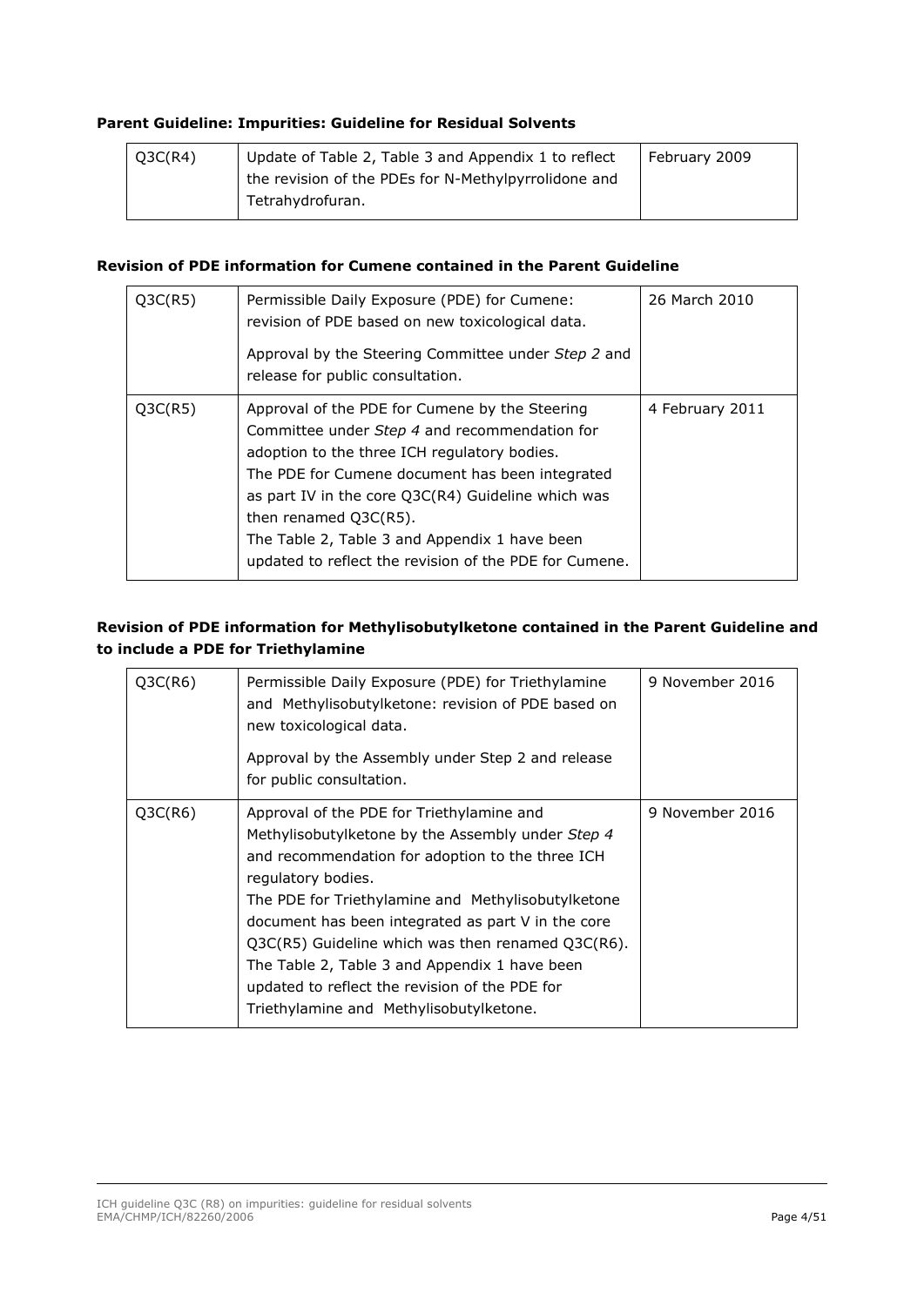**Parent Guideline: Impurities: Guideline for Residual Solvents**

| | | |
|---|---|---|
| Q3C(R4) | Update of Table 2, Table 3 and Appendix 1 to reflect the revision of the PDEs for N-Methylpyrrolidone and Tetrahydrofuran. | February 2009 |

**Revision of PDE information for Cumene contained in the Parent Guideline**

| | | |
|---|---|---|
| Q3C(R5) | Permissible Daily Exposure (PDE) for Cumene: revision of PDE based on new toxicological data.<br><br>Approval by the Steering Committee under *Step 2* and release for public consultation. | 26 March 2010 |
| Q3C(R5) | Approval of the PDE for Cumene by the Steering Committee under *Step 4* and recommendation for adoption to the three ICH regulatory bodies.<br>The PDE for Cumene document has been integrated as part IV in the core Q3C(R4) Guideline which was then renamed Q3C(R5).<br>The Table 2, Table 3 and Appendix 1 have been updated to reflect the revision of the PDE for Cumene. | 4 February 2011 |

**Revision of PDE information for Methylisobutylketone contained in the Parent Guideline and to include a PDE for Triethylamine**

| | | |
|---|---|---|
| Q3C(R6) | Permissible Daily Exposure (PDE) for Triethylamine and Methylisobutylketone: revision of PDE based on new toxicological data.<br><br>Approval by the Assembly under Step 2 and release for public consultation. | 9 November 2016 |
| Q3C(R6) | Approval of the PDE for Triethylamine and Methylisobutylketone by the Assembly under *Step 4* and recommendation for adoption to the three ICH regulatory bodies.<br>The PDE for Triethylamine and Methylisobutylketone document has been integrated as part V in the core Q3C(R5) Guideline which was then renamed Q3C(R6).<br>The Table 2, Table 3 and Appendix 1 have been updated to reflect the revision of the PDE for Triethylamine and Methylisobutylketone. | 9 November 2016 |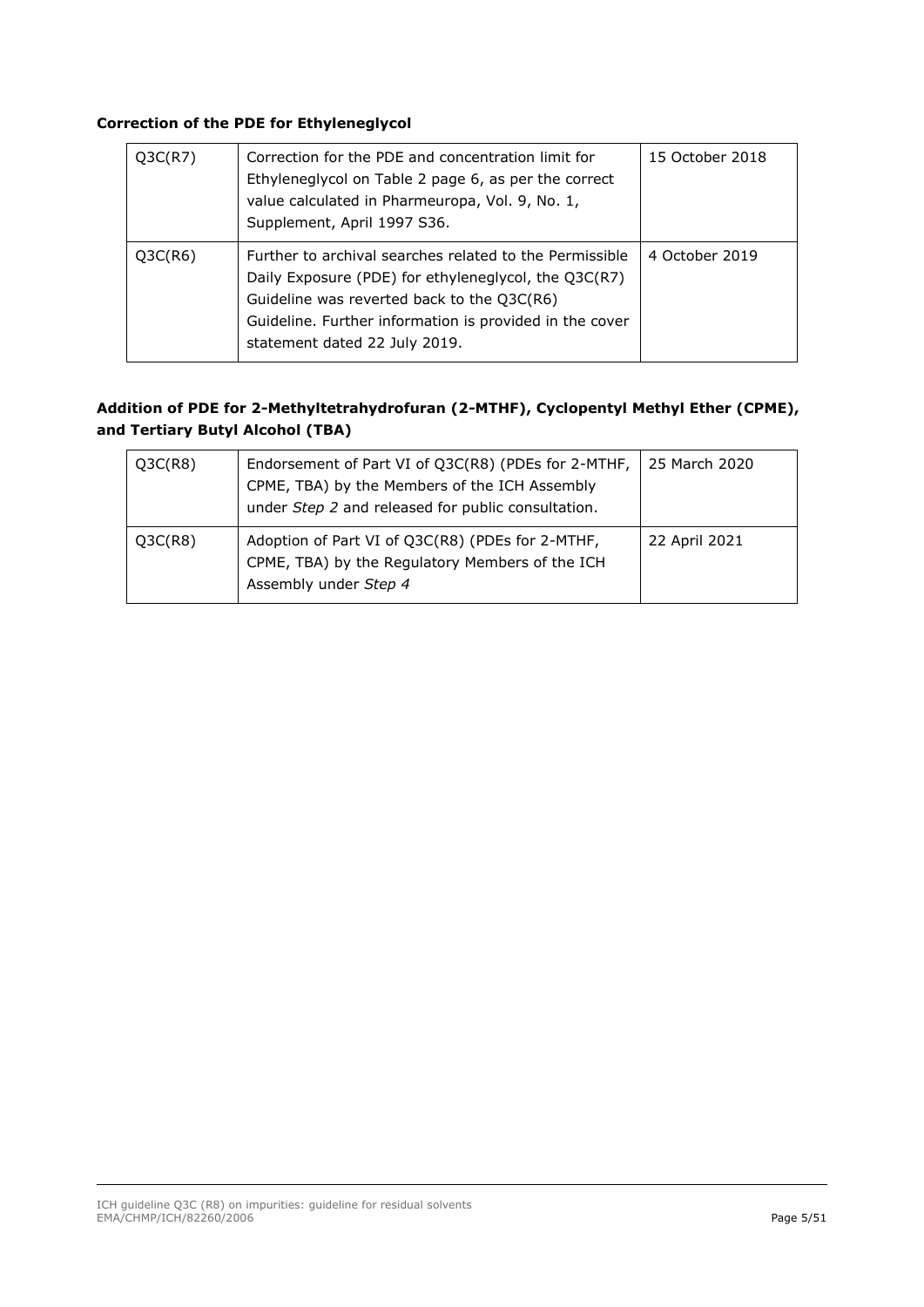**Correction of the PDE for Ethyleneglycol**

| | | |
|---|---|---|
| Q3C(R7) | Correction for the PDE and concentration limit for Ethyleneglycol on Table 2 page 6, as per the correct value calculated in Pharmeuropa, Vol. 9, No. 1, Supplement, April 1997 S36. | 15 October 2018 |
| Q3C(R6) | Further to archival searches related to the Permissible Daily Exposure (PDE) for ethyleneglycol, the Q3C(R7) Guideline was reverted back to the Q3C(R6) Guideline. Further information is provided in the cover statement dated 22 July 2019. | 4 October 2019 |

**Addition of PDE for 2-Methyltetrahydrofuran (2-MTHF), Cyclopentyl Methyl Ether (CPME), and Tertiary Butyl Alcohol (TBA)**

| | | |
|---|---|---|
| Q3C(R8) | Endorsement of Part VI of Q3C(R8) (PDEs for 2-MTHF, CPME, TBA) by the Members of the ICH Assembly under *Step 2* and released for public consultation. | 25 March 2020 |
| Q3C(R8) | Adoption of Part VI of Q3C(R8) (PDEs for 2-MTHF, CPME, TBA) by the Regulatory Members of the ICH Assembly under *Step 4* | 22 April 2021 |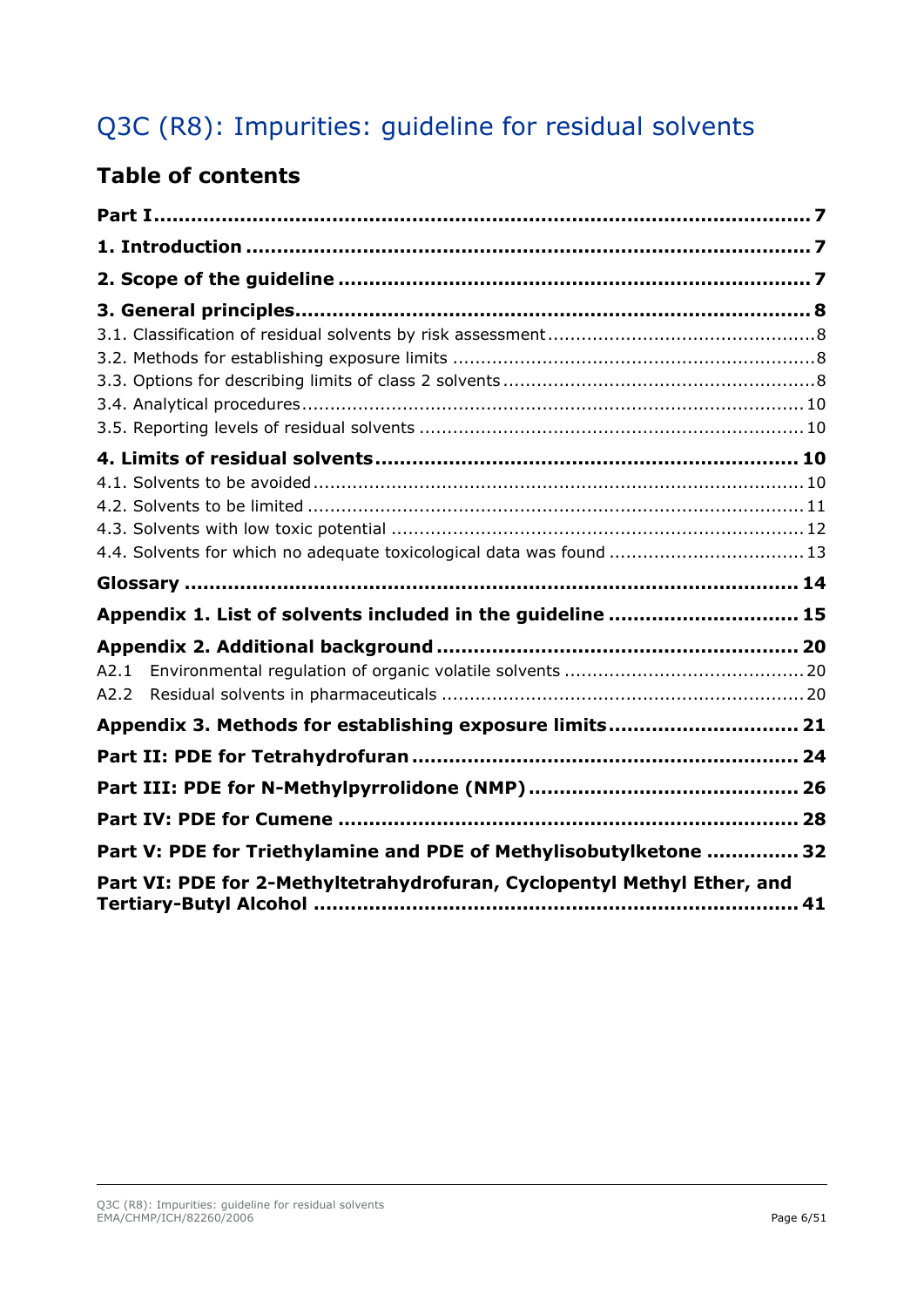# Q3C (R8): Impurities: guideline for residual solvents

## Table of contents

**Part I** ........................................................................................... 7

**1. Introduction** ........................................................................... 7

**2. Scope of the guideline** ........................................................... 7

**3. General principles** .................................................................... 8

3.1. Classification of residual solvents by risk assessment ........................... 8
3.2. Methods for establishing exposure limits .................................................. 8
3.3. Options for describing limits of class 2 solvents ...................................... 8
3.4. Analytical procedures .................................................................................. 10
3.5. Reporting levels of residual solvents ........................................................ 10

**4. Limits of residual solvents** ...................................................... 10

4.1. Solvents to be avoided ................................................................................ 10
4.2. Solvents to be limited .................................................................................. 11
4.3. Solvents with low toxic potential ............................................................... 12
4.4. Solvents for which no adequate toxicological data was found ................. 13

**Glossary** ......................................................................................... 14

**Appendix 1. List of solvents included in the guideline** ........................ 15

**Appendix 2. Additional background** .................................................. 20

A2.1 Environmental regulation of organic volatile solvents ............................. 20
A2.2 Residual solvents in pharmaceuticals ........................................................ 20

**Appendix 3. Methods for establishing exposure limits** ......................... 21

**Part II: PDE for Tetrahydrofuran** ...................................................... 24

**Part III: PDE for N-Methylpyrrolidone (NMP)** ..................................... 26

**Part IV: PDE for Cumene** ................................................................. 28

**Part V: PDE for Triethylamine and PDE of Methylisobutylketone** .......... 32

**Part VI: PDE for 2-Methyltetrahydrofuran, Cyclopentyl Methyl Ether, and Tertiary-Butyl Alcohol** ........................................................................... 41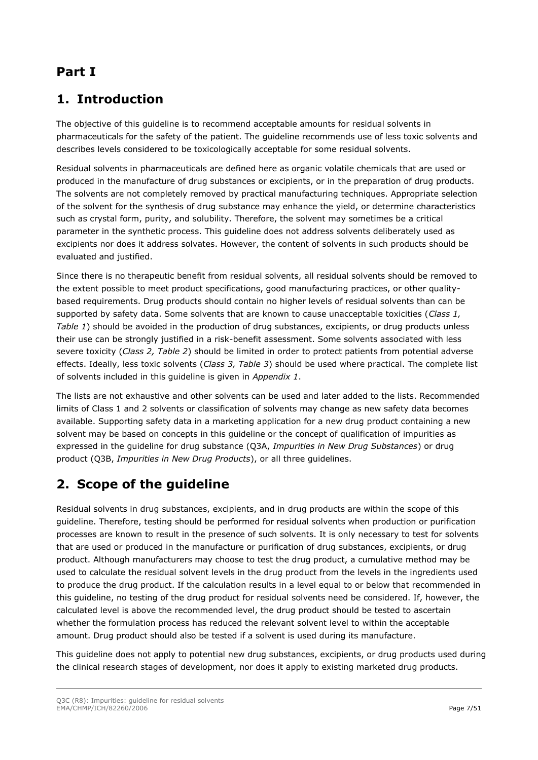# Part I

## 1. Introduction

The objective of this guideline is to recommend acceptable amounts for residual solvents in pharmaceuticals for the safety of the patient. The guideline recommends use of less toxic solvents and describes levels considered to be toxicologically acceptable for some residual solvents.

Residual solvents in pharmaceuticals are defined here as organic volatile chemicals that are used or produced in the manufacture of drug substances or excipients, or in the preparation of drug products. The solvents are not completely removed by practical manufacturing techniques. Appropriate selection of the solvent for the synthesis of drug substance may enhance the yield, or determine characteristics such as crystal form, purity, and solubility. Therefore, the solvent may sometimes be a critical parameter in the synthetic process. This guideline does not address solvents deliberately used as excipients nor does it address solvates. However, the content of solvents in such products should be evaluated and justified.

Since there is no therapeutic benefit from residual solvents, all residual solvents should be removed to the extent possible to meet product specifications, good manufacturing practices, or other quality-based requirements. Drug products should contain no higher levels of residual solvents than can be supported by safety data. Some solvents that are known to cause unacceptable toxicities (*Class 1, Table 1*) should be avoided in the production of drug substances, excipients, or drug products unless their use can be strongly justified in a risk-benefit assessment. Some solvents associated with less severe toxicity (*Class 2, Table 2*) should be limited in order to protect patients from potential adverse effects. Ideally, less toxic solvents (*Class 3, Table 3*) should be used where practical. The complete list of solvents included in this guideline is given in *Appendix 1*.

The lists are not exhaustive and other solvents can be used and later added to the lists. Recommended limits of Class 1 and 2 solvents or classification of solvents may change as new safety data becomes available. Supporting safety data in a marketing application for a new drug product containing a new solvent may be based on concepts in this guideline or the concept of qualification of impurities as expressed in the guideline for drug substance (Q3A, *Impurities in New Drug Substances*) or drug product (Q3B, *Impurities in New Drug Products*), or all three guidelines.

## 2. Scope of the guideline

Residual solvents in drug substances, excipients, and in drug products are within the scope of this guideline. Therefore, testing should be performed for residual solvents when production or purification processes are known to result in the presence of such solvents. It is only necessary to test for solvents that are used or produced in the manufacture or purification of drug substances, excipients, or drug product. Although manufacturers may choose to test the drug product, a cumulative method may be used to calculate the residual solvent levels in the drug product from the levels in the ingredients used to produce the drug product. If the calculation results in a level equal to or below that recommended in this guideline, no testing of the drug product for residual solvents need be considered. If, however, the calculated level is above the recommended level, the drug product should be tested to ascertain whether the formulation process has reduced the relevant solvent level to within the acceptable amount. Drug product should also be tested if a solvent is used during its manufacture.

This guideline does not apply to potential new drug substances, excipients, or drug products used during the clinical research stages of development, nor does it apply to existing marketed drug products.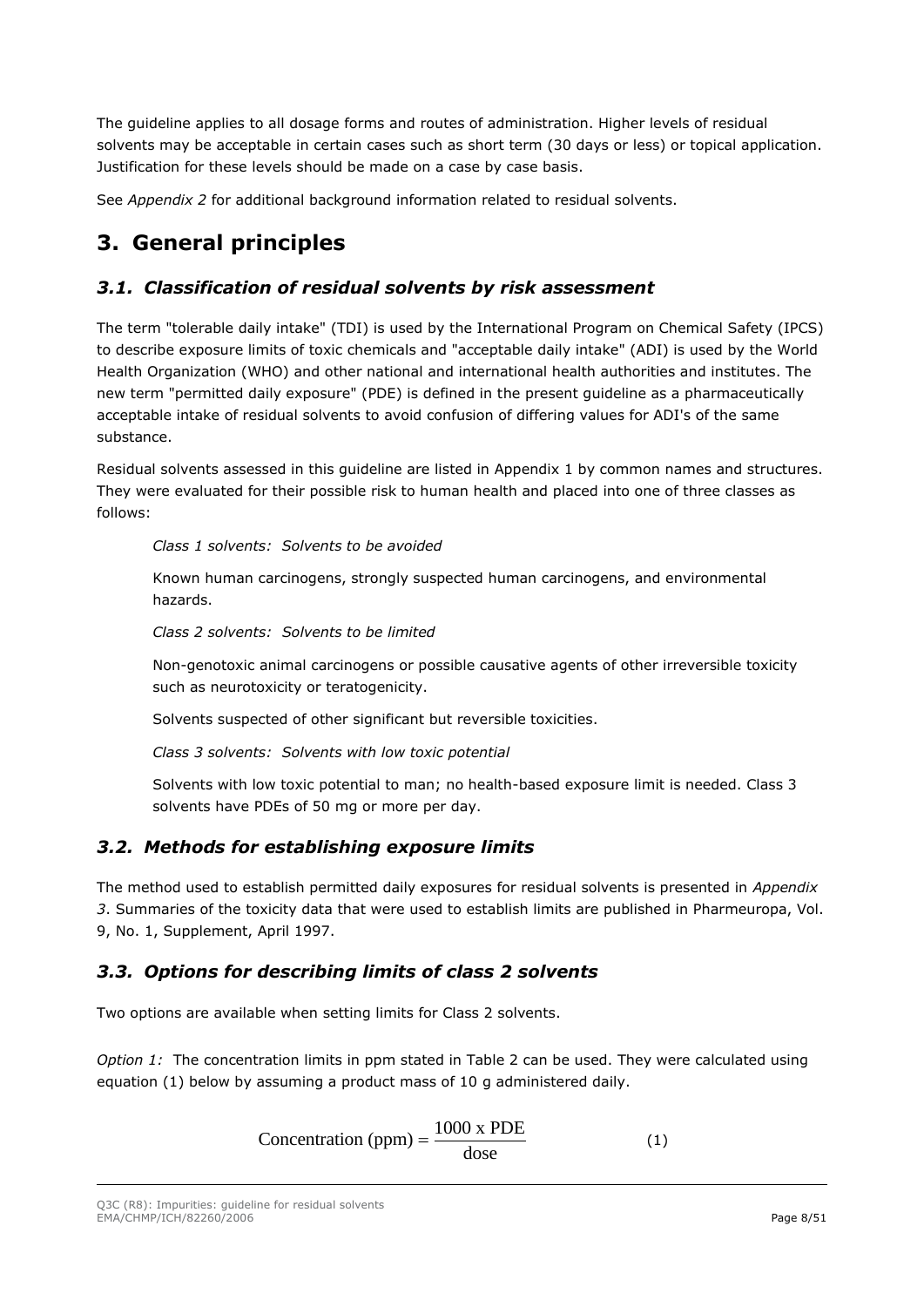The guideline applies to all dosage forms and routes of administration. Higher levels of residual solvents may be acceptable in certain cases such as short term (30 days or less) or topical application. Justification for these levels should be made on a case by case basis.

See *Appendix 2* for additional background information related to residual solvents.

# 3. General principles

## *3.1. Classification of residual solvents by risk assessment*

The term "tolerable daily intake" (TDI) is used by the International Program on Chemical Safety (IPCS) to describe exposure limits of toxic chemicals and "acceptable daily intake" (ADI) is used by the World Health Organization (WHO) and other national and international health authorities and institutes. The new term "permitted daily exposure" (PDE) is defined in the present guideline as a pharmaceutically acceptable intake of residual solvents to avoid confusion of differing values for ADI's of the same substance.

Residual solvents assessed in this guideline are listed in Appendix 1 by common names and structures. They were evaluated for their possible risk to human health and placed into one of three classes as follows:

> *Class 1 solvents: Solvents to be avoided*
>
> Known human carcinogens, strongly suspected human carcinogens, and environmental hazards.
>
> *Class 2 solvents: Solvents to be limited*
>
> Non-genotoxic animal carcinogens or possible causative agents of other irreversible toxicity such as neurotoxicity or teratogenicity.
>
> Solvents suspected of other significant but reversible toxicities.
>
> *Class 3 solvents: Solvents with low toxic potential*
>
> Solvents with low toxic potential to man; no health-based exposure limit is needed. Class 3 solvents have PDEs of 50 mg or more per day.

## *3.2. Methods for establishing exposure limits*

The method used to establish permitted daily exposures for residual solvents is presented in *Appendix 3*. Summaries of the toxicity data that were used to establish limits are published in Pharmeuropa, Vol. 9, No. 1, Supplement, April 1997.

## *3.3. Options for describing limits of class 2 solvents*

Two options are available when setting limits for Class 2 solvents.

*Option 1:* The concentration limits in ppm stated in Table 2 can be used. They were calculated using equation (1) below by assuming a product mass of 10 g administered daily.

$$\text{Concentration (ppm)} = \frac{1000 \text{ x PDE}}{\text{dose}} \qquad (1)$$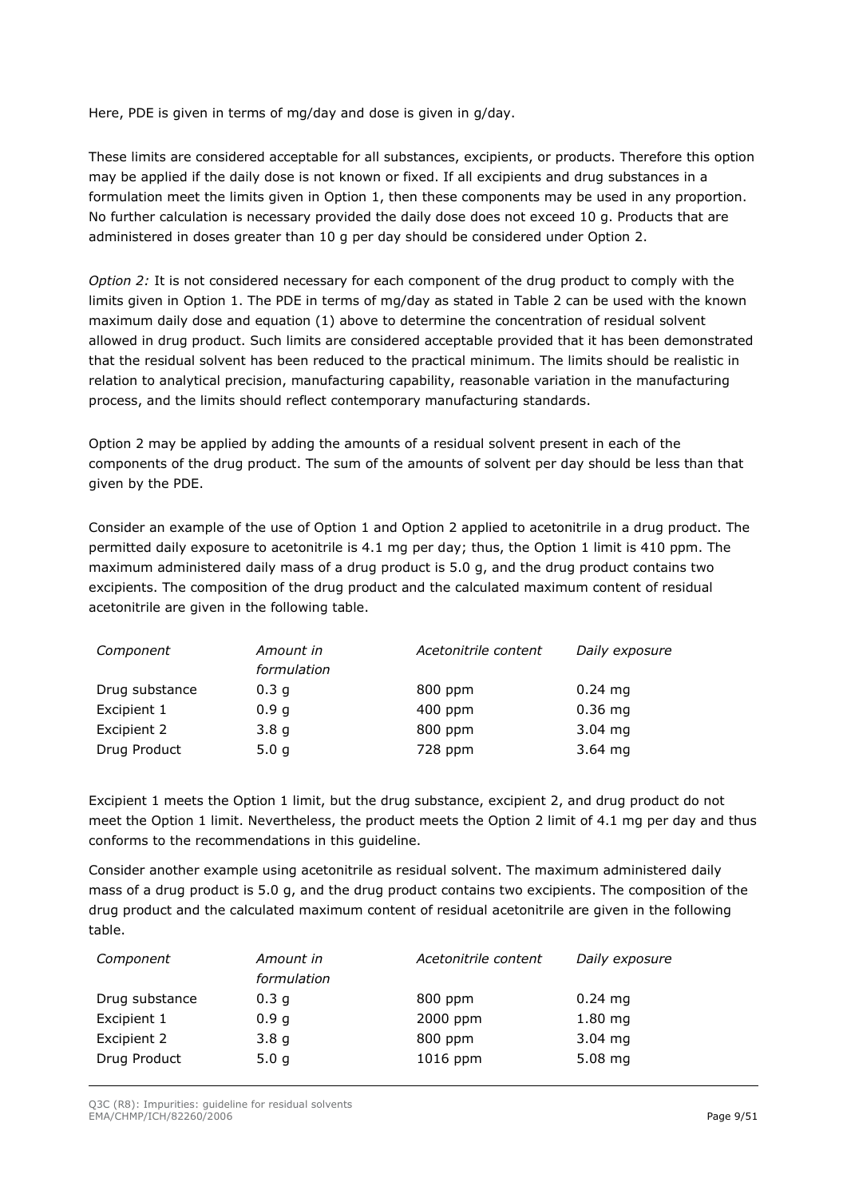Here, PDE is given in terms of mg/day and dose is given in g/day.

These limits are considered acceptable for all substances, excipients, or products. Therefore this option may be applied if the daily dose is not known or fixed. If all excipients and drug substances in a formulation meet the limits given in Option 1, then these components may be used in any proportion. No further calculation is necessary provided the daily dose does not exceed 10 g. Products that are administered in doses greater than 10 g per day should be considered under Option 2.

*Option 2:* It is not considered necessary for each component of the drug product to comply with the limits given in Option 1. The PDE in terms of mg/day as stated in Table 2 can be used with the known maximum daily dose and equation (1) above to determine the concentration of residual solvent allowed in drug product. Such limits are considered acceptable provided that it has been demonstrated that the residual solvent has been reduced to the practical minimum. The limits should be realistic in relation to analytical precision, manufacturing capability, reasonable variation in the manufacturing process, and the limits should reflect contemporary manufacturing standards.

Option 2 may be applied by adding the amounts of a residual solvent present in each of the components of the drug product. The sum of the amounts of solvent per day should be less than that given by the PDE.

Consider an example of the use of Option 1 and Option 2 applied to acetonitrile in a drug product. The permitted daily exposure to acetonitrile is 4.1 mg per day; thus, the Option 1 limit is 410 ppm. The maximum administered daily mass of a drug product is 5.0 g, and the drug product contains two excipients. The composition of the drug product and the calculated maximum content of residual acetonitrile are given in the following table.

| *Component* | *Amount in formulation* | *Acetonitrile content* | *Daily exposure* |
|---|---|---|---|
| Drug substance | 0.3 g | 800 ppm | 0.24 mg |
| Excipient 1 | 0.9 g | 400 ppm | 0.36 mg |
| Excipient 2 | 3.8 g | 800 ppm | 3.04 mg |
| Drug Product | 5.0 g | 728 ppm | 3.64 mg |

Excipient 1 meets the Option 1 limit, but the drug substance, excipient 2, and drug product do not meet the Option 1 limit. Nevertheless, the product meets the Option 2 limit of 4.1 mg per day and thus conforms to the recommendations in this guideline.

Consider another example using acetonitrile as residual solvent. The maximum administered daily mass of a drug product is 5.0 g, and the drug product contains two excipients. The composition of the drug product and the calculated maximum content of residual acetonitrile are given in the following table.

| *Component* | *Amount in formulation* | *Acetonitrile content* | *Daily exposure* |
|---|---|---|---|
| Drug substance | 0.3 g | 800 ppm | 0.24 mg |
| Excipient 1 | 0.9 g | 2000 ppm | 1.80 mg |
| Excipient 2 | 3.8 g | 800 ppm | 3.04 mg |
| Drug Product | 5.0 g | 1016 ppm | 5.08 mg |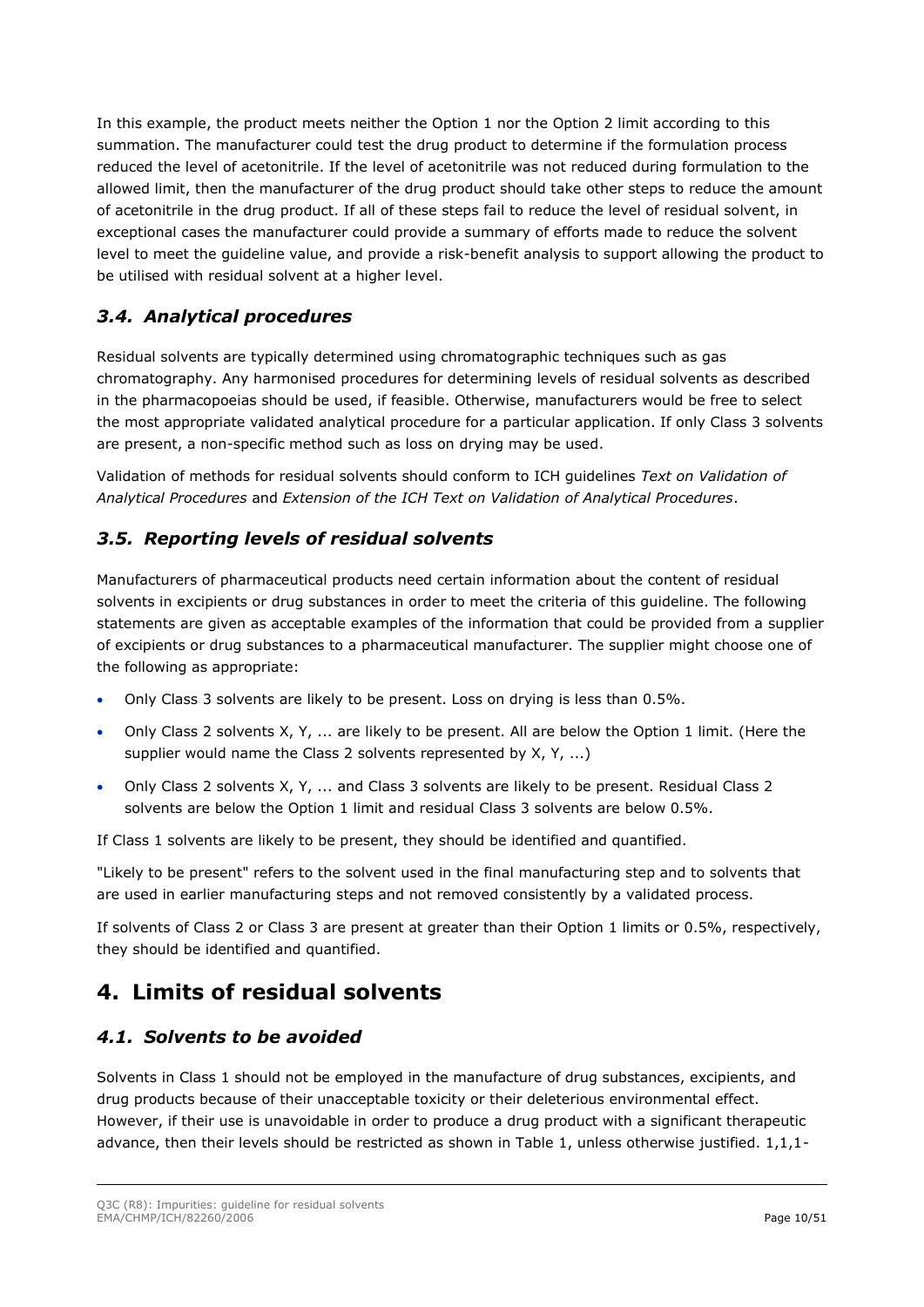In this example, the product meets neither the Option 1 nor the Option 2 limit according to this summation. The manufacturer could test the drug product to determine if the formulation process reduced the level of acetonitrile. If the level of acetonitrile was not reduced during formulation to the allowed limit, then the manufacturer of the drug product should take other steps to reduce the amount of acetonitrile in the drug product. If all of these steps fail to reduce the level of residual solvent, in exceptional cases the manufacturer could provide a summary of efforts made to reduce the solvent level to meet the guideline value, and provide a risk-benefit analysis to support allowing the product to be utilised with residual solvent at a higher level.

### *3.4. Analytical procedures*

Residual solvents are typically determined using chromatographic techniques such as gas chromatography. Any harmonised procedures for determining levels of residual solvents as described in the pharmacopoeias should be used, if feasible. Otherwise, manufacturers would be free to select the most appropriate validated analytical procedure for a particular application. If only Class 3 solvents are present, a non-specific method such as loss on drying may be used.

Validation of methods for residual solvents should conform to ICH guidelines *Text on Validation of Analytical Procedures* and *Extension of the ICH Text on Validation of Analytical Procedures*.

### *3.5. Reporting levels of residual solvents*

Manufacturers of pharmaceutical products need certain information about the content of residual solvents in excipients or drug substances in order to meet the criteria of this guideline. The following statements are given as acceptable examples of the information that could be provided from a supplier of excipients or drug substances to a pharmaceutical manufacturer. The supplier might choose one of the following as appropriate:

- Only Class 3 solvents are likely to be present. Loss on drying is less than 0.5%.
- Only Class 2 solvents X, Y, ... are likely to be present. All are below the Option 1 limit. (Here the supplier would name the Class 2 solvents represented by X, Y, ...)
- Only Class 2 solvents X, Y, ... and Class 3 solvents are likely to be present. Residual Class 2 solvents are below the Option 1 limit and residual Class 3 solvents are below 0.5%.

If Class 1 solvents are likely to be present, they should be identified and quantified.

"Likely to be present" refers to the solvent used in the final manufacturing step and to solvents that are used in earlier manufacturing steps and not removed consistently by a validated process.

If solvents of Class 2 or Class 3 are present at greater than their Option 1 limits or 0.5%, respectively, they should be identified and quantified.

## 4. Limits of residual solvents

### *4.1. Solvents to be avoided*

Solvents in Class 1 should not be employed in the manufacture of drug substances, excipients, and drug products because of their unacceptable toxicity or their deleterious environmental effect. However, if their use is unavoidable in order to produce a drug product with a significant therapeutic advance, then their levels should be restricted as shown in Table 1, unless otherwise justified. 1,1,1-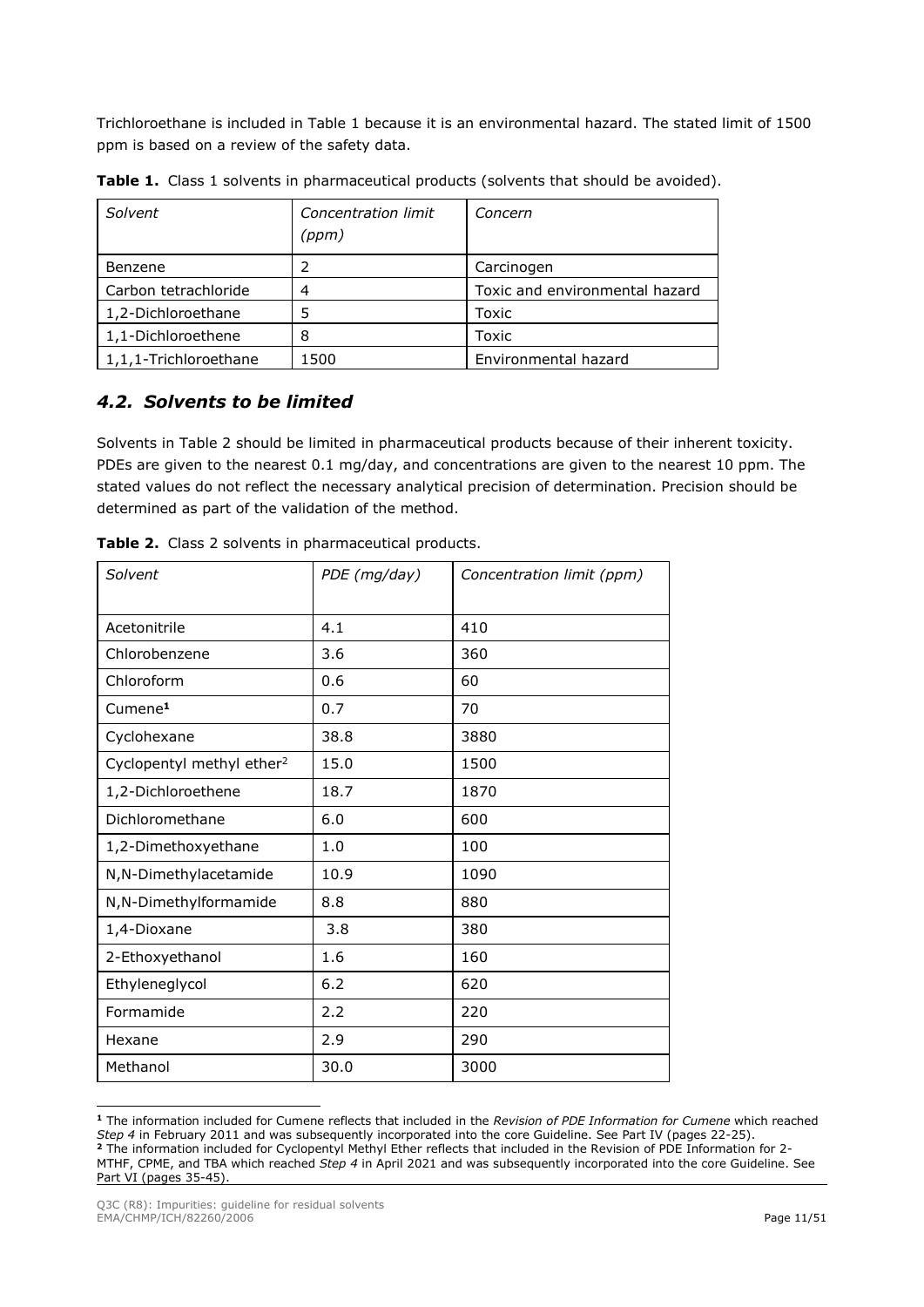Trichloroethane is included in Table 1 because it is an environmental hazard. The stated limit of 1500 ppm is based on a review of the safety data.

**Table 1.** Class 1 solvents in pharmaceutical products (solvents that should be avoided).

| *Solvent* | *Concentration limit (ppm)* | *Concern* |
|---|---|---|
| Benzene | 2 | Carcinogen |
| Carbon tetrachloride | 4 | Toxic and environmental hazard |
| 1,2-Dichloroethane | 5 | Toxic |
| 1,1-Dichloroethene | 8 | Toxic |
| 1,1,1-Trichloroethane | 1500 | Environmental hazard |

## *4.2. Solvents to be limited*

Solvents in Table 2 should be limited in pharmaceutical products because of their inherent toxicity. PDEs are given to the nearest 0.1 mg/day, and concentrations are given to the nearest 10 ppm. The stated values do not reflect the necessary analytical precision of determination. Precision should be determined as part of the validation of the method.

**Table 2.** Class 2 solvents in pharmaceutical products.

| *Solvent* | *PDE (mg/day)* | *Concentration limit (ppm)* |
|---|---|---|
| Acetonitrile | 4.1 | 410 |
| Chlorobenzene | 3.6 | 360 |
| Chloroform | 0.6 | 60 |
| Cumene[1] | 0.7 | 70 |
| Cyclohexane | 38.8 | 3880 |
| Cyclopentyl methyl ether[2] | 15.0 | 1500 |
| 1,2-Dichloroethene | 18.7 | 1870 |
| Dichloromethane | 6.0 | 600 |
| 1,2-Dimethoxyethane | 1.0 | 100 |
| N,N-Dimethylacetamide | 10.9 | 1090 |
| N,N-Dimethylformamide | 8.8 | 880 |
| 1,4-Dioxane | 3.8 | 380 |
| 2-Ethoxyethanol | 1.6 | 160 |
| Ethyleneglycol | 6.2 | 620 |
| Formamide | 2.2 | 220 |
| Hexane | 2.9 | 290 |
| Methanol | 30.0 | 3000 |

[1] The information included for Cumene reflects that included in the *Revision of PDE Information for Cumene* which reached *Step 4* in February 2011 and was subsequently incorporated into the core Guideline. See Part IV (pages 22-25).

[2] The information included for Cyclopentyl Methyl Ether reflects that included in the Revision of PDE Information for 2-MTHF, CPME, and TBA which reached *Step 4* in April 2021 and was subsequently incorporated into the core Guideline. See Part VI (pages 35-45).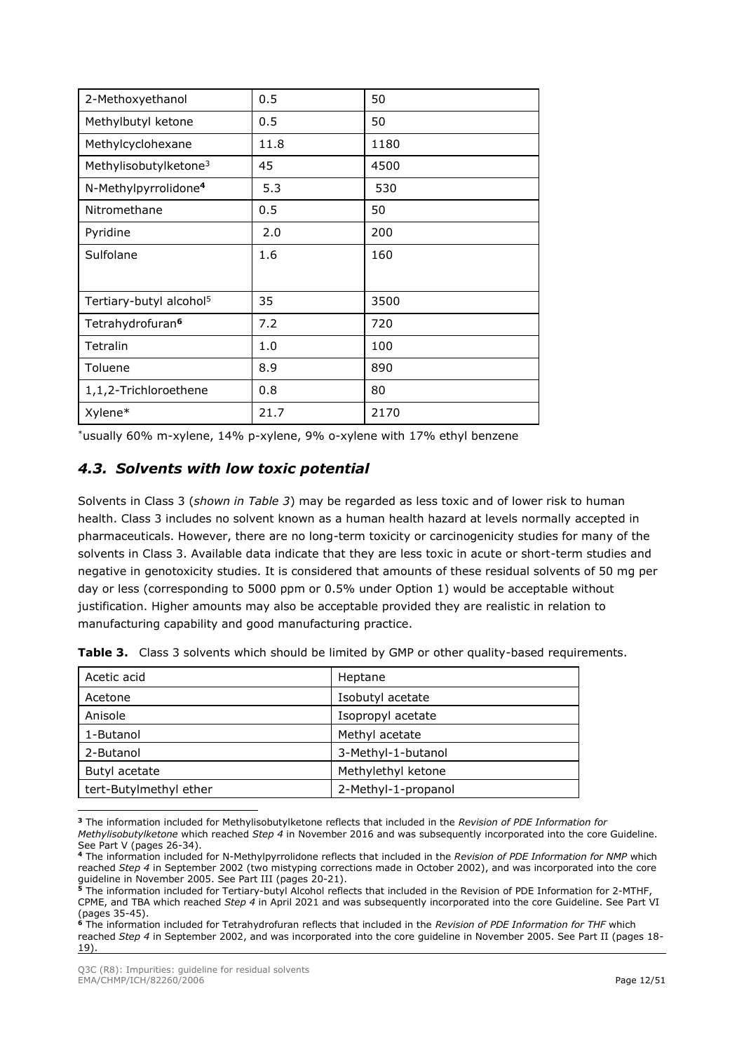| 2-Methoxyethanol | 0.5 | 50 |
|---|---|---|
| Methylbutyl ketone | 0.5 | 50 |
| Methylcyclohexane | 11.8 | 1180 |
| Methylisobutylketone[3] | 45 | 4500 |
| N-Methylpyrrolidone[4] | 5.3 | 530 |
| Nitromethane | 0.5 | 50 |
| Pyridine | 2.0 | 200 |
| Sulfolane | 1.6 | 160 |
| Tertiary-butyl alcohol[5] | 35 | 3500 |
| Tetrahydrofuran[6] | 7.2 | 720 |
| Tetralin | 1.0 | 100 |
| Toluene | 8.9 | 890 |
| 1,1,2-Trichloroethene | 0.8 | 80 |
| Xylene* | 21.7 | 2170 |

*usually 60% m-xylene, 14% p-xylene, 9% o-xylene with 17% ethyl benzene

### *4.3. Solvents with low toxic potential*

Solvents in Class 3 (*shown in Table 3*) may be regarded as less toxic and of lower risk to human health. Class 3 includes no solvent known as a human health hazard at levels normally accepted in pharmaceuticals. However, there are no long-term toxicity or carcinogenicity studies for many of the solvents in Class 3. Available data indicate that they are less toxic in acute or short-term studies and negative in genotoxicity studies. It is considered that amounts of these residual solvents of 50 mg per day or less (corresponding to 5000 ppm or 0.5% under Option 1) would be acceptable without justification. Higher amounts may also be acceptable provided they are realistic in relation to manufacturing capability and good manufacturing practice.

**Table 3.** Class 3 solvents which should be limited by GMP or other quality-based requirements.

| Acetic acid | Heptane |
|---|---|
| Acetone | Isobutyl acetate |
| Anisole | Isopropyl acetate |
| 1-Butanol | Methyl acetate |
| 2-Butanol | 3-Methyl-1-butanol |
| Butyl acetate | Methylethyl ketone |
| tert-Butylmethyl ether | 2-Methyl-1-propanol |

[3] The information included for Methylisobutylketone reflects that included in the *Revision of PDE Information for Methylisobutylketone* which reached *Step 4* in November 2016 and was subsequently incorporated into the core Guideline. See Part V (pages 26-34).

[4] The information included for N-Methylpyrrolidone reflects that included in the *Revision of PDE Information for NMP* which reached *Step 4* in September 2002 (two mistyping corrections made in October 2002), and was incorporated into the core guideline in November 2005. See Part III (pages 20-21).

[5] The information included for Tertiary-butyl Alcohol reflects that included in the Revision of PDE Information for 2-MTHF, CPME, and TBA which reached *Step 4* in April 2021 and was subsequently incorporated into the core Guideline. See Part VI (pages 35-45).

[6] The information included for Tetrahydrofuran reflects that included in the *Revision of PDE Information for THF* which reached *Step 4* in September 2002, and was incorporated into the core guideline in November 2005. See Part II (pages 18-19).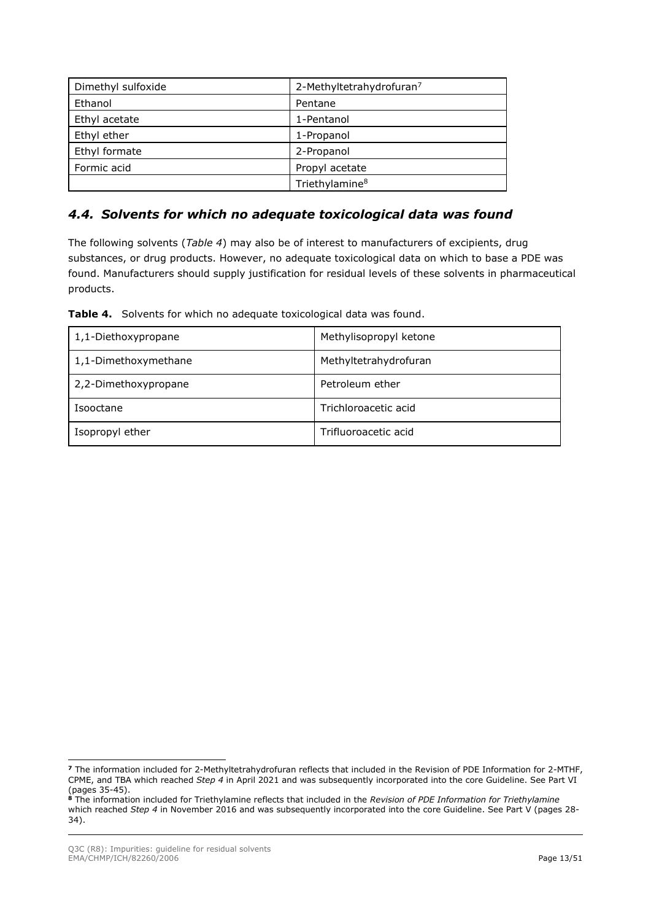| | |
|---|---|
| Dimethyl sulfoxide | 2-Methyltetrahydrofuran[7] |
| Ethanol | Pentane |
| Ethyl acetate | 1-Pentanol |
| Ethyl ether | 1-Propanol |
| Ethyl formate | 2-Propanol |
| Formic acid | Propyl acetate |
| | Triethylamine[8] |

## *4.4. Solvents for which no adequate toxicological data was found*

The following solvents (*Table 4*) may also be of interest to manufacturers of excipients, drug substances, or drug products. However, no adequate toxicological data on which to base a PDE was found. Manufacturers should supply justification for residual levels of these solvents in pharmaceutical products.

**Table 4.** Solvents for which no adequate toxicological data was found.

| | |
|---|---|
| 1,1-Diethoxypropane | Methylisopropyl ketone |
| 1,1-Dimethoxymethane | Methyltetrahydrofuran |
| 2,2-Dimethoxypropane | Petroleum ether |
| Isooctane | Trichloroacetic acid |
| Isopropyl ether | Trifluoroacetic acid |

---

[7] The information included for 2-Methyltetrahydrofuran reflects that included in the Revision of PDE Information for 2-MTHF, CPME, and TBA which reached *Step 4* in April 2021 and was subsequently incorporated into the core Guideline. See Part VI (pages 35-45).

[8] The information included for Triethylamine reflects that included in the *Revision of PDE Information for Triethylamine* which reached *Step 4* in November 2016 and was subsequently incorporated into the core Guideline. See Part V (pages 28-34).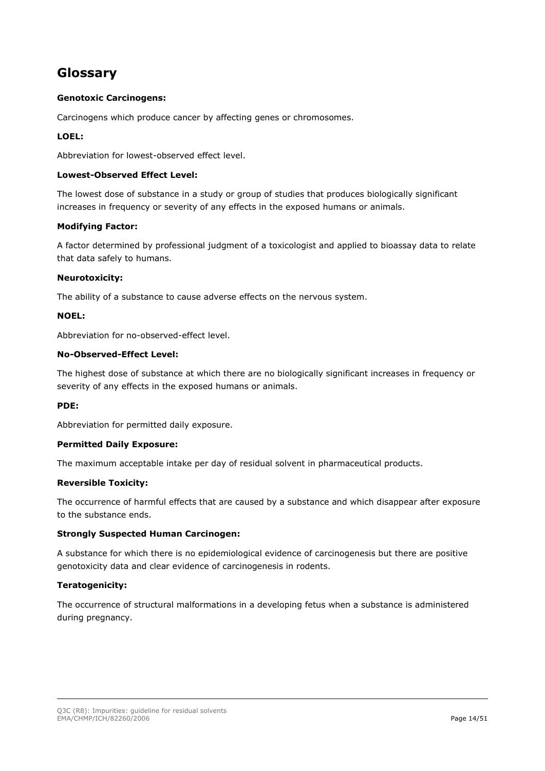## Glossary

**Genotoxic Carcinogens:**

Carcinogens which produce cancer by affecting genes or chromosomes.

**LOEL:**

Abbreviation for lowest-observed effect level.

**Lowest-Observed Effect Level:**

The lowest dose of substance in a study or group of studies that produces biologically significant increases in frequency or severity of any effects in the exposed humans or animals.

**Modifying Factor:**

A factor determined by professional judgment of a toxicologist and applied to bioassay data to relate that data safely to humans.

**Neurotoxicity:**

The ability of a substance to cause adverse effects on the nervous system.

**NOEL:**

Abbreviation for no-observed-effect level.

**No-Observed-Effect Level:**

The highest dose of substance at which there are no biologically significant increases in frequency or severity of any effects in the exposed humans or animals.

**PDE:**

Abbreviation for permitted daily exposure.

**Permitted Daily Exposure:**

The maximum acceptable intake per day of residual solvent in pharmaceutical products.

**Reversible Toxicity:**

The occurrence of harmful effects that are caused by a substance and which disappear after exposure to the substance ends.

**Strongly Suspected Human Carcinogen:**

A substance for which there is no epidemiological evidence of carcinogenesis but there are positive genotoxicity data and clear evidence of carcinogenesis in rodents.

**Teratogenicity:**

The occurrence of structural malformations in a developing fetus when a substance is administered during pregnancy.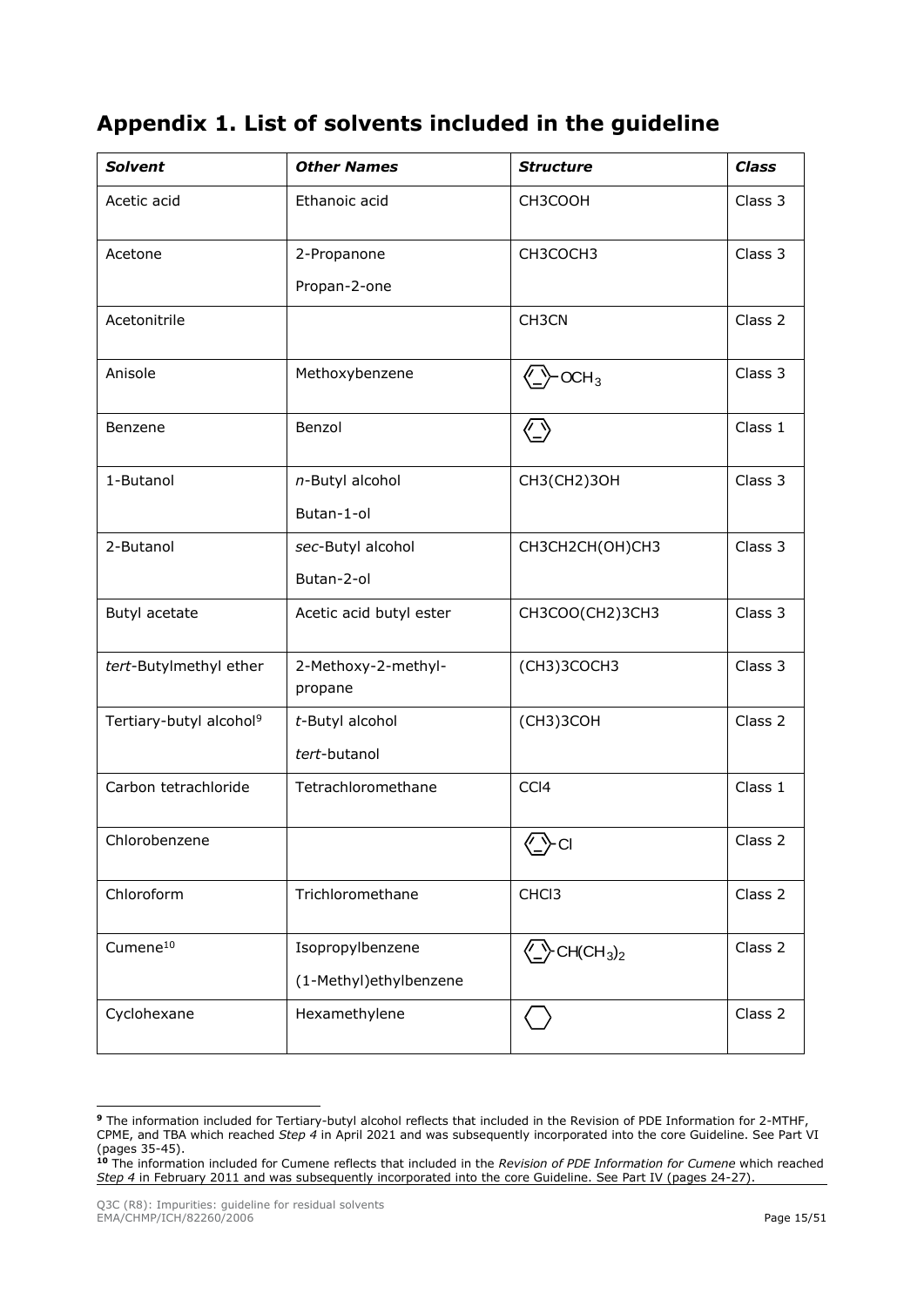# Appendix 1. List of solvents included in the guideline

| *Solvent* | *Other Names* | *Structure* | *Class* |
|---|---|---|---|
| Acetic acid | Ethanoic acid | CH3COOH | Class 3 |
| Acetone | 2-Propanone<br>Propan-2-one | CH3COCH3 | Class 3 |
| Acetonitrile | | CH3CN | Class 2 |
| Anisole | Methoxybenzene | (benzene ring)-$OCH_3$ | Class 3 |
| Benzene | Benzol | (benzene ring) | Class 1 |
| 1-Butanol | *n*-Butyl alcohol<br>Butan-1-ol | CH3(CH2)3OH | Class 3 |
| 2-Butanol | *sec*-Butyl alcohol<br>Butan-2-ol | CH3CH2CH(OH)CH3 | Class 3 |
| Butyl acetate | Acetic acid butyl ester | CH3COO(CH2)3CH3 | Class 3 |
| *tert*-Butylmethyl ether | 2-Methoxy-2-methyl-propane | (CH3)3COCH3 | Class 3 |
| Tertiary-butyl alcohol[9] | *t*-Butyl alcohol<br>*tert*-butanol | (CH3)3COH | Class 2 |
| Carbon tetrachloride | Tetrachloromethane | CCl4 | Class 1 |
| Chlorobenzene | | (benzene ring)-Cl | Class 2 |
| Chloroform | Trichloromethane | CHCl3 | Class 2 |
| Cumene[10] | Isopropylbenzene<br>(1-Methyl)ethylbenzene | (benzene ring)-$CH(CH_3)_2$ | Class 2 |
| Cyclohexane | Hexamethylene | (cyclohexane ring) | Class 2 |

[9] The information included for Tertiary-butyl alcohol reflects that included in the Revision of PDE Information for 2-MTHF, CPME, and TBA which reached *Step 4* in April 2021 and was subsequently incorporated into the core Guideline. See Part VI (pages 35-45).

[10] The information included for Cumene reflects that included in the *Revision of PDE Information for Cumene* which reached *Step 4* in February 2011 and was subsequently incorporated into the core Guideline. See Part IV (pages 24-27).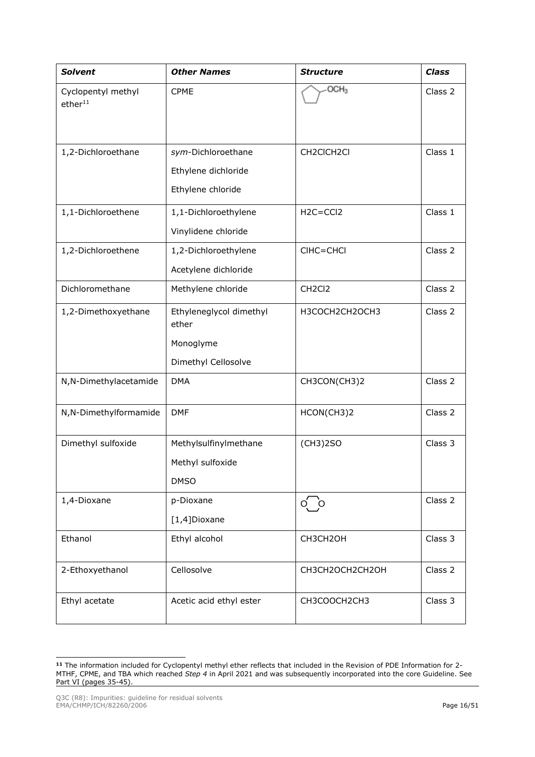| *Solvent* | *Other Names* | *Structure* | *Class* |
|---|---|---|---|
| Cyclopentyl methyl ether[11] | CPME | (cyclopentyl ring)–$OCH_3$ | Class 2 |
| 1,2-Dichloroethane | *sym*-Dichloroethane<br>Ethylene dichloride<br>Ethylene chloride | CH2ClCH2Cl | Class 1 |
| 1,1-Dichloroethene | 1,1-Dichloroethylene<br>Vinylidene chloride | H2C=CCl2 | Class 1 |
| 1,2-Dichloroethene | 1,2-Dichloroethylene<br>Acetylene dichloride | ClHC=CHCl | Class 2 |
| Dichloromethane | Methylene chloride | CH2Cl2 | Class 2 |
| 1,2-Dimethoxyethane | Ethyleneglycol dimethyl ether<br>Monoglyme<br>Dimethyl Cellosolve | H3COCH2CH2OCH3 | Class 2 |
| N,N-Dimethylacetamide | DMA | CH3CON(CH3)2 | Class 2 |
| N,N-Dimethylformamide | DMF | HCON(CH3)2 | Class 2 |
| Dimethyl sulfoxide | Methylsulfinylmethane<br>Methyl sulfoxide<br>DMSO | (CH3)2SO | Class 3 |
| 1,4-Dioxane | p-Dioxane<br>[1,4]Dioxane | (1,4-dioxane ring, O O) | Class 2 |
| Ethanol | Ethyl alcohol | CH3CH2OH | Class 3 |
| 2-Ethoxyethanol | Cellosolve | CH3CH2OCH2CH2OH | Class 2 |
| Ethyl acetate | Acetic acid ethyl ester | CH3COOCH2CH3 | Class 3 |

[11] The information included for Cyclopentyl methyl ether reflects that included in the Revision of PDE Information for 2-MTHF, CPME, and TBA which reached *Step 4* in April 2021 and was subsequently incorporated into the core Guideline. See Part VI (pages 35-45).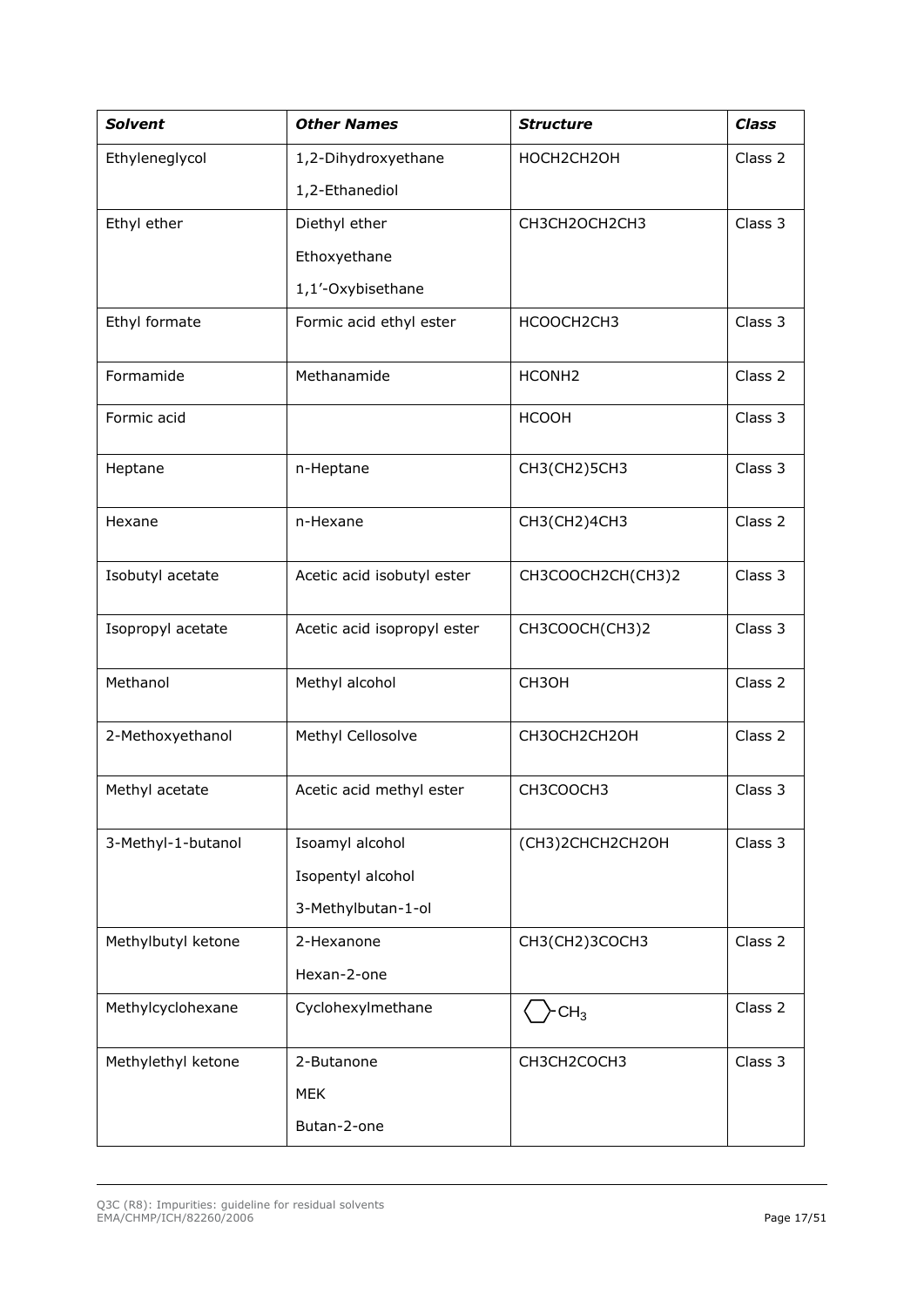| ***Solvent*** | ***Other Names*** | ***Structure*** | ***Class*** |
|---|---|---|---|
| Ethyleneglycol | 1,2-Dihydroxyethane<br>1,2-Ethanediol | HOCH2CH2OH | Class 2 |
| Ethyl ether | Diethyl ether<br>Ethoxyethane<br>1,1′-Oxybisethane | CH3CH2OCH2CH3 | Class 3 |
| Ethyl formate | Formic acid ethyl ester | HCOOCH2CH3 | Class 3 |
| Formamide | Methanamide | HCONH2 | Class 2 |
| Formic acid | | HCOOH | Class 3 |
| Heptane | n-Heptane | CH3(CH2)5CH3 | Class 3 |
| Hexane | n-Hexane | CH3(CH2)4CH3 | Class 2 |
| Isobutyl acetate | Acetic acid isobutyl ester | CH3COOCH2CH(CH3)2 | Class 3 |
| Isopropyl acetate | Acetic acid isopropyl ester | CH3COOCH(CH3)2 | Class 3 |
| Methanol | Methyl alcohol | CH3OH | Class 2 |
| 2-Methoxyethanol | Methyl Cellosolve | CH3OCH2CH2OH | Class 2 |
| Methyl acetate | Acetic acid methyl ester | CH3COOCH3 | Class 3 |
| 3-Methyl-1-butanol | Isoamyl alcohol<br>Isopentyl alcohol<br>3-Methylbutan-1-ol | (CH3)2CHCH2CH2OH | Class 3 |
| Methylbutyl ketone | 2-Hexanone<br>Hexan-2-one | CH3(CH2)3COCH3 | Class 2 |
| Methylcyclohexane | Cyclohexylmethane | (cyclohexane ring)-$CH_3$ | Class 2 |
| Methylethyl ketone | 2-Butanone<br>MEK<br>Butan-2-one | CH3CH2COCH3 | Class 3 |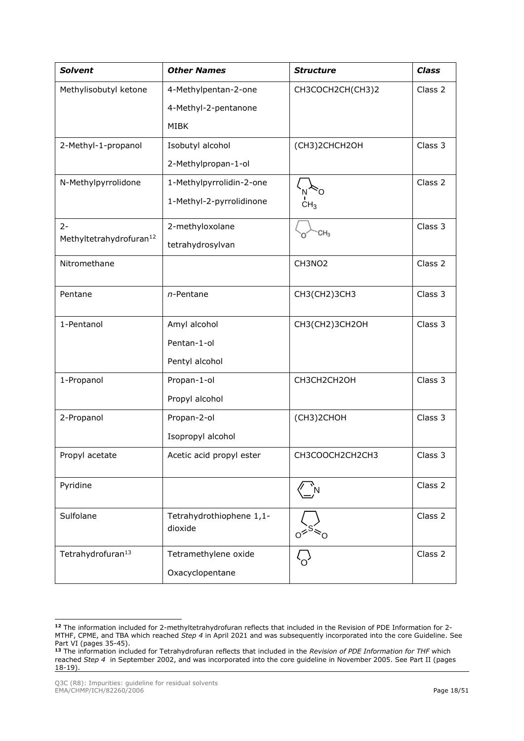| *Solvent* | *Other Names* | *Structure* | *Class* |
|---|---|---|---|
| Methylisobutyl ketone | 4-Methylpentan-2-one<br>4-Methyl-2-pentanone<br>MIBK | CH3COCH2CH(CH3)2 | Class 2 |
| 2-Methyl-1-propanol | Isobutyl alcohol<br>2-Methylpropan-1-ol | (CH3)2CHCH2OH | Class 3 |
| N-Methylpyrrolidone | 1-Methylpyrrolidin-2-one<br>1-Methyl-2-pyrrolidinone | | Class 2 |
| 2-Methyltetrahydrofuran[12] | 2-methyloxolane<br>tetrahydrosylvan | | Class 3 |
| Nitromethane | | CH3NO2 | Class 2 |
| Pentane | *n*-Pentane | CH3(CH2)3CH3 | Class 3 |
| 1-Pentanol | Amyl alcohol<br>Pentan-1-ol<br>Pentyl alcohol | CH3(CH2)3CH2OH | Class 3 |
| 1-Propanol | Propan-1-ol<br>Propyl alcohol | CH3CH2CH2OH | Class 3 |
| 2-Propanol | Propan-2-ol<br>Isopropyl alcohol | (CH3)2CHOH | Class 3 |
| Propyl acetate | Acetic acid propyl ester | CH3COOCH2CH2CH3 | Class 3 |
| Pyridine | | | Class 2 |
| Sulfolane | Tetrahydrothiophene 1,1-dioxide | | Class 2 |
| Tetrahydrofuran[13] | Tetramethylene oxide<br>Oxacyclopentane | | Class 2 |

[12] The information included for 2-methyltetrahydrofuran reflects that included in the Revision of PDE Information for 2-MTHF, CPME, and TBA which reached *Step 4* in April 2021 and was subsequently incorporated into the core Guideline. See Part VI (pages 35-45).

[13] The information included for Tetrahydrofuran reflects that included in the *Revision of PDE Information for THF* which reached *Step 4* in September 2002, and was incorporated into the core guideline in November 2005. See Part II (pages 18-19).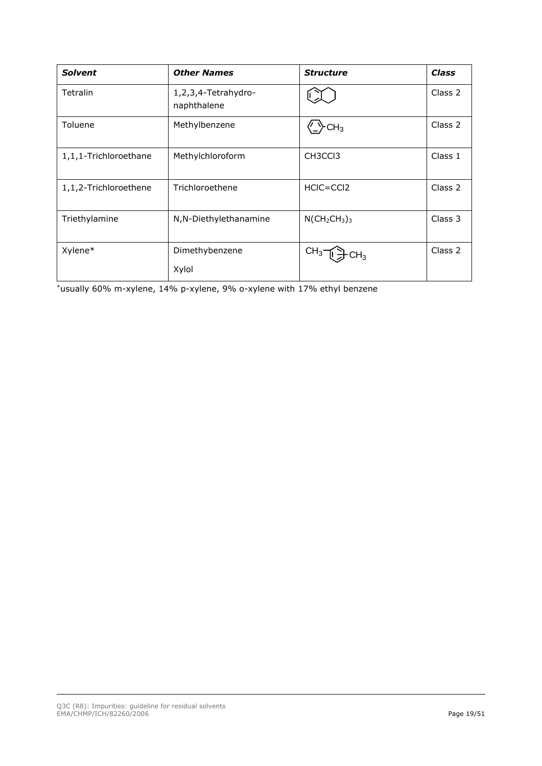| ***Solvent*** | ***Other Names*** | ***Structure*** | ***Class*** |
|---|---|---|---|
| Tetralin | 1,2,3,4-Tetrahydro-naphthalene | | Class 2 |
| Toluene | Methylbenzene | | Class 2 |
| 1,1,1-Trichloroethane | Methylchloroform | CH3CCl3 | Class 1 |
| 1,1,2-Trichloroethene | Trichloroethene | HClC=CCl2 | Class 2 |
| Triethylamine | N,N-Diethylethanamine | $N(CH_2CH_3)_3$ | Class 3 |
| Xylene* | Dimethybenzene<br>Xylol | | Class 2 |

*usually 60% m-xylene, 14% p-xylene, 9% o-xylene with 17% ethyl benzene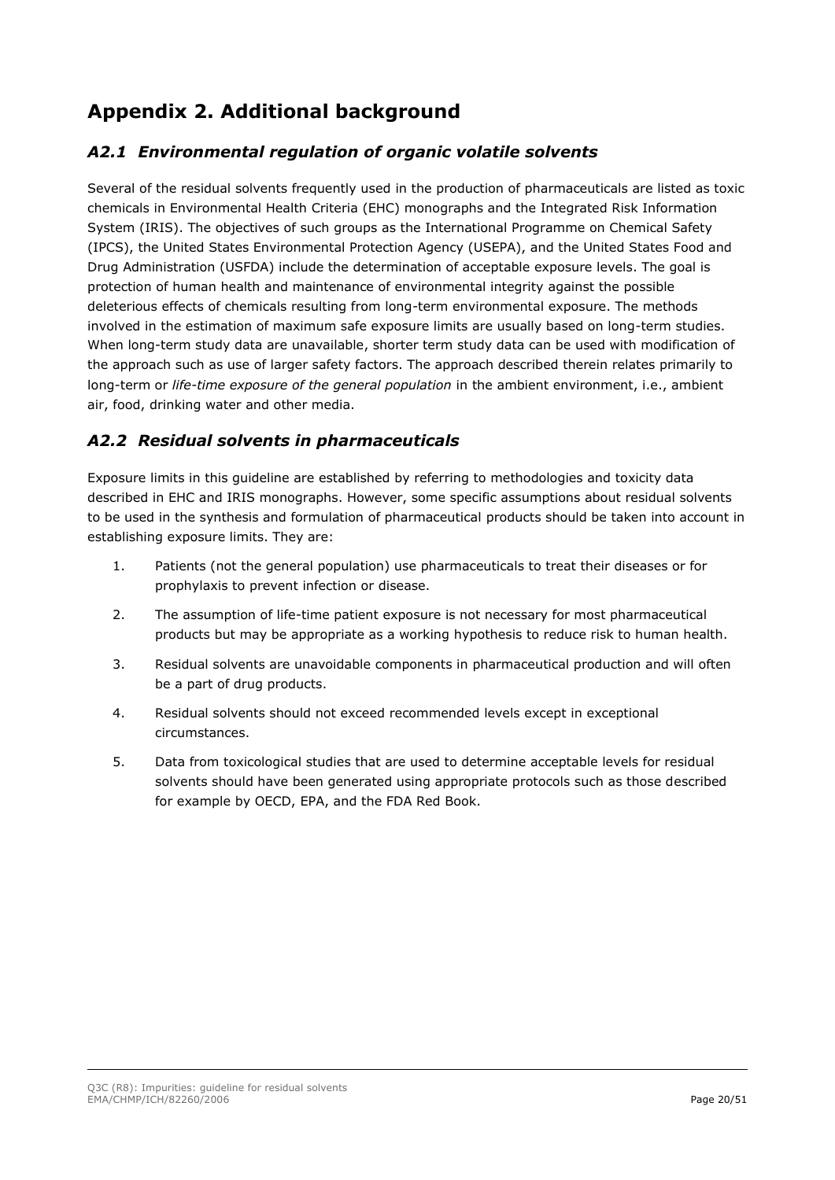# Appendix 2. Additional background

## *A2.1 Environmental regulation of organic volatile solvents*

Several of the residual solvents frequently used in the production of pharmaceuticals are listed as toxic chemicals in Environmental Health Criteria (EHC) monographs and the Integrated Risk Information System (IRIS). The objectives of such groups as the International Programme on Chemical Safety (IPCS), the United States Environmental Protection Agency (USEPA), and the United States Food and Drug Administration (USFDA) include the determination of acceptable exposure levels. The goal is protection of human health and maintenance of environmental integrity against the possible deleterious effects of chemicals resulting from long-term environmental exposure. The methods involved in the estimation of maximum safe exposure limits are usually based on long-term studies. When long-term study data are unavailable, shorter term study data can be used with modification of the approach such as use of larger safety factors. The approach described therein relates primarily to long-term or *life-time exposure of the general population* in the ambient environment, i.e., ambient air, food, drinking water and other media.

## *A2.2 Residual solvents in pharmaceuticals*

Exposure limits in this guideline are established by referring to methodologies and toxicity data described in EHC and IRIS monographs. However, some specific assumptions about residual solvents to be used in the synthesis and formulation of pharmaceutical products should be taken into account in establishing exposure limits. They are:

1. Patients (not the general population) use pharmaceuticals to treat their diseases or for prophylaxis to prevent infection or disease.
2. The assumption of life-time patient exposure is not necessary for most pharmaceutical products but may be appropriate as a working hypothesis to reduce risk to human health.
3. Residual solvents are unavoidable components in pharmaceutical production and will often be a part of drug products.
4. Residual solvents should not exceed recommended levels except in exceptional circumstances.
5. Data from toxicological studies that are used to determine acceptable levels for residual solvents should have been generated using appropriate protocols such as those described for example by OECD, EPA, and the FDA Red Book.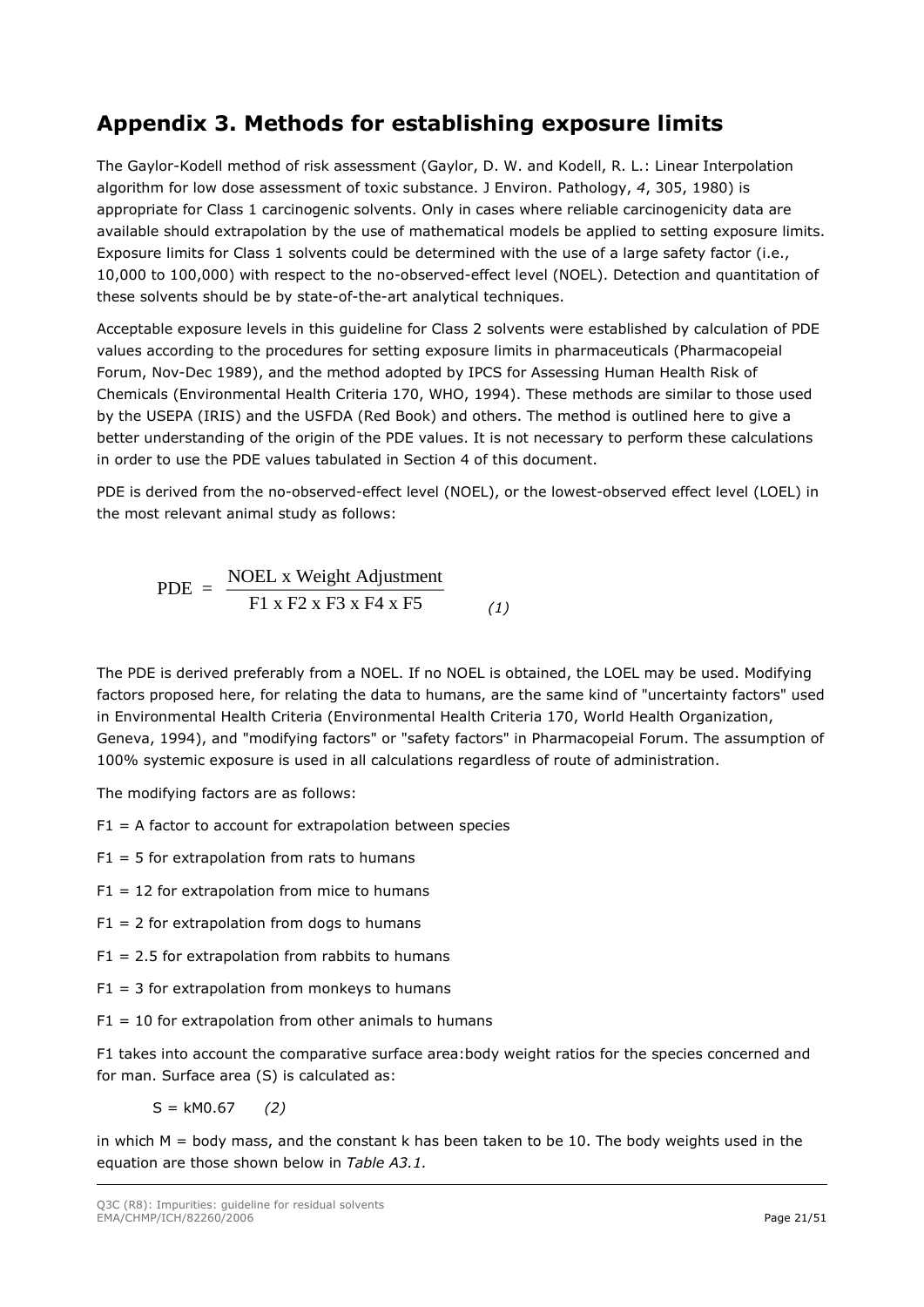# Appendix 3. Methods for establishing exposure limits

The Gaylor-Kodell method of risk assessment (Gaylor, D. W. and Kodell, R. L.: Linear Interpolation algorithm for low dose assessment of toxic substance. J Environ. Pathology, *4*, 305, 1980) is appropriate for Class 1 carcinogenic solvents. Only in cases where reliable carcinogenicity data are available should extrapolation by the use of mathematical models be applied to setting exposure limits. Exposure limits for Class 1 solvents could be determined with the use of a large safety factor (i.e., 10,000 to 100,000) with respect to the no-observed-effect level (NOEL). Detection and quantitation of these solvents should be by state-of-the-art analytical techniques.

Acceptable exposure levels in this guideline for Class 2 solvents were established by calculation of PDE values according to the procedures for setting exposure limits in pharmaceuticals (Pharmacopeial Forum, Nov-Dec 1989), and the method adopted by IPCS for Assessing Human Health Risk of Chemicals (Environmental Health Criteria 170, WHO, 1994). These methods are similar to those used by the USEPA (IRIS) and the USFDA (Red Book) and others. The method is outlined here to give a better understanding of the origin of the PDE values. It is not necessary to perform these calculations in order to use the PDE values tabulated in Section 4 of this document.

PDE is derived from the no-observed-effect level (NOEL), or the lowest-observed effect level (LOEL) in the most relevant animal study as follows:

$$\text{PDE} = \frac{\text{NOEL x Weight Adjustment}}{\text{F1 x F2 x F3 x F4 x F5}} \qquad (1)$$

The PDE is derived preferably from a NOEL. If no NOEL is obtained, the LOEL may be used. Modifying factors proposed here, for relating the data to humans, are the same kind of "uncertainty factors" used in Environmental Health Criteria (Environmental Health Criteria 170, World Health Organization, Geneva, 1994), and "modifying factors" or "safety factors" in Pharmacopeial Forum. The assumption of 100% systemic exposure is used in all calculations regardless of route of administration.

The modifying factors are as follows:

F1 = A factor to account for extrapolation between species

F1 = 5 for extrapolation from rats to humans

F1 = 12 for extrapolation from mice to humans

F1 = 2 for extrapolation from dogs to humans

F1 = 2.5 for extrapolation from rabbits to humans

F1 = 3 for extrapolation from monkeys to humans

F1 = 10 for extrapolation from other animals to humans

F1 takes into account the comparative surface area:body weight ratios for the species concerned and for man. Surface area (S) is calculated as:

$$S = kM^{0.67} \qquad (2)$$

in which M = body mass, and the constant k has been taken to be 10. The body weights used in the equation are those shown below in *Table A3.1.*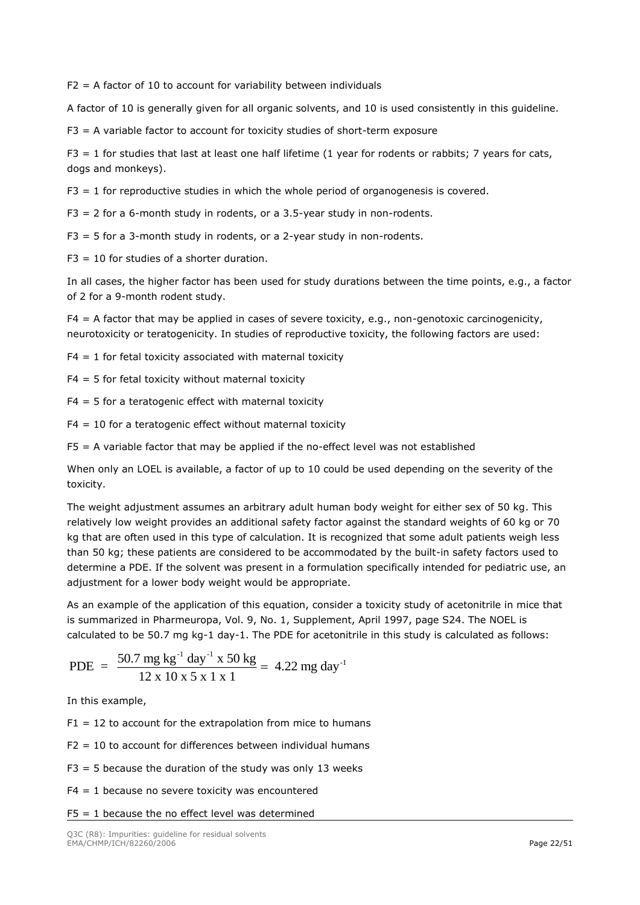F2 = A factor of 10 to account for variability between individuals

A factor of 10 is generally given for all organic solvents, and 10 is used consistently in this guideline.

F3 = A variable factor to account for toxicity studies of short-term exposure

F3 = 1 for studies that last at least one half lifetime (1 year for rodents or rabbits; 7 years for cats, dogs and monkeys).

F3 = 1 for reproductive studies in which the whole period of organogenesis is covered.

F3 = 2 for a 6-month study in rodents, or a 3.5-year study in non-rodents.

F3 = 5 for a 3-month study in rodents, or a 2-year study in non-rodents.

F3 = 10 for studies of a shorter duration.

In all cases, the higher factor has been used for study durations between the time points, e.g., a factor of 2 for a 9-month rodent study.

F4 = A factor that may be applied in cases of severe toxicity, e.g., non-genotoxic carcinogenicity, neurotoxicity or teratogenicity. In studies of reproductive toxicity, the following factors are used:

F4 = 1 for fetal toxicity associated with maternal toxicity

F4 = 5 for fetal toxicity without maternal toxicity

F4 = 5 for a teratogenic effect with maternal toxicity

F4 = 10 for a teratogenic effect without maternal toxicity

F5 = A variable factor that may be applied if the no-effect level was not established

When only an LOEL is available, a factor of up to 10 could be used depending on the severity of the toxicity.

The weight adjustment assumes an arbitrary adult human body weight for either sex of 50 kg. This relatively low weight provides an additional safety factor against the standard weights of 60 kg or 70 kg that are often used in this type of calculation. It is recognized that some adult patients weigh less than 50 kg; these patients are considered to be accommodated by the built-in safety factors used to determine a PDE. If the solvent was present in a formulation specifically intended for pediatric use, an adjustment for a lower body weight would be appropriate.

As an example of the application of this equation, consider a toxicity study of acetonitrile in mice that is summarized in Pharmeuropa, Vol. 9, No. 1, Supplement, April 1997, page S24. The NOEL is calculated to be 50.7 mg kg-1 day-1. The PDE for acetonitrile in this study is calculated as follows:

$$\text{PDE} = \frac{50.7 \text{ mg kg}^{-1} \text{ day}^{-1} \text{ x } 50 \text{ kg}}{12 \text{ x } 10 \text{ x } 5 \text{ x } 1 \text{ x } 1} = 4.22 \text{ mg day}^{-1}$$

In this example,

F1 = 12 to account for the extrapolation from mice to humans

F2 = 10 to account for differences between individual humans

F3 = 5 because the duration of the study was only 13 weeks

F4 = 1 because no severe toxicity was encountered

F5 = 1 because the no effect level was determined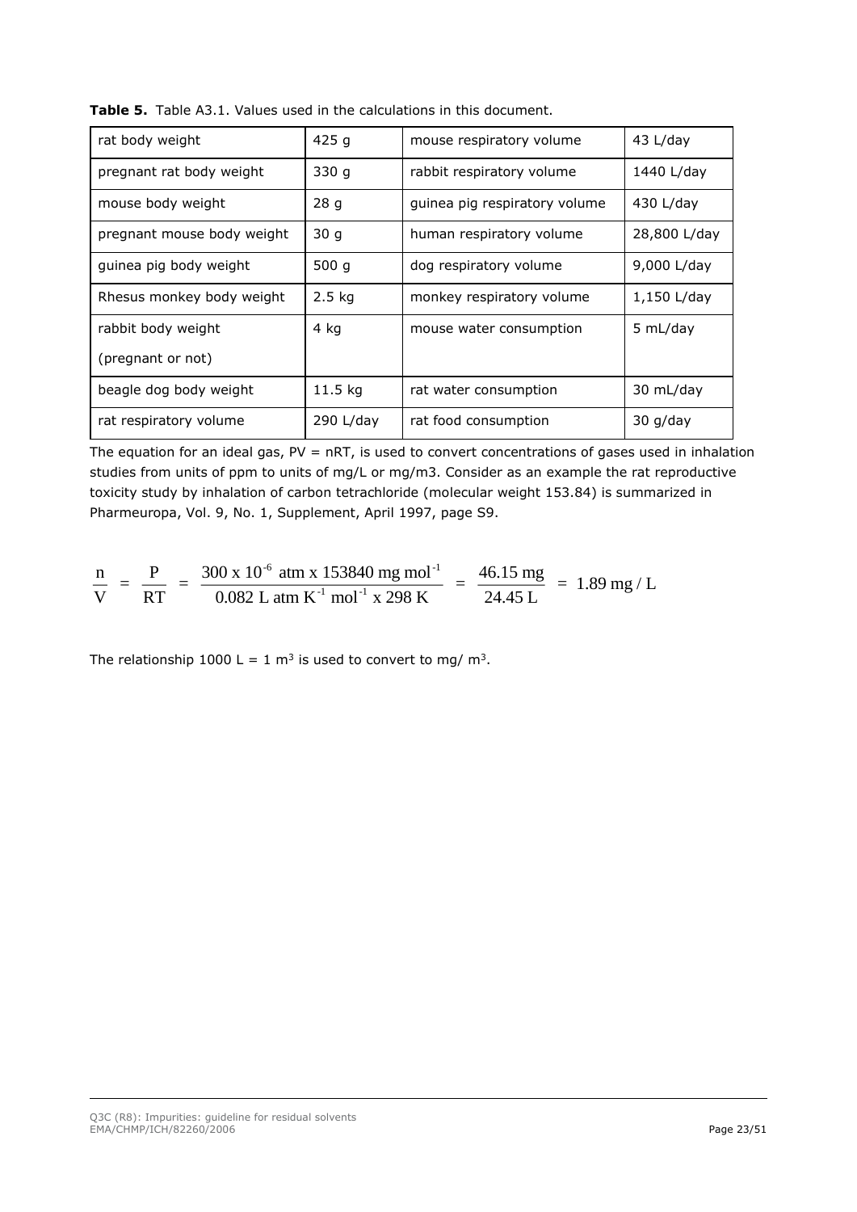**Table 5.** Table A3.1. Values used in the calculations in this document.

| | | | |
|---|---|---|---|
| rat body weight | 425 g | mouse respiratory volume | 43 L/day |
| pregnant rat body weight | 330 g | rabbit respiratory volume | 1440 L/day |
| mouse body weight | 28 g | guinea pig respiratory volume | 430 L/day |
| pregnant mouse body weight | 30 g | human respiratory volume | 28,800 L/day |
| guinea pig body weight | 500 g | dog respiratory volume | 9,000 L/day |
| Rhesus monkey body weight | 2.5 kg | monkey respiratory volume | 1,150 L/day |
| rabbit body weight (pregnant or not) | 4 kg | mouse water consumption | 5 mL/day |
| beagle dog body weight | 11.5 kg | rat water consumption | 30 mL/day |
| rat respiratory volume | 290 L/day | rat food consumption | 30 g/day |

The equation for an ideal gas, PV = nRT, is used to convert concentrations of gases used in inhalation studies from units of ppm to units of mg/L or mg/m3. Consider as an example the rat reproductive toxicity study by inhalation of carbon tetrachloride (molecular weight 153.84) is summarized in Pharmeuropa, Vol. 9, No. 1, Supplement, April 1997, page S9.

$$\frac{n}{V} = \frac{P}{RT} = \frac{300 \text{ x } 10^{-6} \text{ atm x } 153840 \text{ mg mol}^{-1}}{0.082 \text{ L atm K}^{-1} \text{ mol}^{-1} \text{ x } 298 \text{ K}} = \frac{46.15 \text{ mg}}{24.45 \text{ L}} = 1.89 \text{ mg / L}$$

The relationship 1000 L = 1 $m^3$ is used to convert to mg/ $m^3$.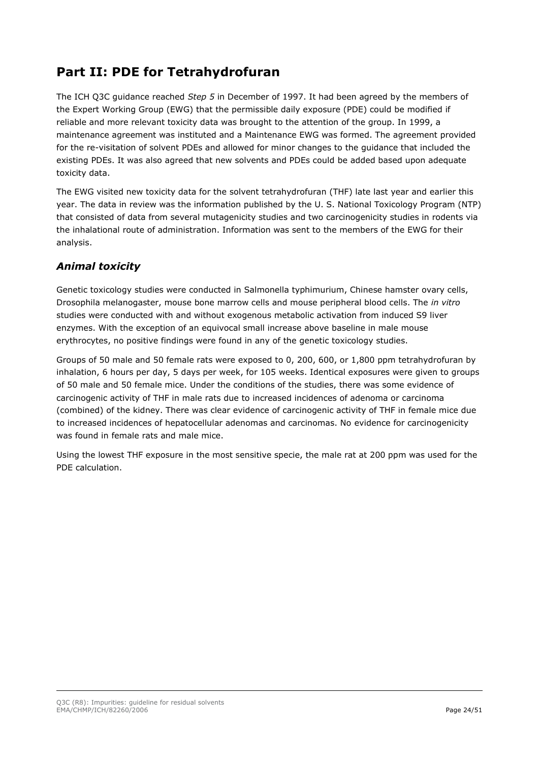# Part II: PDE for Tetrahydrofuran

The ICH Q3C guidance reached *Step 5* in December of 1997. It had been agreed by the members of the Expert Working Group (EWG) that the permissible daily exposure (PDE) could be modified if reliable and more relevant toxicity data was brought to the attention of the group. In 1999, a maintenance agreement was instituted and a Maintenance EWG was formed. The agreement provided for the re-visitation of solvent PDEs and allowed for minor changes to the guidance that included the existing PDEs. It was also agreed that new solvents and PDEs could be added based upon adequate toxicity data.

The EWG visited new toxicity data for the solvent tetrahydrofuran (THF) late last year and earlier this year. The data in review was the information published by the U. S. National Toxicology Program (NTP) that consisted of data from several mutagenicity studies and two carcinogenicity studies in rodents via the inhalational route of administration. Information was sent to the members of the EWG for their analysis.

## *Animal toxicity*

Genetic toxicology studies were conducted in Salmonella typhimurium, Chinese hamster ovary cells, Drosophila melanogaster, mouse bone marrow cells and mouse peripheral blood cells. The *in vitro* studies were conducted with and without exogenous metabolic activation from induced S9 liver enzymes. With the exception of an equivocal small increase above baseline in male mouse erythrocytes, no positive findings were found in any of the genetic toxicology studies.

Groups of 50 male and 50 female rats were exposed to 0, 200, 600, or 1,800 ppm tetrahydrofuran by inhalation, 6 hours per day, 5 days per week, for 105 weeks. Identical exposures were given to groups of 50 male and 50 female mice. Under the conditions of the studies, there was some evidence of carcinogenic activity of THF in male rats due to increased incidences of adenoma or carcinoma (combined) of the kidney. There was clear evidence of carcinogenic activity of THF in female mice due to increased incidences of hepatocellular adenomas and carcinomas. No evidence for carcinogenicity was found in female rats and male mice.

Using the lowest THF exposure in the most sensitive specie, the male rat at 200 ppm was used for the PDE calculation.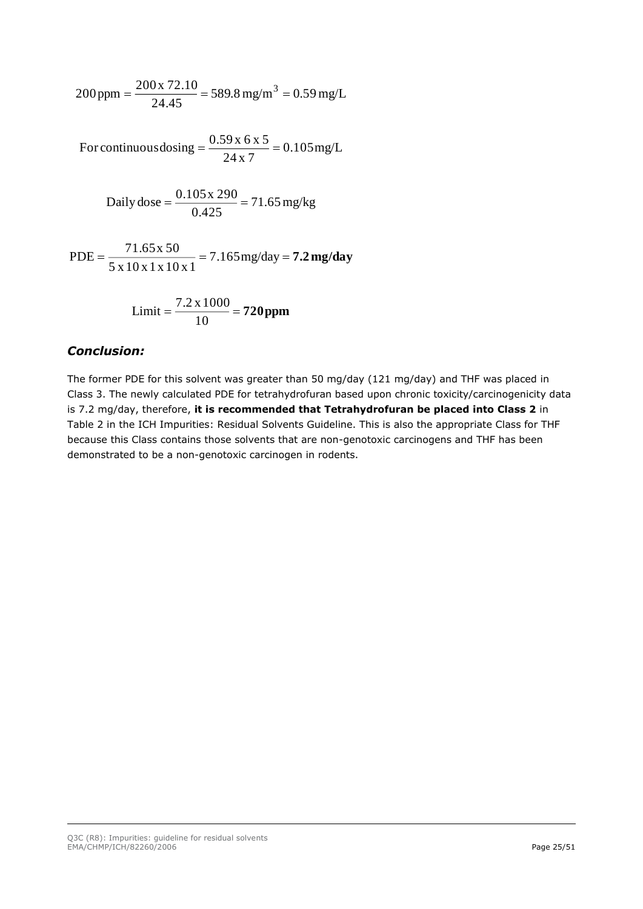$$200\,\text{ppm} = \frac{200 \times 72.10}{24.45} = 589.8\,\text{mg/m}^3 = 0.59\,\text{mg/L}$$

$$\text{For continuous dosing} = \frac{0.59 \times 6 \times 5}{24 \times 7} = 0.105\,\text{mg/L}$$

$$\text{Daily dose} = \frac{0.105 \times 290}{0.425} = 71.65\,\text{mg/kg}$$

$$\text{PDE} = \frac{71.65 \times 50}{5 \times 10 \times 1 \times 10 \times 1} = 7.165\,\text{mg/day} = \mathbf{7.2\,mg/day}$$

$$\text{Limit} = \frac{7.2 \times 1000}{10} = \mathbf{720\,ppm}$$

### *Conclusion:*

The former PDE for this solvent was greater than 50 mg/day (121 mg/day) and THF was placed in Class 3. The newly calculated PDE for tetrahydrofuran based upon chronic toxicity/carcinogenicity data is 7.2 mg/day, therefore, **it is recommended that Tetrahydrofuran be placed into Class 2** in Table 2 in the ICH Impurities: Residual Solvents Guideline. This is also the appropriate Class for THF because this Class contains those solvents that are non-genotoxic carcinogens and THF has been demonstrated to be a non-genotoxic carcinogen in rodents.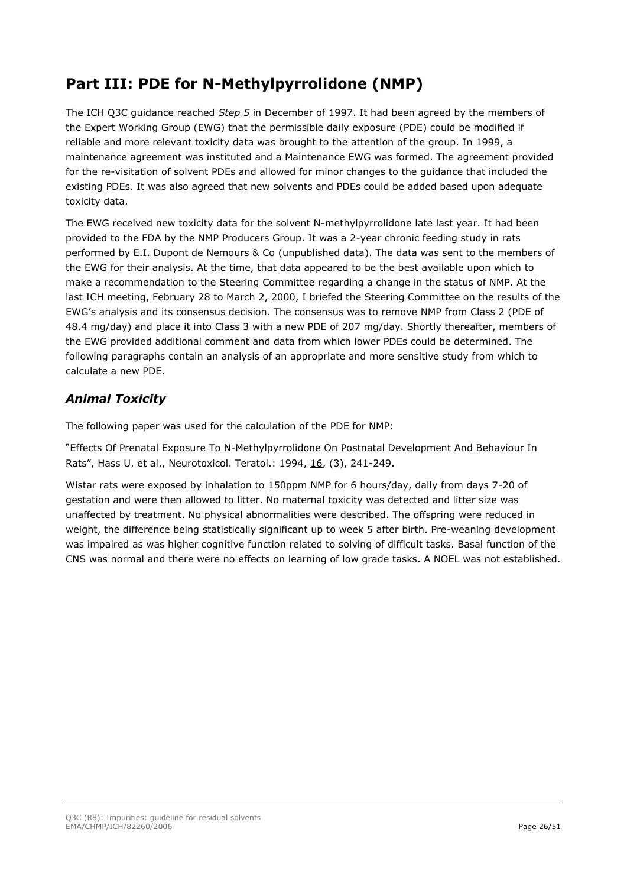# Part III: PDE for N-Methylpyrrolidone (NMP)

The ICH Q3C guidance reached *Step 5* in December of 1997. It had been agreed by the members of the Expert Working Group (EWG) that the permissible daily exposure (PDE) could be modified if reliable and more relevant toxicity data was brought to the attention of the group. In 1999, a maintenance agreement was instituted and a Maintenance EWG was formed. The agreement provided for the re-visitation of solvent PDEs and allowed for minor changes to the guidance that included the existing PDEs. It was also agreed that new solvents and PDEs could be added based upon adequate toxicity data.

The EWG received new toxicity data for the solvent N-methylpyrrolidone late last year. It had been provided to the FDA by the NMP Producers Group. It was a 2-year chronic feeding study in rats performed by E.I. Dupont de Nemours & Co (unpublished data). The data was sent to the members of the EWG for their analysis. At the time, that data appeared to be the best available upon which to make a recommendation to the Steering Committee regarding a change in the status of NMP. At the last ICH meeting, February 28 to March 2, 2000, I briefed the Steering Committee on the results of the EWG's analysis and its consensus decision. The consensus was to remove NMP from Class 2 (PDE of 48.4 mg/day) and place it into Class 3 with a new PDE of 207 mg/day. Shortly thereafter, members of the EWG provided additional comment and data from which lower PDEs could be determined. The following paragraphs contain an analysis of an appropriate and more sensitive study from which to calculate a new PDE.

## *Animal Toxicity*

The following paper was used for the calculation of the PDE for NMP:

"Effects Of Prenatal Exposure To N-Methylpyrrolidone On Postnatal Development And Behaviour In Rats", Hass U. et al., Neurotoxicol. Teratol.: 1994, 16, (3), 241-249.

Wistar rats were exposed by inhalation to 150ppm NMP for 6 hours/day, daily from days 7-20 of gestation and were then allowed to litter. No maternal toxicity was detected and litter size was unaffected by treatment. No physical abnormalities were described. The offspring were reduced in weight, the difference being statistically significant up to week 5 after birth. Pre-weaning development was impaired as was higher cognitive function related to solving of difficult tasks. Basal function of the CNS was normal and there were no effects on learning of low grade tasks. A NOEL was not established.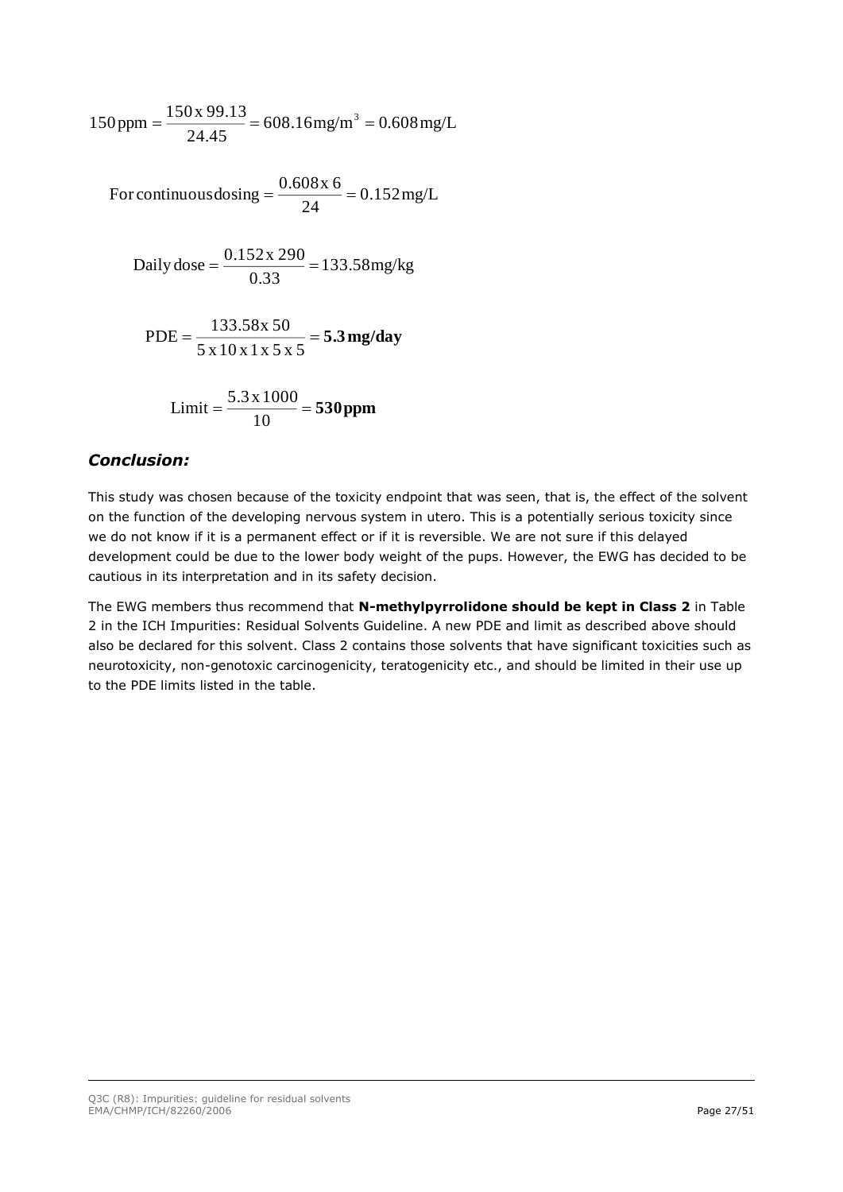$$150\,\text{ppm} = \frac{150\,\text{x}\,99.13}{24.45} = 608.16\,\text{mg/m}^3 = 0.608\,\text{mg/L}$$

$$\text{For continuous dosing} = \frac{0.608\,\text{x}\,6}{24} = 0.152\,\text{mg/L}$$

$$\text{Daily dose} = \frac{0.152\,\text{x}\,290}{0.33} = 133.58\,\text{mg/kg}$$

$$\text{PDE} = \frac{133.58\,\text{x}\,50}{5\,\text{x}\,10\,\text{x}\,1\,\text{x}\,5\,\text{x}\,5} = \mathbf{5.3\,mg/day}$$

$$\text{Limit} = \frac{5.3\,\text{x}\,1000}{10} = \mathbf{530\,ppm}$$

## *Conclusion:*

This study was chosen because of the toxicity endpoint that was seen, that is, the effect of the solvent on the function of the developing nervous system in utero. This is a potentially serious toxicity since we do not know if it is a permanent effect or if it is reversible. We are not sure if this delayed development could be due to the lower body weight of the pups. However, the EWG has decided to be cautious in its interpretation and in its safety decision.

The EWG members thus recommend that **N-methylpyrrolidone should be kept in Class 2** in Table 2 in the ICH Impurities: Residual Solvents Guideline. A new PDE and limit as described above should also be declared for this solvent. Class 2 contains those solvents that have significant toxicities such as neurotoxicity, non-genotoxic carcinogenicity, teratogenicity etc., and should be limited in their use up to the PDE limits listed in the table.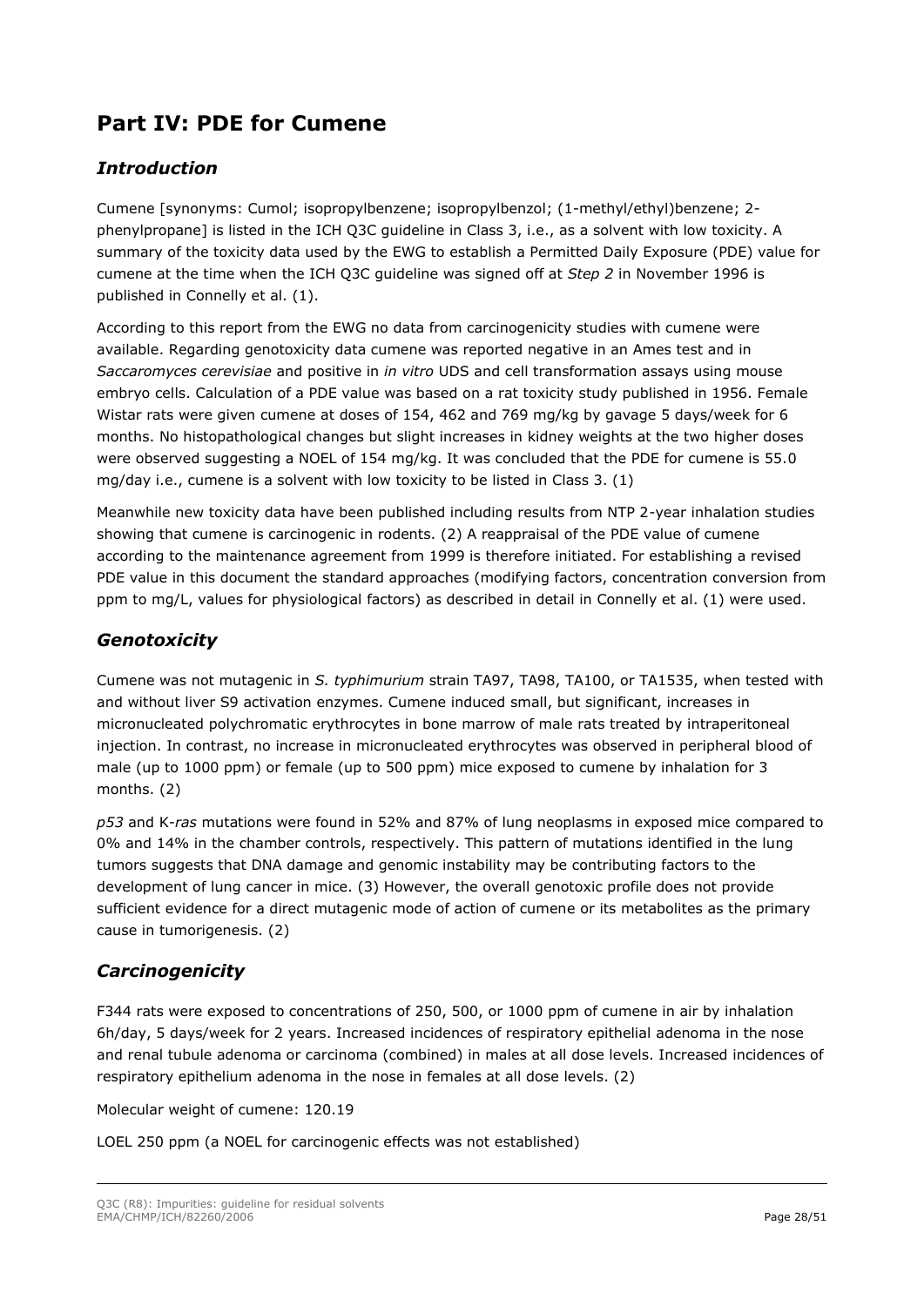# Part IV: PDE for Cumene

## *Introduction*

Cumene [synonyms: Cumol; isopropylbenzene; isopropylbenzol; (1-methyl/ethyl)benzene; 2-phenylpropane] is listed in the ICH Q3C guideline in Class 3, i.e., as a solvent with low toxicity. A summary of the toxicity data used by the EWG to establish a Permitted Daily Exposure (PDE) value for cumene at the time when the ICH Q3C guideline was signed off at *Step 2* in November 1996 is published in Connelly et al. (1).

According to this report from the EWG no data from carcinogenicity studies with cumene were available. Regarding genotoxicity data cumene was reported negative in an Ames test and in *Saccaromyces cerevisiae* and positive in *in vitro* UDS and cell transformation assays using mouse embryo cells. Calculation of a PDE value was based on a rat toxicity study published in 1956. Female Wistar rats were given cumene at doses of 154, 462 and 769 mg/kg by gavage 5 days/week for 6 months. No histopathological changes but slight increases in kidney weights at the two higher doses were observed suggesting a NOEL of 154 mg/kg. It was concluded that the PDE for cumene is 55.0 mg/day i.e., cumene is a solvent with low toxicity to be listed in Class 3. (1)

Meanwhile new toxicity data have been published including results from NTP 2-year inhalation studies showing that cumene is carcinogenic in rodents. (2) A reappraisal of the PDE value of cumene according to the maintenance agreement from 1999 is therefore initiated. For establishing a revised PDE value in this document the standard approaches (modifying factors, concentration conversion from ppm to mg/L, values for physiological factors) as described in detail in Connelly et al. (1) were used.

## *Genotoxicity*

Cumene was not mutagenic in *S. typhimurium* strain TA97, TA98, TA100, or TA1535, when tested with and without liver S9 activation enzymes. Cumene induced small, but significant, increases in micronucleated polychromatic erythrocytes in bone marrow of male rats treated by intraperitoneal injection. In contrast, no increase in micronucleated erythrocytes was observed in peripheral blood of male (up to 1000 ppm) or female (up to 500 ppm) mice exposed to cumene by inhalation for 3 months. (2)

*p53* and K-*ras* mutations were found in 52% and 87% of lung neoplasms in exposed mice compared to 0% and 14% in the chamber controls, respectively. This pattern of mutations identified in the lung tumors suggests that DNA damage and genomic instability may be contributing factors to the development of lung cancer in mice. (3) However, the overall genotoxic profile does not provide sufficient evidence for a direct mutagenic mode of action of cumene or its metabolites as the primary cause in tumorigenesis. (2)

## *Carcinogenicity*

F344 rats were exposed to concentrations of 250, 500, or 1000 ppm of cumene in air by inhalation 6h/day, 5 days/week for 2 years. Increased incidences of respiratory epithelial adenoma in the nose and renal tubule adenoma or carcinoma (combined) in males at all dose levels. Increased incidences of respiratory epithelium adenoma in the nose in females at all dose levels. (2)

Molecular weight of cumene: 120.19

LOEL 250 ppm (a NOEL for carcinogenic effects was not established)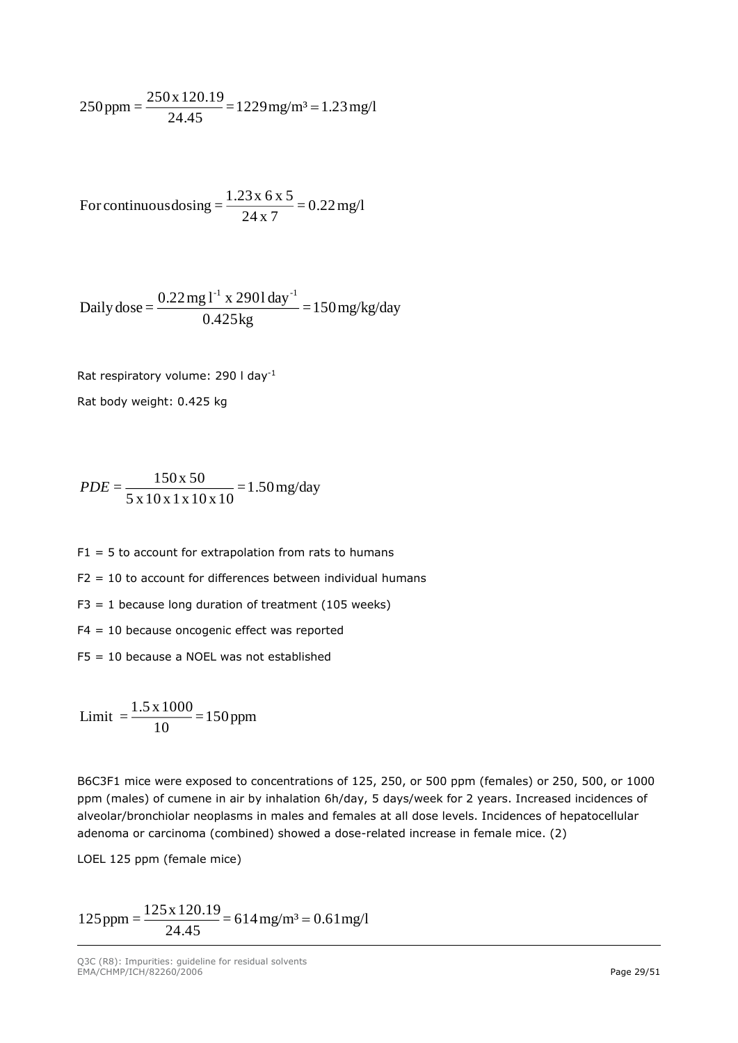$$250\,\text{ppm} = \frac{250\,\text{x}\,120.19}{24.45} = 1229\,\text{mg/m}^3 = 1.23\,\text{mg/l}$$

$$\text{For continuous dosing} = \frac{1.23\,\text{x}\,6\,\text{x}\,5}{24\,\text{x}\,7} = 0.22\,\text{mg/l}$$

$$\text{Daily dose} = \frac{0.22\,\text{mg}\,\text{l}^{-1}\ \text{x}\ 290\,\text{l}\,\text{day}^{-1}}{0.425\,\text{kg}} = 150\,\text{mg/kg/day}$$

Rat respiratory volume: 290 l $\text{day}^{-1}$

Rat body weight: 0.425 kg

$$PDE = \frac{150\,\text{x}\,50}{5\,\text{x}\,10\,\text{x}\,1\,\text{x}\,10\,\text{x}\,10} = 1.50\,\text{mg/day}$$

F1 = 5 to account for extrapolation from rats to humans

F2 = 10 to account for differences between individual humans

F3 = 1 because long duration of treatment (105 weeks)

F4 = 10 because oncogenic effect was reported

F5 = 10 because a NOEL was not established

$$\text{Limit } = \frac{1.5\,\text{x}\,1000}{10} = 150\,\text{ppm}$$

B6C3F1 mice were exposed to concentrations of 125, 250, or 500 ppm (females) or 250, 500, or 1000 ppm (males) of cumene in air by inhalation 6h/day, 5 days/week for 2 years. Increased incidences of alveolar/bronchiolar neoplasms in males and females at all dose levels. Incidences of hepatocellular adenoma or carcinoma (combined) showed a dose-related increase in female mice. (2)

LOEL 125 ppm (female mice)

$$125\,\text{ppm} = \frac{125\,\text{x}\,120.19}{24.45} = 614\,\text{mg/m}^3 = 0.61\,\text{mg/l}$$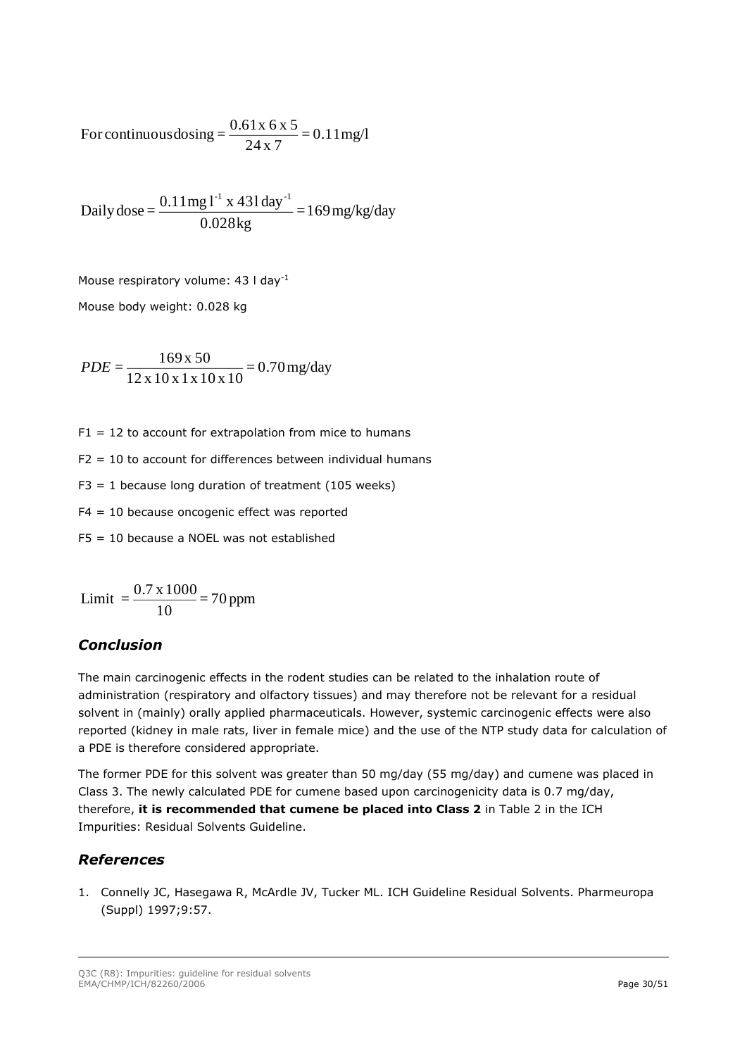$$\text{For continuous dosing} = \frac{0.61 \text{ x } 6 \text{ x } 5}{24 \text{ x } 7} = 0.11 \text{mg/l}$$

$$\text{Daily dose} = \frac{0.11 \text{mg l}^{-1} \text{ x } 43 \text{l day}^{-1}}{0.028 \text{kg}} = 169 \text{ mg/kg/day}$$

Mouse respiratory volume: 43 l day$^{-1}$

Mouse body weight: 0.028 kg

$$PDE = \frac{169 \text{ x } 50}{12 \text{ x } 10 \text{ x } 1 \text{ x } 10 \text{ x } 10} = 0.70 \text{ mg/day}$$

F1 = 12 to account for extrapolation from mice to humans

F2 = 10 to account for differences between individual humans

F3 = 1 because long duration of treatment (105 weeks)

F4 = 10 because oncogenic effect was reported

F5 = 10 because a NOEL was not established

$$\text{Limit } = \frac{0.7 \text{ x } 1000}{10} = 70 \text{ ppm}$$

## *Conclusion*

The main carcinogenic effects in the rodent studies can be related to the inhalation route of administration (respiratory and olfactory tissues) and may therefore not be relevant for a residual solvent in (mainly) orally applied pharmaceuticals. However, systemic carcinogenic effects were also reported (kidney in male rats, liver in female mice) and the use of the NTP study data for calculation of a PDE is therefore considered appropriate.

The former PDE for this solvent was greater than 50 mg/day (55 mg/day) and cumene was placed in Class 3. The newly calculated PDE for cumene based upon carcinogenicity data is 0.7 mg/day, therefore, **it is recommended that cumene be placed into Class 2** in Table 2 in the ICH Impurities: Residual Solvents Guideline.

## *References*

1. Connelly JC, Hasegawa R, McArdle JV, Tucker ML. ICH Guideline Residual Solvents. Pharmeuropa (Suppl) 1997;9:57.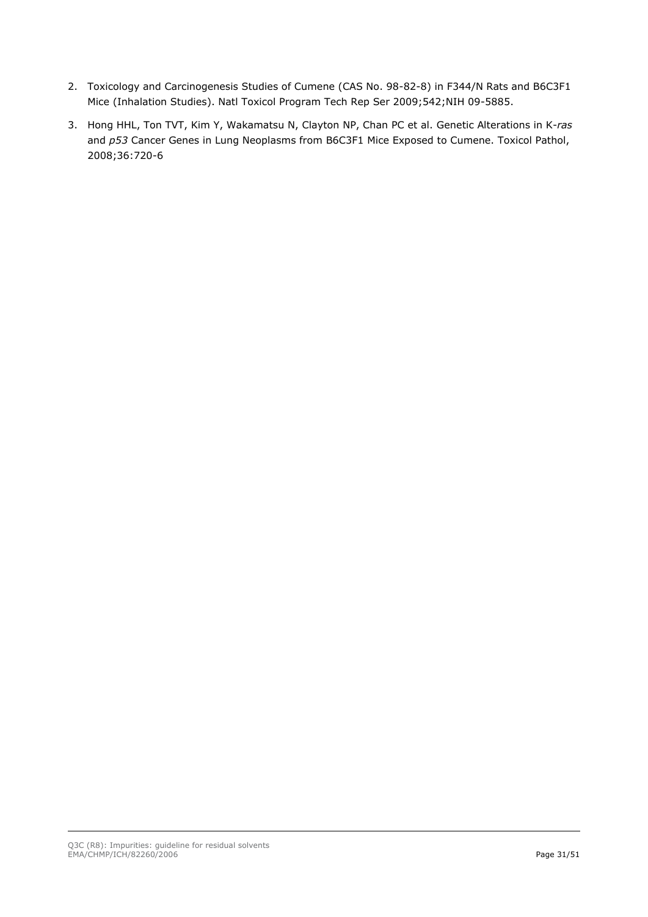2. Toxicology and Carcinogenesis Studies of Cumene (CAS No. 98-82-8) in F344/N Rats and B6C3F1 Mice (Inhalation Studies). Natl Toxicol Program Tech Rep Ser 2009;542;NIH 09-5885.
3. Hong HHL, Ton TVT, Kim Y, Wakamatsu N, Clayton NP, Chan PC et al. Genetic Alterations in K-*ras* and *p53* Cancer Genes in Lung Neoplasms from B6C3F1 Mice Exposed to Cumene. Toxicol Pathol, 2008;36:720-6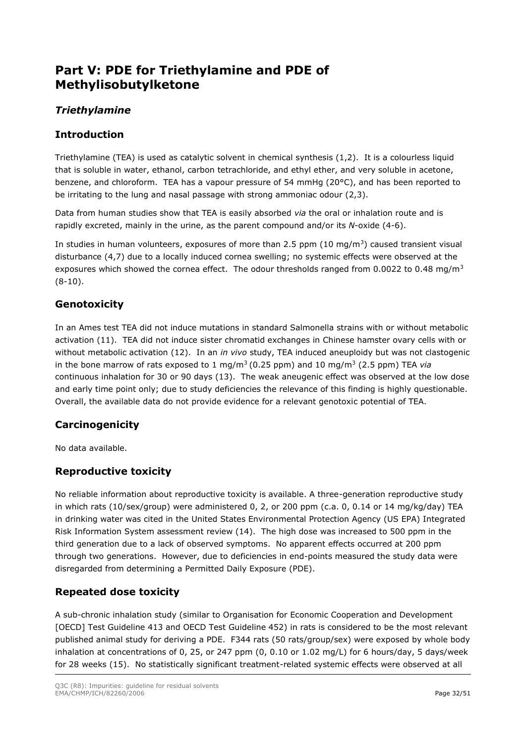# Part V: PDE for Triethylamine and PDE of Methylisobutylketone

## *Triethylamine*

## Introduction

Triethylamine (TEA) is used as catalytic solvent in chemical synthesis (1,2). It is a colourless liquid that is soluble in water, ethanol, carbon tetrachloride, and ethyl ether, and very soluble in acetone, benzene, and chloroform. TEA has a vapour pressure of 54 mmHg (20°C), and has been reported to be irritating to the lung and nasal passage with strong ammoniac odour (2,3).

Data from human studies show that TEA is easily absorbed *via* the oral or inhalation route and is rapidly excreted, mainly in the urine, as the parent compound and/or its *N*-oxide (4-6).

In studies in human volunteers, exposures of more than 2.5 ppm (10 mg/m$^3$) caused transient visual disturbance (4,7) due to a locally induced cornea swelling; no systemic effects were observed at the exposures which showed the cornea effect. The odour thresholds ranged from 0.0022 to 0.48 mg/m$^3$ (8-10).

## Genotoxicity

In an Ames test TEA did not induce mutations in standard Salmonella strains with or without metabolic activation (11). TEA did not induce sister chromatid exchanges in Chinese hamster ovary cells with or without metabolic activation (12). In an *in vivo* study, TEA induced aneuploidy but was not clastogenic in the bone marrow of rats exposed to 1 mg/m$^3$ (0.25 ppm) and 10 mg/m$^3$ (2.5 ppm) TEA *via* continuous inhalation for 30 or 90 days (13). The weak aneugenic effect was observed at the low dose and early time point only; due to study deficiencies the relevance of this finding is highly questionable. Overall, the available data do not provide evidence for a relevant genotoxic potential of TEA.

## Carcinogenicity

No data available.

## Reproductive toxicity

No reliable information about reproductive toxicity is available. A three-generation reproductive study in which rats (10/sex/group) were administered 0, 2, or 200 ppm (c.a. 0, 0.14 or 14 mg/kg/day) TEA in drinking water was cited in the United States Environmental Protection Agency (US EPA) Integrated Risk Information System assessment review (14). The high dose was increased to 500 ppm in the third generation due to a lack of observed symptoms. No apparent effects occurred at 200 ppm through two generations. However, due to deficiencies in end-points measured the study data were disregarded from determining a Permitted Daily Exposure (PDE).

## Repeated dose toxicity

A sub-chronic inhalation study (similar to Organisation for Economic Cooperation and Development [OECD] Test Guideline 413 and OECD Test Guideline 452) in rats is considered to be the most relevant published animal study for deriving a PDE. F344 rats (50 rats/group/sex) were exposed by whole body inhalation at concentrations of 0, 25, or 247 ppm (0, 0.10 or 1.02 mg/L) for 6 hours/day, 5 days/week for 28 weeks (15). No statistically significant treatment-related systemic effects were observed at all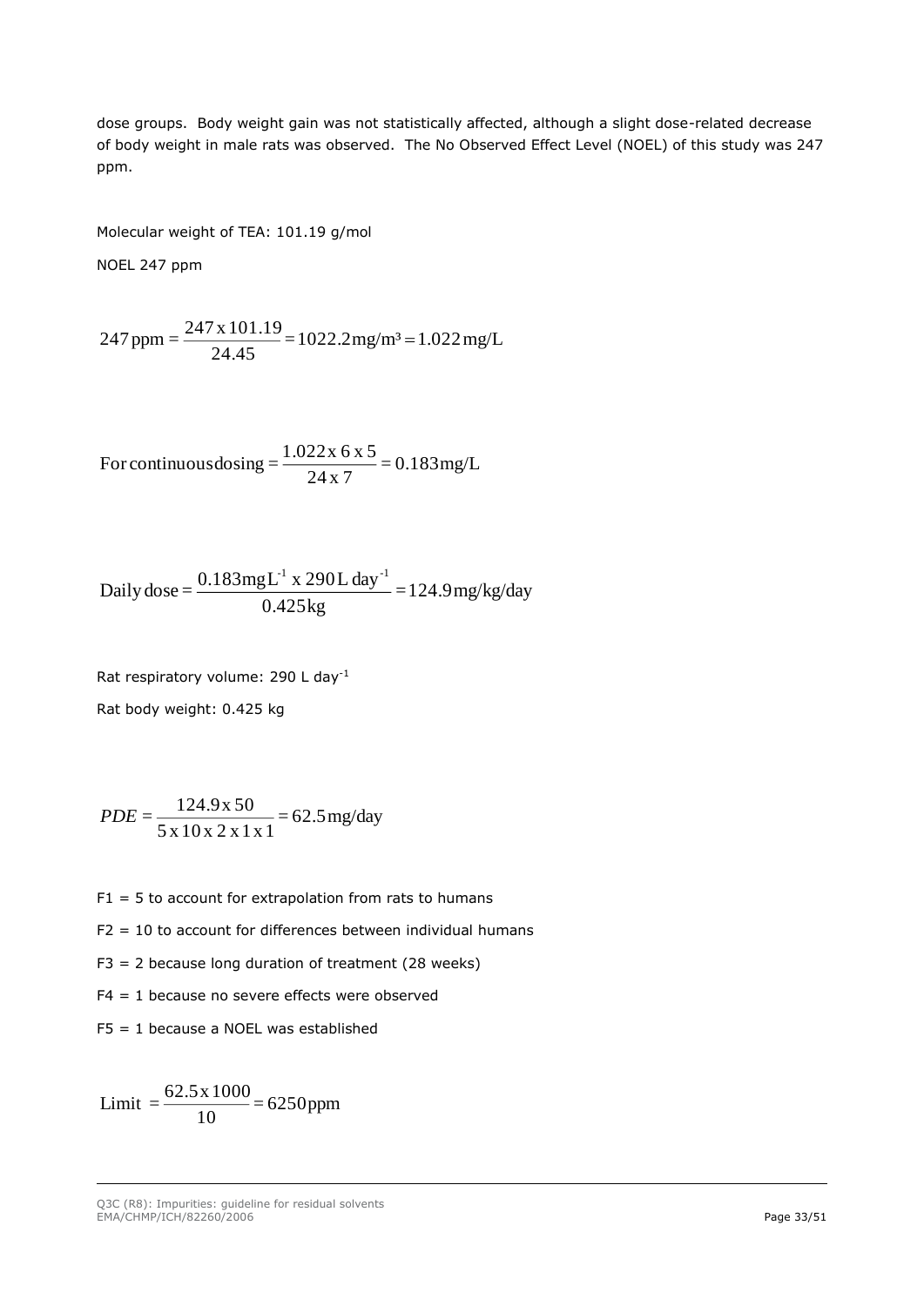dose groups. Body weight gain was not statistically affected, although a slight dose-related decrease of body weight in male rats was observed. The No Observed Effect Level (NOEL) of this study was 247 ppm.

Molecular weight of TEA: 101.19 g/mol

NOEL 247 ppm

$$247\,\text{ppm} = \frac{247 \times 101.19}{24.45} = 1022.2\,\text{mg/m}^3 = 1.022\,\text{mg/L}$$

$$\text{For continuous dosing} = \frac{1.022 \times 6 \times 5}{24 \times 7} = 0.183\,\text{mg/L}$$

$$\text{Daily dose} = \frac{0.183\,\text{mg}\,\text{L}^{-1} \times 290\,\text{L}\,\text{day}^{-1}}{0.425\,\text{kg}} = 124.9\,\text{mg/kg/day}$$

Rat respiratory volume: 290 L day$^{-1}$

Rat body weight: 0.425 kg

$$PDE = \frac{124.9 \times 50}{5 \times 10 \times 2 \times 1 \times 1} = 62.5\,\text{mg/day}$$

F1 = 5 to account for extrapolation from rats to humans

F2 = 10 to account for differences between individual humans

F3 = 2 because long duration of treatment (28 weeks)

F4 = 1 because no severe effects were observed

F5 = 1 because a NOEL was established

$$\text{Limit} = \frac{62.5 \times 1000}{10} = 6250\,\text{ppm}$$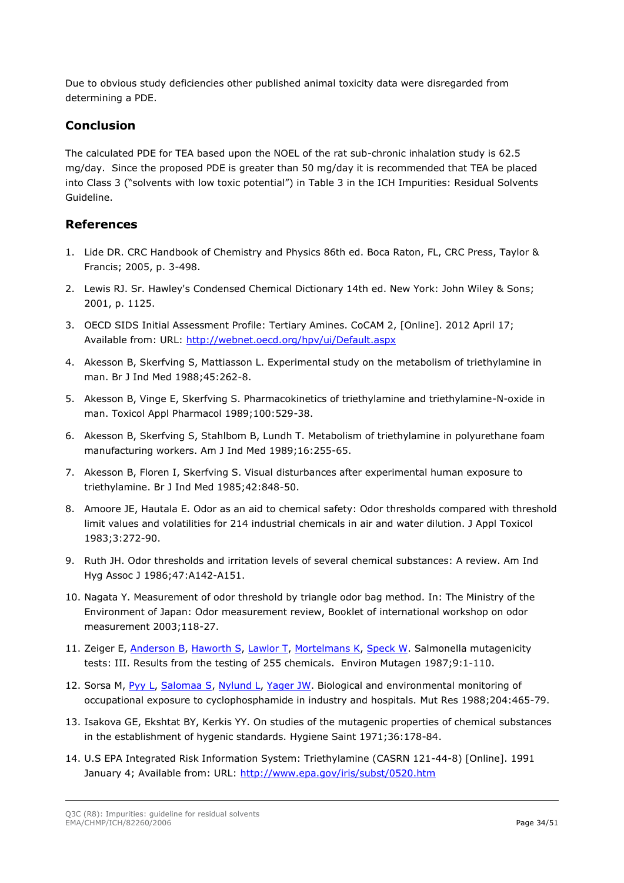Due to obvious study deficiencies other published animal toxicity data were disregarded from determining a PDE.

## Conclusion

The calculated PDE for TEA based upon the NOEL of the rat sub-chronic inhalation study is 62.5 mg/day. Since the proposed PDE is greater than 50 mg/day it is recommended that TEA be placed into Class 3 ("solvents with low toxic potential") in Table 3 in the ICH Impurities: Residual Solvents Guideline.

## References

1. Lide DR. CRC Handbook of Chemistry and Physics 86th ed. Boca Raton, FL, CRC Press, Taylor & Francis; 2005, p. 3-498.
2. Lewis RJ. Sr. Hawley's Condensed Chemical Dictionary 14th ed. New York: John Wiley & Sons; 2001, p. 1125.
3. OECD SIDS Initial Assessment Profile: Tertiary Amines. CoCAM 2, [Online]. 2012 April 17; Available from: URL: http://webnet.oecd.org/hpv/ui/Default.aspx
4. Akesson B, Skerfving S, Mattiasson L. Experimental study on the metabolism of triethylamine in man. Br J Ind Med 1988;45:262-8.
5. Akesson B, Vinge E, Skerfving S. Pharmacokinetics of triethylamine and triethylamine-N-oxide in man. Toxicol Appl Pharmacol 1989;100:529-38.
6. Akesson B, Skerfving S, Stahlbom B, Lundh T. Metabolism of triethylamine in polyurethane foam manufacturing workers. Am J Ind Med 1989;16:255-65.
7. Akesson B, Floren I, Skerfving S. Visual disturbances after experimental human exposure to triethylamine. Br J Ind Med 1985;42:848-50.
8. Amoore JE, Hautala E. Odor as an aid to chemical safety: Odor thresholds compared with threshold limit values and volatilities for 214 industrial chemicals in air and water dilution. J Appl Toxicol 1983;3:272-90.
9. Ruth JH. Odor thresholds and irritation levels of several chemical substances: A review. Am Ind Hyg Assoc J 1986;47:A142-A151.
10. Nagata Y. Measurement of odor threshold by triangle odor bag method. In: The Ministry of the Environment of Japan: Odor measurement review, Booklet of international workshop on odor measurement 2003;118-27.
11. Zeiger E, Anderson B, Haworth S, Lawlor T, Mortelmans K, Speck W. Salmonella mutagenicity tests: III. Results from the testing of 255 chemicals. Environ Mutagen 1987;9:1-110.
12. Sorsa M, Pyy L, Salomaa S, Nylund L, Yager JW. Biological and environmental monitoring of occupational exposure to cyclophosphamide in industry and hospitals. Mut Res 1988;204:465-79.
13. Isakova GE, Ekshtat BY, Kerkis YY. On studies of the mutagenic properties of chemical substances in the establishment of hygenic standards. Hygiene Saint 1971;36:178-84.
14. U.S EPA Integrated Risk Information System: Triethylamine (CASRN 121-44-8) [Online]. 1991 January 4; Available from: URL: http://www.epa.gov/iris/subst/0520.htm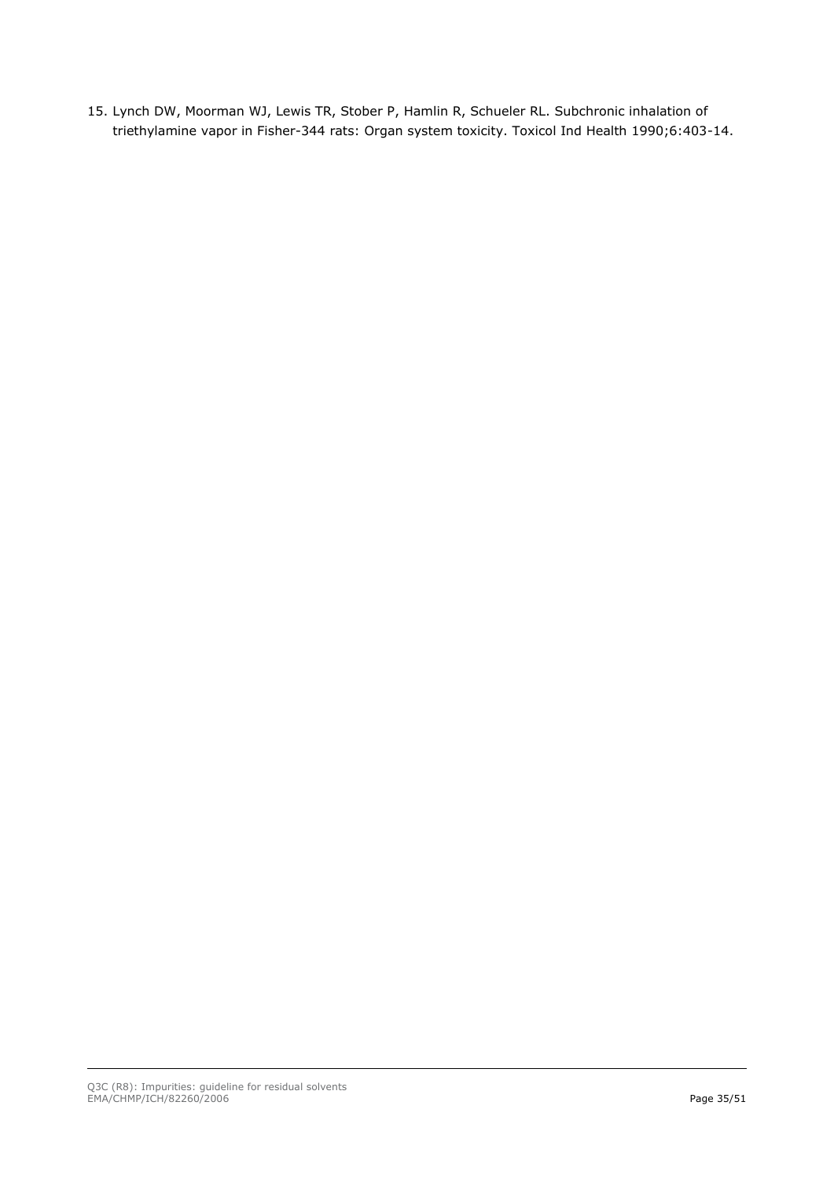15. Lynch DW, Moorman WJ, Lewis TR, Stober P, Hamlin R, Schueler RL. Subchronic inhalation of triethylamine vapor in Fisher-344 rats: Organ system toxicity. Toxicol Ind Health 1990;6:403-14.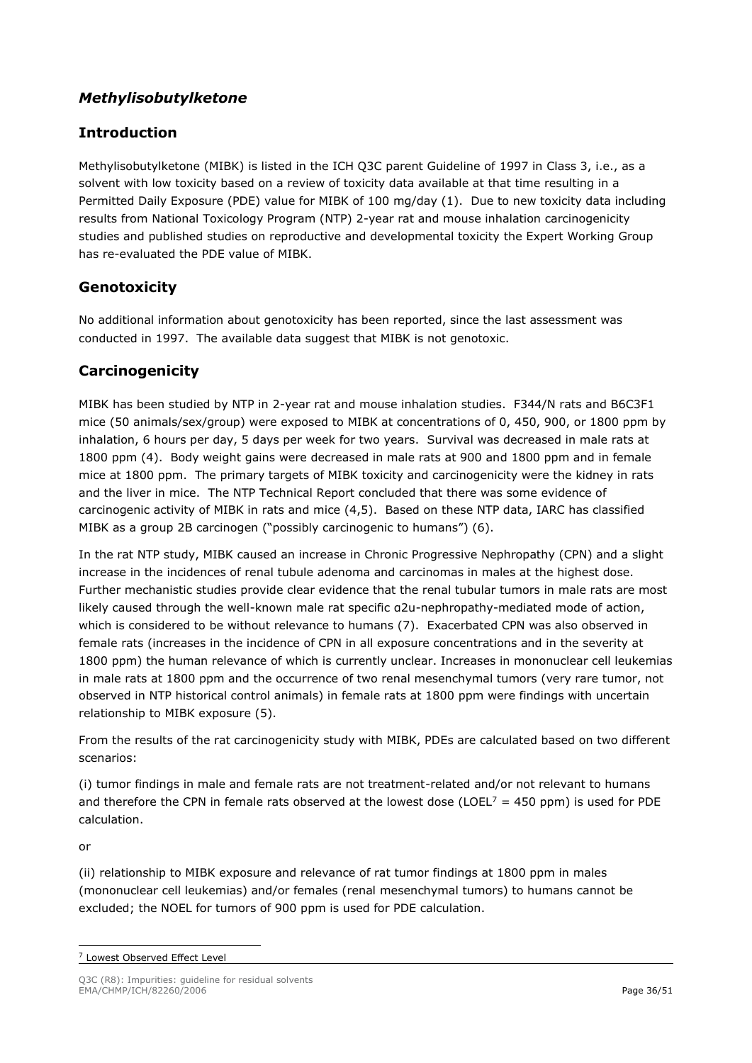## *Methylisobutylketone*

## Introduction

Methylisobutylketone (MIBK) is listed in the ICH Q3C parent Guideline of 1997 in Class 3, i.e., as a solvent with low toxicity based on a review of toxicity data available at that time resulting in a Permitted Daily Exposure (PDE) value for MIBK of 100 mg/day (1). Due to new toxicity data including results from National Toxicology Program (NTP) 2-year rat and mouse inhalation carcinogenicity studies and published studies on reproductive and developmental toxicity the Expert Working Group has re-evaluated the PDE value of MIBK.

## Genotoxicity

No additional information about genotoxicity has been reported, since the last assessment was conducted in 1997. The available data suggest that MIBK is not genotoxic.

## Carcinogenicity

MIBK has been studied by NTP in 2-year rat and mouse inhalation studies. F344/N rats and B6C3F1 mice (50 animals/sex/group) were exposed to MIBK at concentrations of 0, 450, 900, or 1800 ppm by inhalation, 6 hours per day, 5 days per week for two years. Survival was decreased in male rats at 1800 ppm (4). Body weight gains were decreased in male rats at 900 and 1800 ppm and in female mice at 1800 ppm. The primary targets of MIBK toxicity and carcinogenicity were the kidney in rats and the liver in mice. The NTP Technical Report concluded that there was some evidence of carcinogenic activity of MIBK in rats and mice (4,5). Based on these NTP data, IARC has classified MIBK as a group 2B carcinogen ("possibly carcinogenic to humans") (6).

In the rat NTP study, MIBK caused an increase in Chronic Progressive Nephropathy (CPN) and a slight increase in the incidences of renal tubule adenoma and carcinomas in males at the highest dose. Further mechanistic studies provide clear evidence that the renal tubular tumors in male rats are most likely caused through the well-known male rat specific α2u-nephropathy-mediated mode of action, which is considered to be without relevance to humans (7). Exacerbated CPN was also observed in female rats (increases in the incidence of CPN in all exposure concentrations and in the severity at 1800 ppm) the human relevance of which is currently unclear. Increases in mononuclear cell leukemias in male rats at 1800 ppm and the occurrence of two renal mesenchymal tumors (very rare tumor, not observed in NTP historical control animals) in female rats at 1800 ppm were findings with uncertain relationship to MIBK exposure (5).

From the results of the rat carcinogenicity study with MIBK, PDEs are calculated based on two different scenarios:

(i) tumor findings in male and female rats are not treatment-related and/or not relevant to humans and therefore the CPN in female rats observed at the lowest dose (LOEL[7] = 450 ppm) is used for PDE calculation.

or

(ii) relationship to MIBK exposure and relevance of rat tumor findings at 1800 ppm in males (mononuclear cell leukemias) and/or females (renal mesenchymal tumors) to humans cannot be excluded; the NOEL for tumors of 900 ppm is used for PDE calculation.

[7] Lowest Observed Effect Level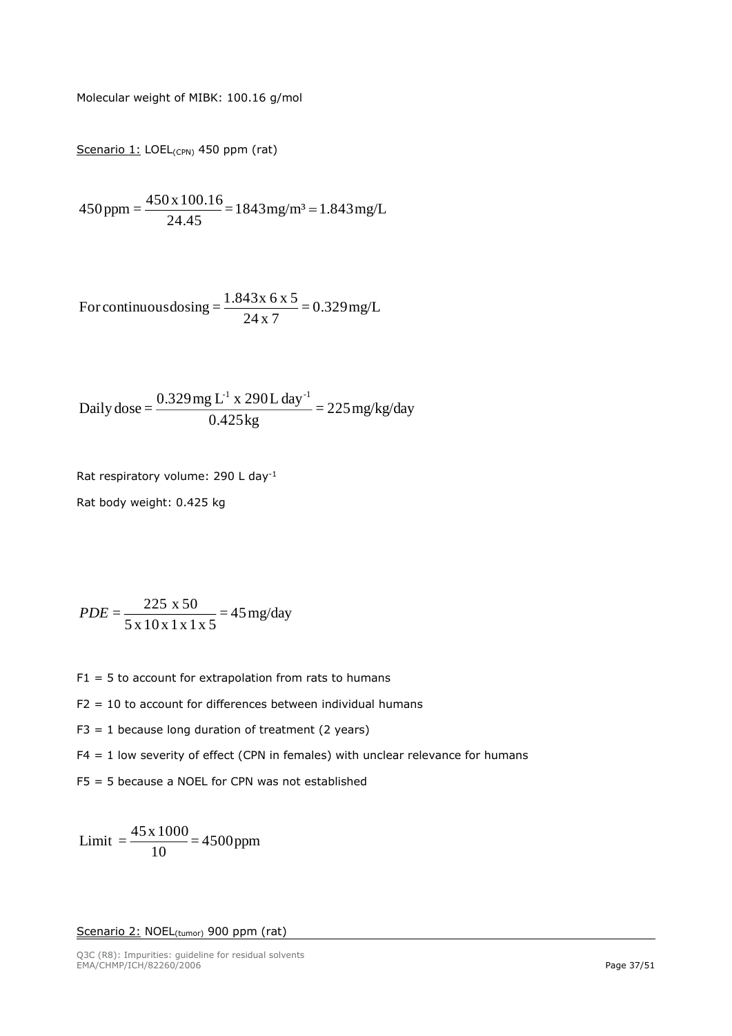Molecular weight of MIBK: 100.16 g/mol

Scenario 1: $LOEL_{(CPN)}$ 450 ppm (rat)

$$450\,\text{ppm} = \frac{450 \times 100.16}{24.45} = 1843\,\text{mg/m}^3 = 1.843\,\text{mg/L}$$

$$\text{For continuous dosing} = \frac{1.843 \times 6 \times 5}{24 \times 7} = 0.329\,\text{mg/L}$$

$$\text{Daily dose} = \frac{0.329\,\text{mg L}^{-1} \times 290\,\text{L day}^{-1}}{0.425\,\text{kg}} = 225\,\text{mg/kg/day}$$

Rat respiratory volume: 290 L $\text{day}^{-1}$

Rat body weight: 0.425 kg

$$PDE = \frac{225 \times 50}{5 \times 10 \times 1 \times 1 \times 5} = 45\,\text{mg/day}$$

F1 = 5 to account for extrapolation from rats to humans

F2 = 10 to account for differences between individual humans

F3 = 1 because long duration of treatment (2 years)

F4 = 1 low severity of effect (CPN in females) with unclear relevance for humans

F5 = 5 because a NOEL for CPN was not established

$$\text{Limit} = \frac{45 \times 1000}{10} = 4500\,\text{ppm}$$

Scenario 2: $NOEL_{(tumor)}$ 900 ppm (rat)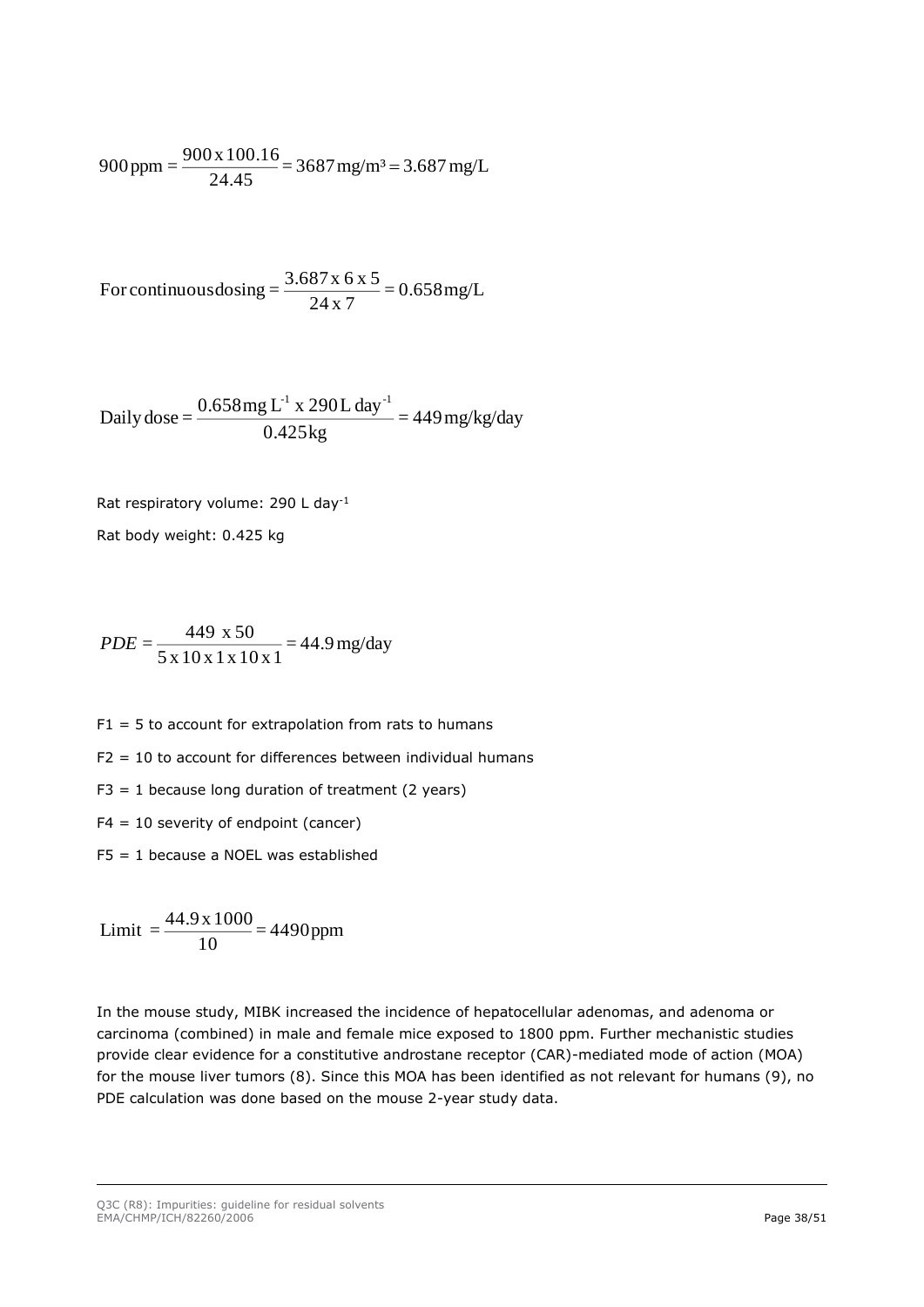$$900\,\text{ppm} = \frac{900 \text{ x } 100.16}{24.45} = 3687\,\text{mg/m}^3 = 3.687\,\text{mg/L}$$

$$\text{For continuous dosing} = \frac{3.687 \text{ x } 6 \text{ x } 5}{24 \text{ x } 7} = 0.658\,\text{mg/L}$$

$$\text{Daily dose} = \frac{0.658\,\text{mg L}^{-1} \text{ x } 290\,\text{L day}^{-1}}{0.425\,\text{kg}} = 449\,\text{mg/kg/day}$$

Rat respiratory volume: 290 L day$^{-1}$

Rat body weight: 0.425 kg

$$PDE = \frac{449 \text{ x } 50}{5 \text{ x } 10 \text{ x } 1 \text{ x } 10 \text{ x } 1} = 44.9\,\text{mg/day}$$

F1 = 5 to account for extrapolation from rats to humans

F2 = 10 to account for differences between individual humans

F3 = 1 because long duration of treatment (2 years)

F4 = 10 severity of endpoint (cancer)

F5 = 1 because a NOEL was established

$$\text{Limit } = \frac{44.9 \text{ x } 1000}{10} = 4490\,\text{ppm}$$

In the mouse study, MIBK increased the incidence of hepatocellular adenomas, and adenoma or carcinoma (combined) in male and female mice exposed to 1800 ppm. Further mechanistic studies provide clear evidence for a constitutive androstane receptor (CAR)-mediated mode of action (MOA) for the mouse liver tumors (8). Since this MOA has been identified as not relevant for humans (9), no PDE calculation was done based on the mouse 2-year study data.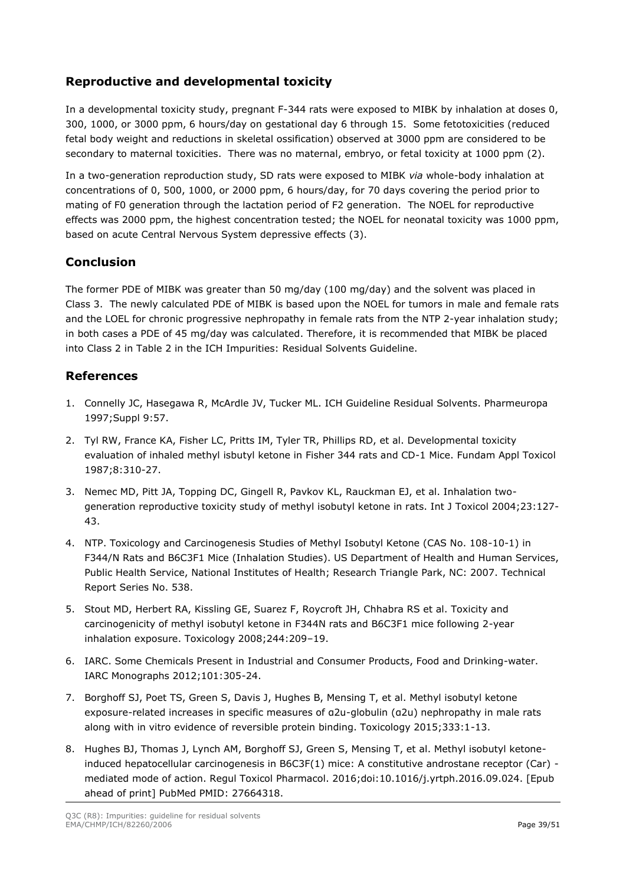## Reproductive and developmental toxicity

In a developmental toxicity study, pregnant F-344 rats were exposed to MIBK by inhalation at doses 0, 300, 1000, or 3000 ppm, 6 hours/day on gestational day 6 through 15. Some fetotoxicities (reduced fetal body weight and reductions in skeletal ossification) observed at 3000 ppm are considered to be secondary to maternal toxicities. There was no maternal, embryo, or fetal toxicity at 1000 ppm (2).

In a two-generation reproduction study, SD rats were exposed to MIBK *via* whole-body inhalation at concentrations of 0, 500, 1000, or 2000 ppm, 6 hours/day, for 70 days covering the period prior to mating of F0 generation through the lactation period of F2 generation. The NOEL for reproductive effects was 2000 ppm, the highest concentration tested; the NOEL for neonatal toxicity was 1000 ppm, based on acute Central Nervous System depressive effects (3).

## Conclusion

The former PDE of MIBK was greater than 50 mg/day (100 mg/day) and the solvent was placed in Class 3. The newly calculated PDE of MIBK is based upon the NOEL for tumors in male and female rats and the LOEL for chronic progressive nephropathy in female rats from the NTP 2-year inhalation study; in both cases a PDE of 45 mg/day was calculated. Therefore, it is recommended that MIBK be placed into Class 2 in Table 2 in the ICH Impurities: Residual Solvents Guideline.

## References

1. Connelly JC, Hasegawa R, McArdle JV, Tucker ML. ICH Guideline Residual Solvents. Pharmeuropa 1997;Suppl 9:57.
2. Tyl RW, France KA, Fisher LC, Pritts IM, Tyler TR, Phillips RD, et al. Developmental toxicity evaluation of inhaled methyl isbutyl ketone in Fisher 344 rats and CD-1 Mice. Fundam Appl Toxicol 1987;8:310-27.
3. Nemec MD, Pitt JA, Topping DC, Gingell R, Pavkov KL, Rauckman EJ, et al. Inhalation two-generation reproductive toxicity study of methyl isobutyl ketone in rats. Int J Toxicol 2004;23:127-43.
4. NTP. Toxicology and Carcinogenesis Studies of Methyl Isobutyl Ketone (CAS No. 108-10-1) in F344/N Rats and B6C3F1 Mice (Inhalation Studies). US Department of Health and Human Services, Public Health Service, National Institutes of Health; Research Triangle Park, NC: 2007. Technical Report Series No. 538.
5. Stout MD, Herbert RA, Kissling GE, Suarez F, Roycroft JH, Chhabra RS et al. Toxicity and carcinogenicity of methyl isobutyl ketone in F344N rats and B6C3F1 mice following 2-year inhalation exposure. Toxicology 2008;244:209–19.
6. IARC. Some Chemicals Present in Industrial and Consumer Products, Food and Drinking-water. IARC Monographs 2012;101:305-24.
7. Borghoff SJ, Poet TS, Green S, Davis J, Hughes B, Mensing T, et al. Methyl isobutyl ketone exposure-related increases in specific measures of α2u-globulin (α2u) nephropathy in male rats along with in vitro evidence of reversible protein binding. Toxicology 2015;333:1-13.
8. Hughes BJ, Thomas J, Lynch AM, Borghoff SJ, Green S, Mensing T, et al. Methyl isobutyl ketone-induced hepatocellular carcinogenesis in B6C3F(1) mice: A constitutive androstane receptor (Car) - mediated mode of action. Regul Toxicol Pharmacol. 2016;doi:10.1016/j.yrtph.2016.09.024. [Epub ahead of print] PubMed PMID: 27664318.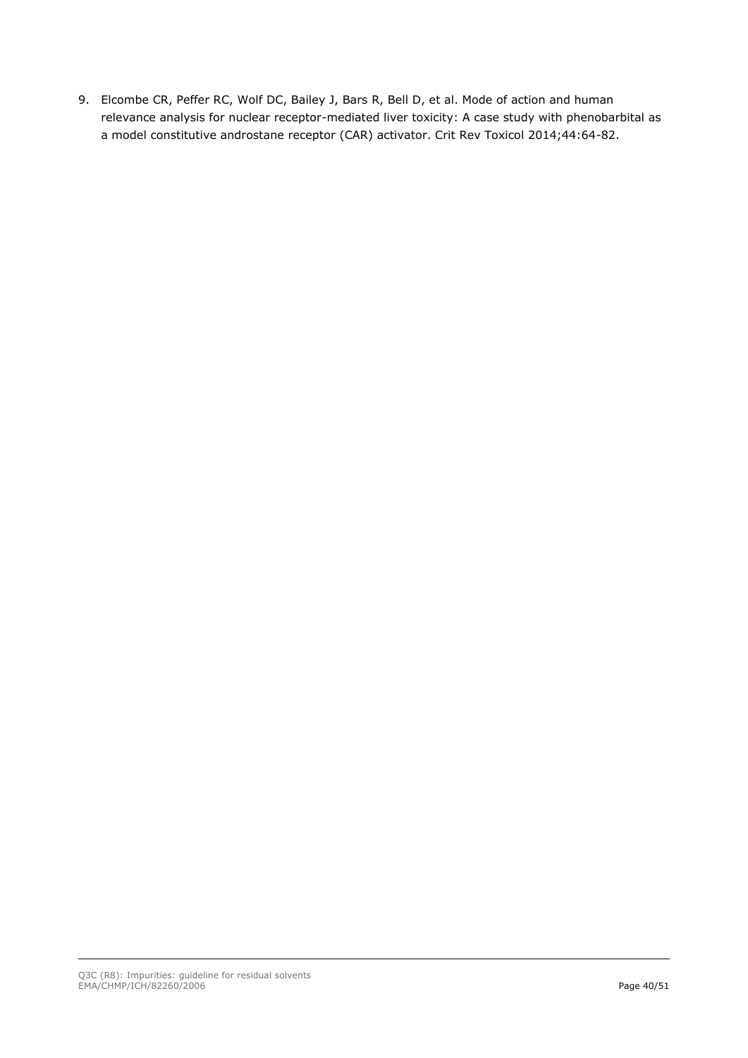9. Elcombe CR, Peffer RC, Wolf DC, Bailey J, Bars R, Bell D, et al. Mode of action and human relevance analysis for nuclear receptor-mediated liver toxicity: A case study with phenobarbital as a model constitutive androstane receptor (CAR) activator. Crit Rev Toxicol 2014;44:64-82.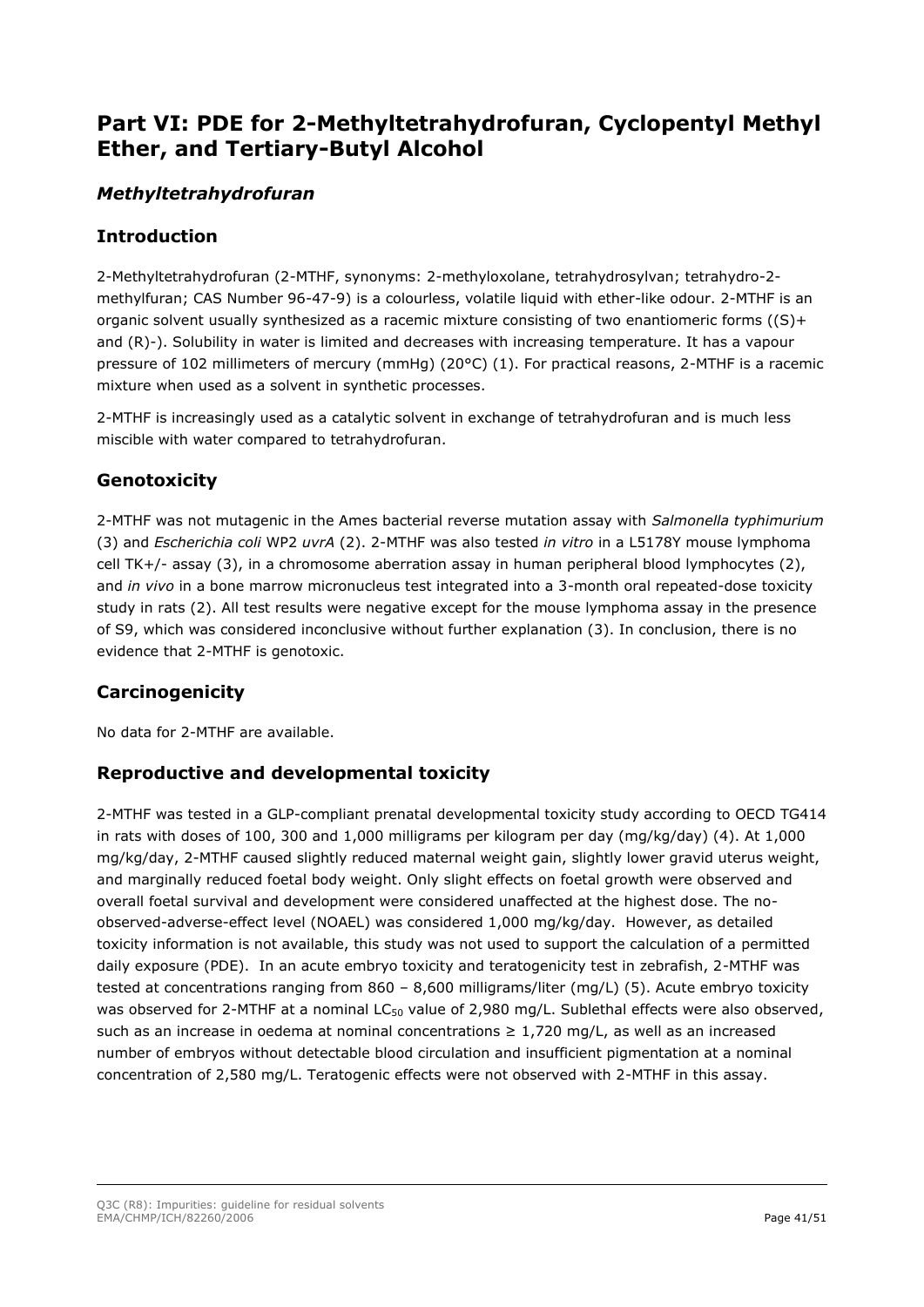# Part VI: PDE for 2-Methyltetrahydrofuran, Cyclopentyl Methyl Ether, and Tertiary-Butyl Alcohol

## *Methyltetrahydrofuran*

### Introduction

2-Methyltetrahydrofuran (2-MTHF, synonyms: 2-methyloxolane, tetrahydrosylvan; tetrahydro-2-methylfuran; CAS Number 96-47-9) is a colourless, volatile liquid with ether-like odour. 2-MTHF is an organic solvent usually synthesized as a racemic mixture consisting of two enantiomeric forms ((S)+ and (R)-). Solubility in water is limited and decreases with increasing temperature. It has a vapour pressure of 102 millimeters of mercury (mmHg) (20°C) (1). For practical reasons, 2-MTHF is a racemic mixture when used as a solvent in synthetic processes.

2-MTHF is increasingly used as a catalytic solvent in exchange of tetrahydrofuran and is much less miscible with water compared to tetrahydrofuran.

### Genotoxicity

2-MTHF was not mutagenic in the Ames bacterial reverse mutation assay with *Salmonella typhimurium* (3) and *Escherichia coli* WP2 *uvrA* (2). 2-MTHF was also tested *in vitro* in a L5178Y mouse lymphoma cell TK+/- assay (3), in a chromosome aberration assay in human peripheral blood lymphocytes (2), and *in vivo* in a bone marrow micronucleus test integrated into a 3-month oral repeated-dose toxicity study in rats (2). All test results were negative except for the mouse lymphoma assay in the presence of S9, which was considered inconclusive without further explanation (3). In conclusion, there is no evidence that 2-MTHF is genotoxic.

### Carcinogenicity

No data for 2-MTHF are available.

### Reproductive and developmental toxicity

2-MTHF was tested in a GLP-compliant prenatal developmental toxicity study according to OECD TG414 in rats with doses of 100, 300 and 1,000 milligrams per kilogram per day (mg/kg/day) (4). At 1,000 mg/kg/day, 2-MTHF caused slightly reduced maternal weight gain, slightly lower gravid uterus weight, and marginally reduced foetal body weight. Only slight effects on foetal growth were observed and overall foetal survival and development were considered unaffected at the highest dose. The no-observed-adverse-effect level (NOAEL) was considered 1,000 mg/kg/day. However, as detailed toxicity information is not available, this study was not used to support the calculation of a permitted daily exposure (PDE). In an acute embryo toxicity and teratogenicity test in zebrafish, 2-MTHF was tested at concentrations ranging from 860 – 8,600 milligrams/liter (mg/L) (5). Acute embryo toxicity was observed for 2-MTHF at a nominal $LC_{50}$ value of 2,980 mg/L. Sublethal effects were also observed, such as an increase in oedema at nominal concentrations ≥ 1,720 mg/L, as well as an increased number of embryos without detectable blood circulation and insufficient pigmentation at a nominal concentration of 2,580 mg/L. Teratogenic effects were not observed with 2-MTHF in this assay.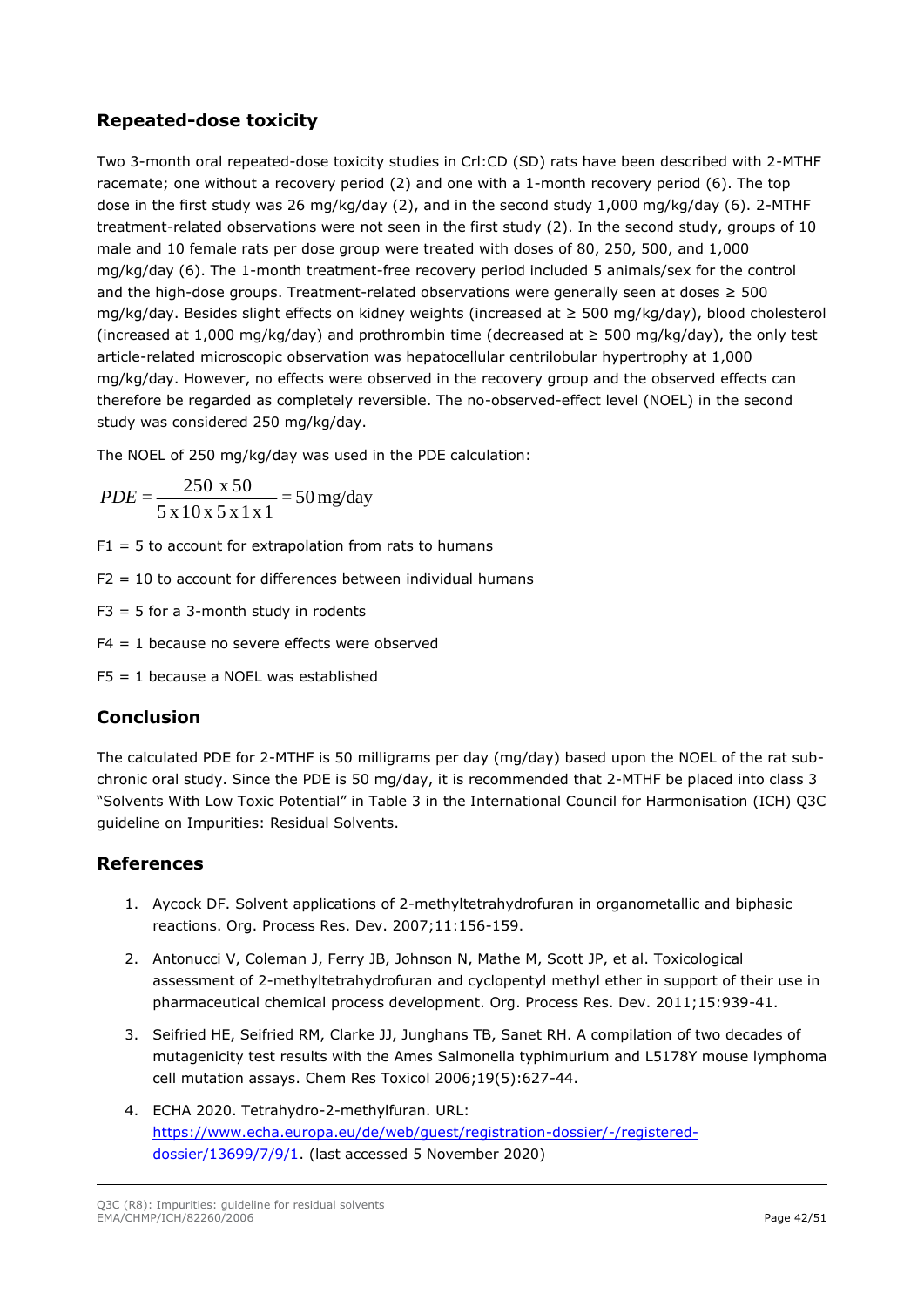## Repeated-dose toxicity

Two 3-month oral repeated-dose toxicity studies in Crl:CD (SD) rats have been described with 2-MTHF racemate; one without a recovery period (2) and one with a 1-month recovery period (6). The top dose in the first study was 26 mg/kg/day (2), and in the second study 1,000 mg/kg/day (6). 2-MTHF treatment-related observations were not seen in the first study (2). In the second study, groups of 10 male and 10 female rats per dose group were treated with doses of 80, 250, 500, and 1,000 mg/kg/day (6). The 1-month treatment-free recovery period included 5 animals/sex for the control and the high-dose groups. Treatment-related observations were generally seen at doses ≥ 500 mg/kg/day. Besides slight effects on kidney weights (increased at ≥ 500 mg/kg/day), blood cholesterol (increased at 1,000 mg/kg/day) and prothrombin time (decreased at ≥ 500 mg/kg/day), the only test article-related microscopic observation was hepatocellular centrilobular hypertrophy at 1,000 mg/kg/day. However, no effects were observed in the recovery group and the observed effects can therefore be regarded as completely reversible. The no-observed-effect level (NOEL) in the second study was considered 250 mg/kg/day.

The NOEL of 250 mg/kg/day was used in the PDE calculation:

$$PDE = \frac{250 \text{ x } 50}{5 \text{ x } 10 \text{ x } 5 \text{ x } 1 \text{ x } 1} = 50 \text{ mg/day}$$

F1 = 5 to account for extrapolation from rats to humans

F2 = 10 to account for differences between individual humans

F3 = 5 for a 3-month study in rodents

F4 = 1 because no severe effects were observed

F5 = 1 because a NOEL was established

## Conclusion

The calculated PDE for 2-MTHF is 50 milligrams per day (mg/day) based upon the NOEL of the rat sub-chronic oral study. Since the PDE is 50 mg/day, it is recommended that 2-MTHF be placed into class 3 "Solvents With Low Toxic Potential" in Table 3 in the International Council for Harmonisation (ICH) Q3C guideline on Impurities: Residual Solvents.

## References

1. Aycock DF. Solvent applications of 2-methyltetrahydrofuran in organometallic and biphasic reactions. Org. Process Res. Dev. 2007;11:156-159.
2. Antonucci V, Coleman J, Ferry JB, Johnson N, Mathe M, Scott JP, et al. Toxicological assessment of 2-methyltetrahydrofuran and cyclopentyl methyl ether in support of their use in pharmaceutical chemical process development. Org. Process Res. Dev. 2011;15:939-41.
3. Seifried HE, Seifried RM, Clarke JJ, Junghans TB, Sanet RH. A compilation of two decades of mutagenicity test results with the Ames Salmonella typhimurium and L5178Y mouse lymphoma cell mutation assays. Chem Res Toxicol 2006;19(5):627-44.
4. ECHA 2020. Tetrahydro-2-methylfuran. URL: https://www.echa.europa.eu/de/web/guest/registration-dossier/-/registered-dossier/13699/7/9/1. (last accessed 5 November 2020)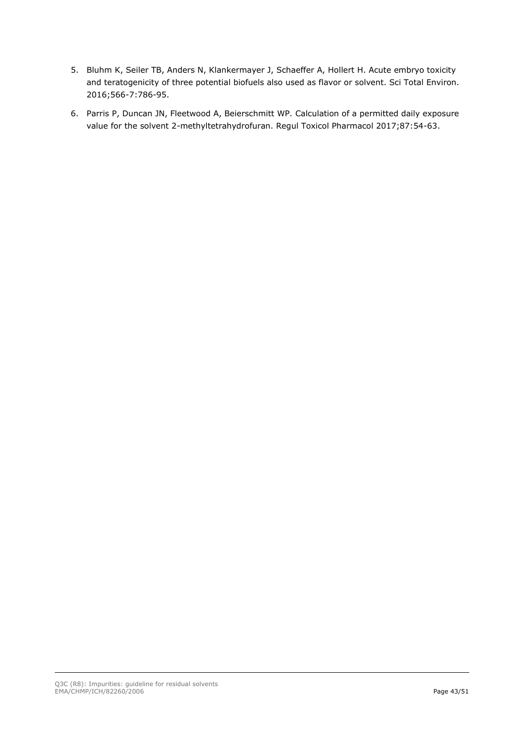5. Bluhm K, Seiler TB, Anders N, Klankermayer J, Schaeffer A, Hollert H. Acute embryo toxicity and teratogenicity of three potential biofuels also used as flavor or solvent. Sci Total Environ. 2016;566-7:786-95.

6. Parris P, Duncan JN, Fleetwood A, Beierschmitt WP. Calculation of a permitted daily exposure value for the solvent 2-methyltetrahydrofuran. Regul Toxicol Pharmacol 2017;87:54-63.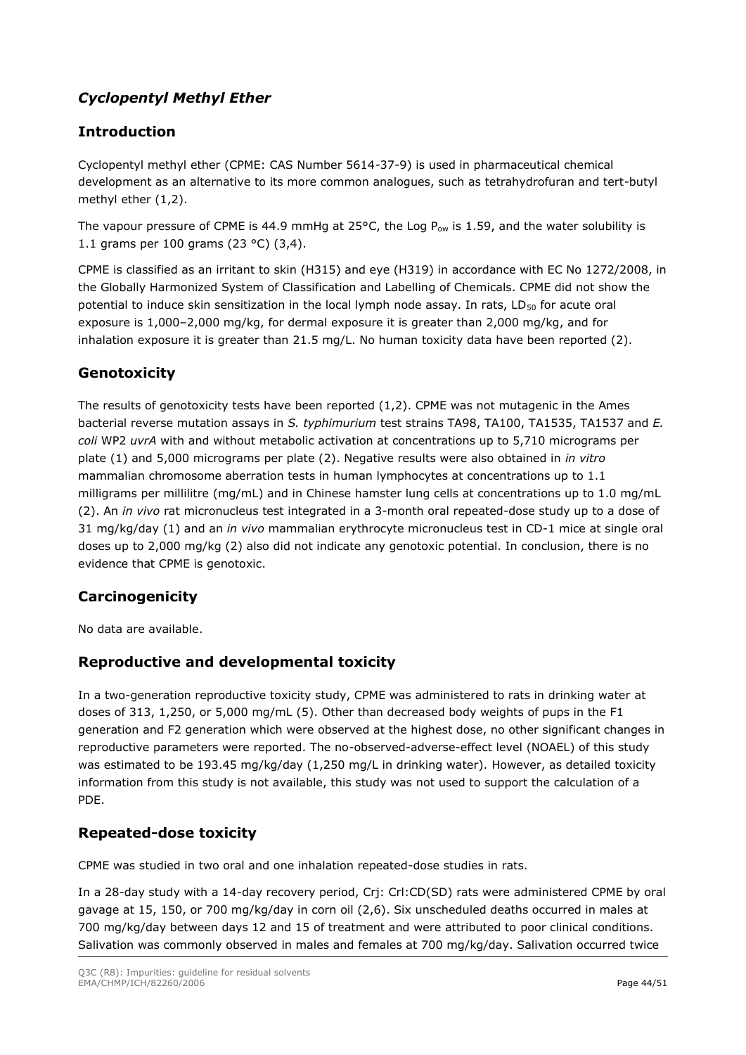## *Cyclopentyl Methyl Ether*

### Introduction

Cyclopentyl methyl ether (CPME: CAS Number 5614-37-9) is used in pharmaceutical chemical development as an alternative to its more common analogues, such as tetrahydrofuran and tert-butyl methyl ether (1,2).

The vapour pressure of CPME is 44.9 mmHg at 25°C, the Log $P_{ow}$ is 1.59, and the water solubility is 1.1 grams per 100 grams (23 °C) (3,4).

CPME is classified as an irritant to skin (H315) and eye (H319) in accordance with EC No 1272/2008, in the Globally Harmonized System of Classification and Labelling of Chemicals. CPME did not show the potential to induce skin sensitization in the local lymph node assay. In rats, $LD_{50}$ for acute oral exposure is 1,000–2,000 mg/kg, for dermal exposure it is greater than 2,000 mg/kg, and for inhalation exposure it is greater than 21.5 mg/L. No human toxicity data have been reported (2).

### Genotoxicity

The results of genotoxicity tests have been reported (1,2). CPME was not mutagenic in the Ames bacterial reverse mutation assays in *S. typhimurium* test strains TA98, TA100, TA1535, TA1537 and *E. coli* WP2 *uvrA* with and without metabolic activation at concentrations up to 5,710 micrograms per plate (1) and 5,000 micrograms per plate (2). Negative results were also obtained in *in vitro* mammalian chromosome aberration tests in human lymphocytes at concentrations up to 1.1 milligrams per millilitre (mg/mL) and in Chinese hamster lung cells at concentrations up to 1.0 mg/mL (2). An *in vivo* rat micronucleus test integrated in a 3-month oral repeated-dose study up to a dose of 31 mg/kg/day (1) and an *in vivo* mammalian erythrocyte micronucleus test in CD-1 mice at single oral doses up to 2,000 mg/kg (2) also did not indicate any genotoxic potential. In conclusion, there is no evidence that CPME is genotoxic.

### Carcinogenicity

No data are available.

### Reproductive and developmental toxicity

In a two-generation reproductive toxicity study, CPME was administered to rats in drinking water at doses of 313, 1,250, or 5,000 mg/mL (5). Other than decreased body weights of pups in the F1 generation and F2 generation which were observed at the highest dose, no other significant changes in reproductive parameters were reported. The no-observed-adverse-effect level (NOAEL) of this study was estimated to be 193.45 mg/kg/day (1,250 mg/L in drinking water). However, as detailed toxicity information from this study is not available, this study was not used to support the calculation of a PDE.

### Repeated-dose toxicity

CPME was studied in two oral and one inhalation repeated-dose studies in rats.

In a 28-day study with a 14-day recovery period, Crj: Crl:CD(SD) rats were administered CPME by oral gavage at 15, 150, or 700 mg/kg/day in corn oil (2,6). Six unscheduled deaths occurred in males at 700 mg/kg/day between days 12 and 15 of treatment and were attributed to poor clinical conditions. Salivation was commonly observed in males and females at 700 mg/kg/day. Salivation occurred twice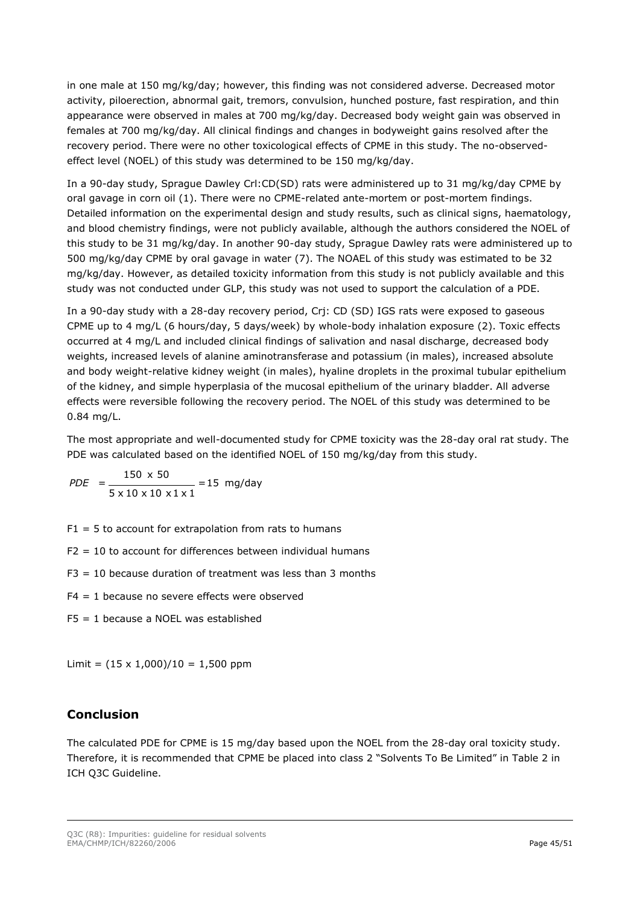in one male at 150 mg/kg/day; however, this finding was not considered adverse. Decreased motor activity, piloerection, abnormal gait, tremors, convulsion, hunched posture, fast respiration, and thin appearance were observed in males at 700 mg/kg/day. Decreased body weight gain was observed in females at 700 mg/kg/day. All clinical findings and changes in bodyweight gains resolved after the recovery period. There were no other toxicological effects of CPME in this study. The no-observed-effect level (NOEL) of this study was determined to be 150 mg/kg/day.

In a 90-day study, Sprague Dawley Crl:CD(SD) rats were administered up to 31 mg/kg/day CPME by oral gavage in corn oil (1). There were no CPME-related ante-mortem or post-mortem findings. Detailed information on the experimental design and study results, such as clinical signs, haematology, and blood chemistry findings, were not publicly available, although the authors considered the NOEL of this study to be 31 mg/kg/day. In another 90-day study, Sprague Dawley rats were administered up to 500 mg/kg/day CPME by oral gavage in water (7). The NOAEL of this study was estimated to be 32 mg/kg/day. However, as detailed toxicity information from this study is not publicly available and this study was not conducted under GLP, this study was not used to support the calculation of a PDE.

In a 90-day study with a 28-day recovery period, Crj: CD (SD) IGS rats were exposed to gaseous CPME up to 4 mg/L (6 hours/day, 5 days/week) by whole-body inhalation exposure (2). Toxic effects occurred at 4 mg/L and included clinical findings of salivation and nasal discharge, decreased body weights, increased levels of alanine aminotransferase and potassium (in males), increased absolute and body weight-relative kidney weight (in males), hyaline droplets in the proximal tubular epithelium of the kidney, and simple hyperplasia of the mucosal epithelium of the urinary bladder. All adverse effects were reversible following the recovery period. The NOEL of this study was determined to be 0.84 mg/L.

The most appropriate and well-documented study for CPME toxicity was the 28-day oral rat study. The PDE was calculated based on the identified NOEL of 150 mg/kg/day from this study.

$$PDE = \frac{150 \times 50}{5 \times 10 \times 10 \times 1 \times 1} = 15 \text{ mg/day}$$

F1 = 5 to account for extrapolation from rats to humans

F2 = 10 to account for differences between individual humans

F3 = 10 because duration of treatment was less than 3 months

F4 = 1 because no severe effects were observed

F5 = 1 because a NOEL was established

Limit = (15 x 1,000)/10 = 1,500 ppm

## Conclusion

The calculated PDE for CPME is 15 mg/day based upon the NOEL from the 28-day oral toxicity study. Therefore, it is recommended that CPME be placed into class 2 "Solvents To Be Limited" in Table 2 in ICH Q3C Guideline.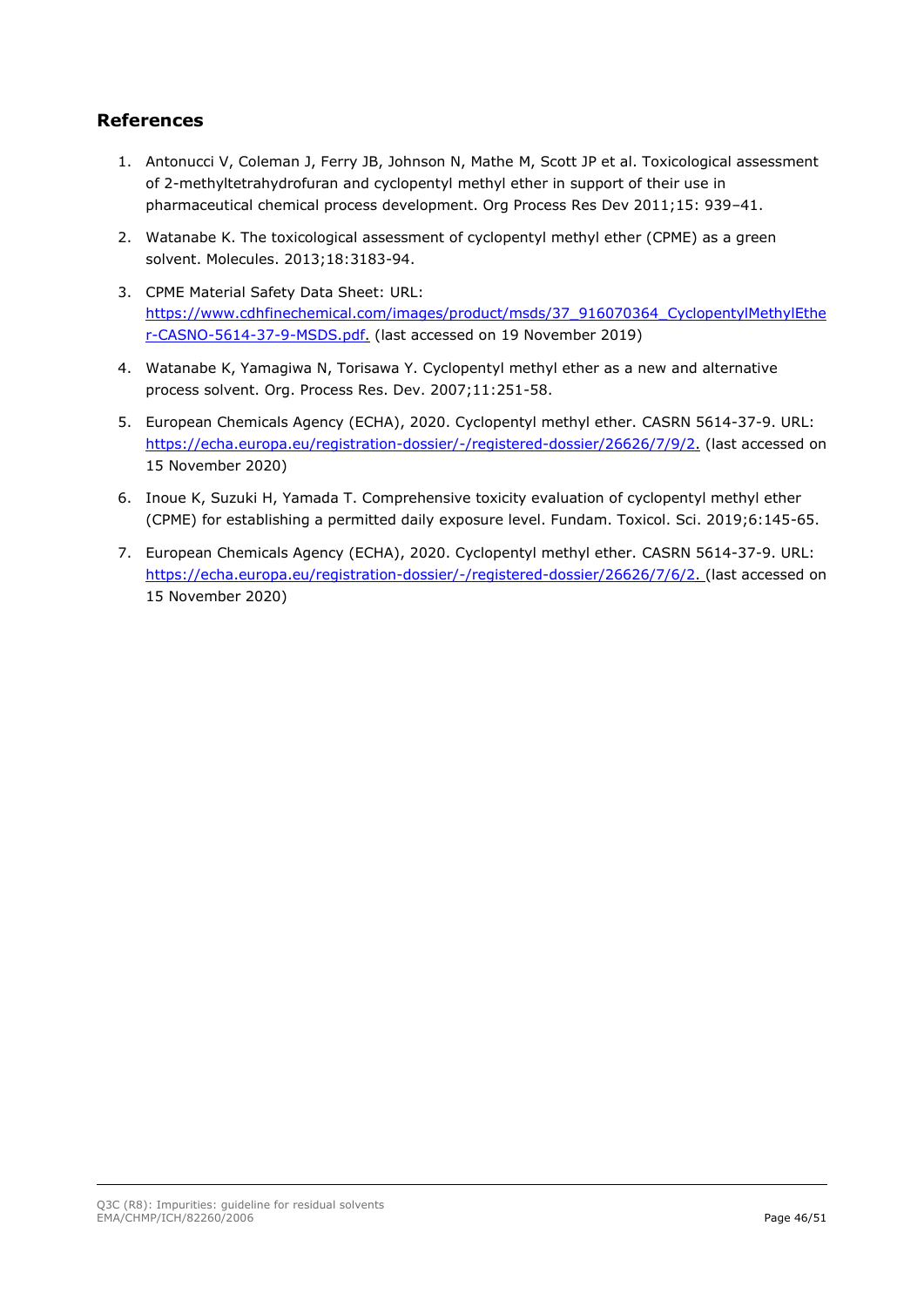## References

1. Antonucci V, Coleman J, Ferry JB, Johnson N, Mathe M, Scott JP et al. Toxicological assessment of 2-methyltetrahydrofuran and cyclopentyl methyl ether in support of their use in pharmaceutical chemical process development. Org Process Res Dev 2011;15: 939–41.
2. Watanabe K. The toxicological assessment of cyclopentyl methyl ether (CPME) as a green solvent. Molecules. 2013;18:3183-94.
3. CPME Material Safety Data Sheet: URL: https://www.cdhfinechemical.com/images/product/msds/37_916070364_CyclopentylMethylEther-CASNO-5614-37-9-MSDS.pdf. (last accessed on 19 November 2019)
4. Watanabe K, Yamagiwa N, Torisawa Y. Cyclopentyl methyl ether as a new and alternative process solvent. Org. Process Res. Dev. 2007;11:251-58.
5. European Chemicals Agency (ECHA), 2020. Cyclopentyl methyl ether. CASRN 5614-37-9. URL: https://echa.europa.eu/registration-dossier/-/registered-dossier/26626/7/9/2. (last accessed on 15 November 2020)
6. Inoue K, Suzuki H, Yamada T. Comprehensive toxicity evaluation of cyclopentyl methyl ether (CPME) for establishing a permitted daily exposure level. Fundam. Toxicol. Sci. 2019;6:145-65.
7. European Chemicals Agency (ECHA), 2020. Cyclopentyl methyl ether. CASRN 5614-37-9. URL: https://echa.europa.eu/registration-dossier/-/registered-dossier/26626/7/6/2. (last accessed on 15 November 2020)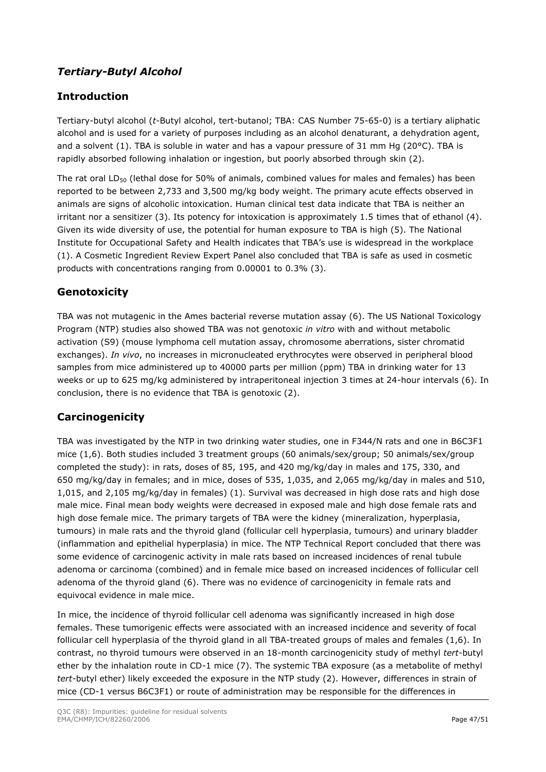## *Tertiary-Butyl Alcohol*

### Introduction

Tertiary-butyl alcohol (*t*-Butyl alcohol, tert-butanol; TBA: CAS Number 75-65-0) is a tertiary aliphatic alcohol and is used for a variety of purposes including as an alcohol denaturant, a dehydration agent, and a solvent (1). TBA is soluble in water and has a vapour pressure of 31 mm Hg (20°C). TBA is rapidly absorbed following inhalation or ingestion, but poorly absorbed through skin (2).

The rat oral $LD_{50}$ (lethal dose for 50% of animals, combined values for males and females) has been reported to be between 2,733 and 3,500 mg/kg body weight. The primary acute effects observed in animals are signs of alcoholic intoxication. Human clinical test data indicate that TBA is neither an irritant nor a sensitizer (3). Its potency for intoxication is approximately 1.5 times that of ethanol (4). Given its wide diversity of use, the potential for human exposure to TBA is high (5). The National Institute for Occupational Safety and Health indicates that TBA's use is widespread in the workplace (1). A Cosmetic Ingredient Review Expert Panel also concluded that TBA is safe as used in cosmetic products with concentrations ranging from 0.00001 to 0.3% (3).

### Genotoxicity

TBA was not mutagenic in the Ames bacterial reverse mutation assay (6). The US National Toxicology Program (NTP) studies also showed TBA was not genotoxic *in vitro* with and without metabolic activation (S9) (mouse lymphoma cell mutation assay, chromosome aberrations, sister chromatid exchanges). *In vivo*, no increases in micronucleated erythrocytes were observed in peripheral blood samples from mice administered up to 40000 parts per million (ppm) TBA in drinking water for 13 weeks or up to 625 mg/kg administered by intraperitoneal injection 3 times at 24-hour intervals (6). In conclusion, there is no evidence that TBA is genotoxic (2).

### Carcinogenicity

TBA was investigated by the NTP in two drinking water studies, one in F344/N rats and one in B6C3F1 mice (1,6). Both studies included 3 treatment groups (60 animals/sex/group; 50 animals/sex/group completed the study): in rats, doses of 85, 195, and 420 mg/kg/day in males and 175, 330, and 650 mg/kg/day in females; and in mice, doses of 535, 1,035, and 2,065 mg/kg/day in males and 510, 1,015, and 2,105 mg/kg/day in females) (1). Survival was decreased in high dose rats and high dose male mice. Final mean body weights were decreased in exposed male and high dose female rats and high dose female mice. The primary targets of TBA were the kidney (mineralization, hyperplasia, tumours) in male rats and the thyroid gland (follicular cell hyperplasia, tumours) and urinary bladder (inflammation and epithelial hyperplasia) in mice. The NTP Technical Report concluded that there was some evidence of carcinogenic activity in male rats based on increased incidences of renal tubule adenoma or carcinoma (combined) and in female mice based on increased incidences of follicular cell adenoma of the thyroid gland (6). There was no evidence of carcinogenicity in female rats and equivocal evidence in male mice.

In mice, the incidence of thyroid follicular cell adenoma was significantly increased in high dose females. These tumorigenic effects were associated with an increased incidence and severity of focal follicular cell hyperplasia of the thyroid gland in all TBA-treated groups of males and females (1,6). In contrast, no thyroid tumours were observed in an 18-month carcinogenicity study of methyl *tert*-butyl ether by the inhalation route in CD-1 mice (7). The systemic TBA exposure (as a metabolite of methyl *tert*-butyl ether) likely exceeded the exposure in the NTP study (2). However, differences in strain of mice (CD-1 versus B6C3F1) or route of administration may be responsible for the differences in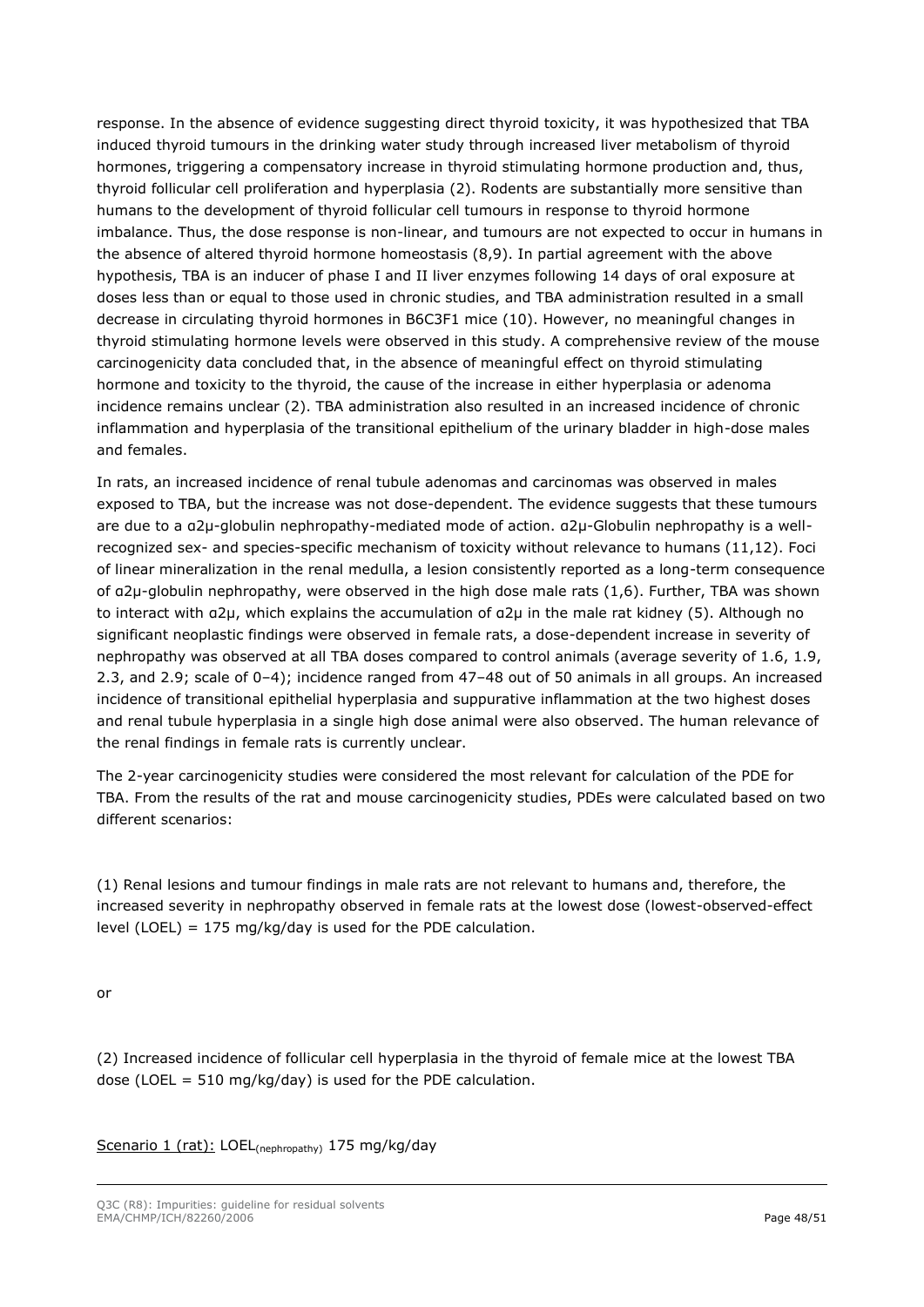response. In the absence of evidence suggesting direct thyroid toxicity, it was hypothesized that TBA induced thyroid tumours in the drinking water study through increased liver metabolism of thyroid hormones, triggering a compensatory increase in thyroid stimulating hormone production and, thus, thyroid follicular cell proliferation and hyperplasia (2). Rodents are substantially more sensitive than humans to the development of thyroid follicular cell tumours in response to thyroid hormone imbalance. Thus, the dose response is non-linear, and tumours are not expected to occur in humans in the absence of altered thyroid hormone homeostasis (8,9). In partial agreement with the above hypothesis, TBA is an inducer of phase I and II liver enzymes following 14 days of oral exposure at doses less than or equal to those used in chronic studies, and TBA administration resulted in a small decrease in circulating thyroid hormones in B6C3F1 mice (10). However, no meaningful changes in thyroid stimulating hormone levels were observed in this study. A comprehensive review of the mouse carcinogenicity data concluded that, in the absence of meaningful effect on thyroid stimulating hormone and toxicity to the thyroid, the cause of the increase in either hyperplasia or adenoma incidence remains unclear (2). TBA administration also resulted in an increased incidence of chronic inflammation and hyperplasia of the transitional epithelium of the urinary bladder in high-dose males and females.

In rats, an increased incidence of renal tubule adenomas and carcinomas was observed in males exposed to TBA, but the increase was not dose-dependent. The evidence suggests that these tumours are due to a α2μ-globulin nephropathy-mediated mode of action. α2μ-Globulin nephropathy is a well-recognized sex- and species-specific mechanism of toxicity without relevance to humans (11,12). Foci of linear mineralization in the renal medulla, a lesion consistently reported as a long-term consequence of α2μ-globulin nephropathy, were observed in the high dose male rats (1,6). Further, TBA was shown to interact with α2μ, which explains the accumulation of α2μ in the male rat kidney (5). Although no significant neoplastic findings were observed in female rats, a dose-dependent increase in severity of nephropathy was observed at all TBA doses compared to control animals (average severity of 1.6, 1.9, 2.3, and 2.9; scale of 0–4); incidence ranged from 47–48 out of 50 animals in all groups. An increased incidence of transitional epithelial hyperplasia and suppurative inflammation at the two highest doses and renal tubule hyperplasia in a single high dose animal were also observed. The human relevance of the renal findings in female rats is currently unclear.

The 2-year carcinogenicity studies were considered the most relevant for calculation of the PDE for TBA. From the results of the rat and mouse carcinogenicity studies, PDEs were calculated based on two different scenarios:

(1) Renal lesions and tumour findings in male rats are not relevant to humans and, therefore, the increased severity in nephropathy observed in female rats at the lowest dose (lowest-observed-effect level (LOEL) = 175 mg/kg/day is used for the PDE calculation.

or

(2) Increased incidence of follicular cell hyperplasia in the thyroid of female mice at the lowest TBA dose (LOEL = 510 mg/kg/day) is used for the PDE calculation.

Scenario 1 (rat): $LOEL_{(nephropathy)}$ 175 mg/kg/day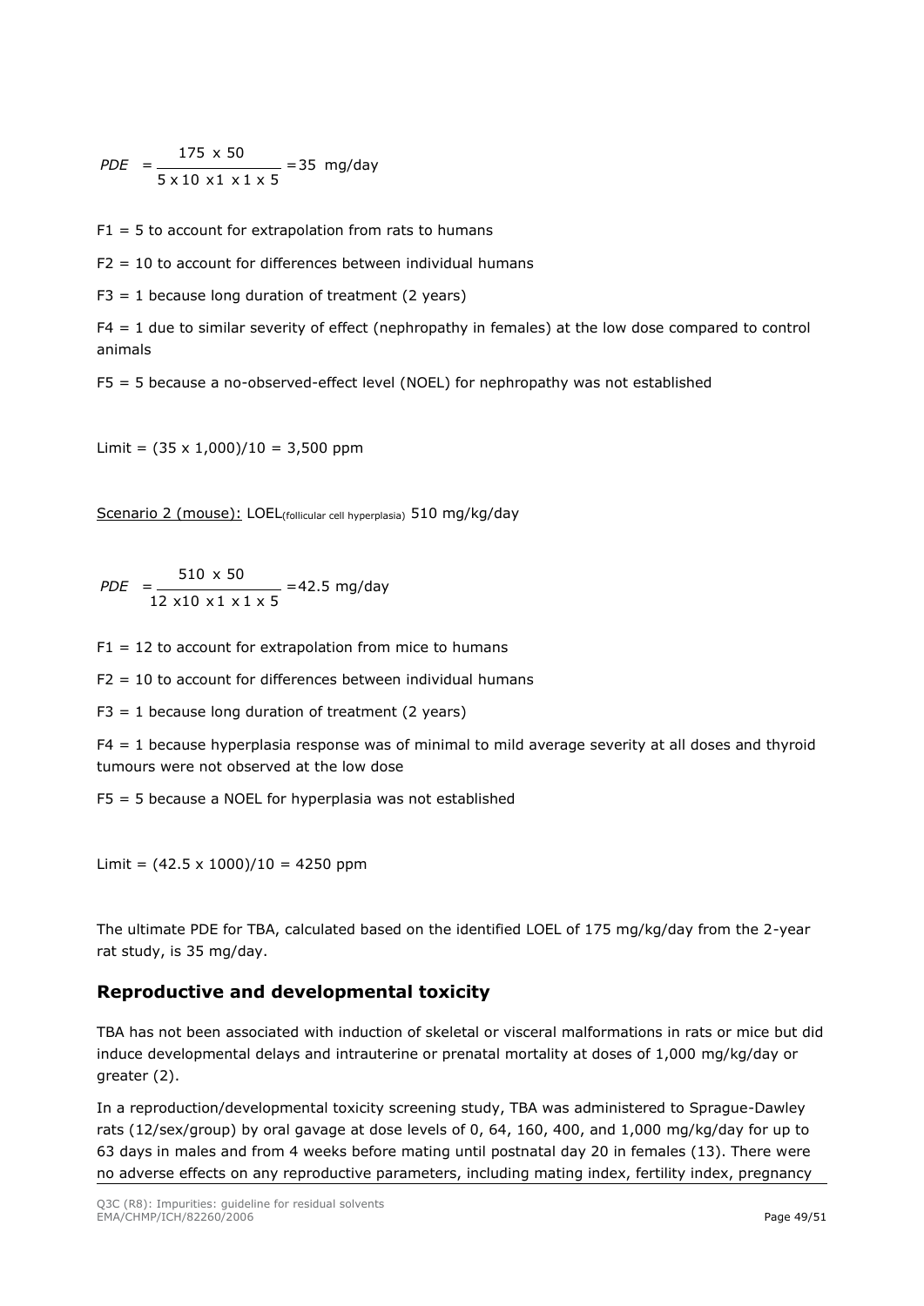$$PDE = \frac{175 \times 50}{5 \times 10 \times 1 \times 1 \times 5} = 35 \text{ mg/day}$$

F1 = 5 to account for extrapolation from rats to humans

F2 = 10 to account for differences between individual humans

F3 = 1 because long duration of treatment (2 years)

F4 = 1 due to similar severity of effect (nephropathy in females) at the low dose compared to control animals

F5 = 5 because a no-observed-effect level (NOEL) for nephropathy was not established

Limit = (35 x 1,000)/10 = 3,500 ppm

Scenario 2 (mouse): $LOEL_{(follicular\ cell\ hyperplasia)}$ 510 mg/kg/day

$$PDE = \frac{510 \times 50}{12 \times 10 \times 1 \times 1 \times 5} = 42.5 \text{ mg/day}$$

F1 = 12 to account for extrapolation from mice to humans

F2 = 10 to account for differences between individual humans

F3 = 1 because long duration of treatment (2 years)

F4 = 1 because hyperplasia response was of minimal to mild average severity at all doses and thyroid tumours were not observed at the low dose

F5 = 5 because a NOEL for hyperplasia was not established

Limit = (42.5 x 1000)/10 = 4250 ppm

The ultimate PDE for TBA, calculated based on the identified LOEL of 175 mg/kg/day from the 2-year rat study, is 35 mg/day.

## Reproductive and developmental toxicity

TBA has not been associated with induction of skeletal or visceral malformations in rats or mice but did induce developmental delays and intrauterine or prenatal mortality at doses of 1,000 mg/kg/day or greater (2).

In a reproduction/developmental toxicity screening study, TBA was administered to Sprague-Dawley rats (12/sex/group) by oral gavage at dose levels of 0, 64, 160, 400, and 1,000 mg/kg/day for up to 63 days in males and from 4 weeks before mating until postnatal day 20 in females (13). There were no adverse effects on any reproductive parameters, including mating index, fertility index, pregnancy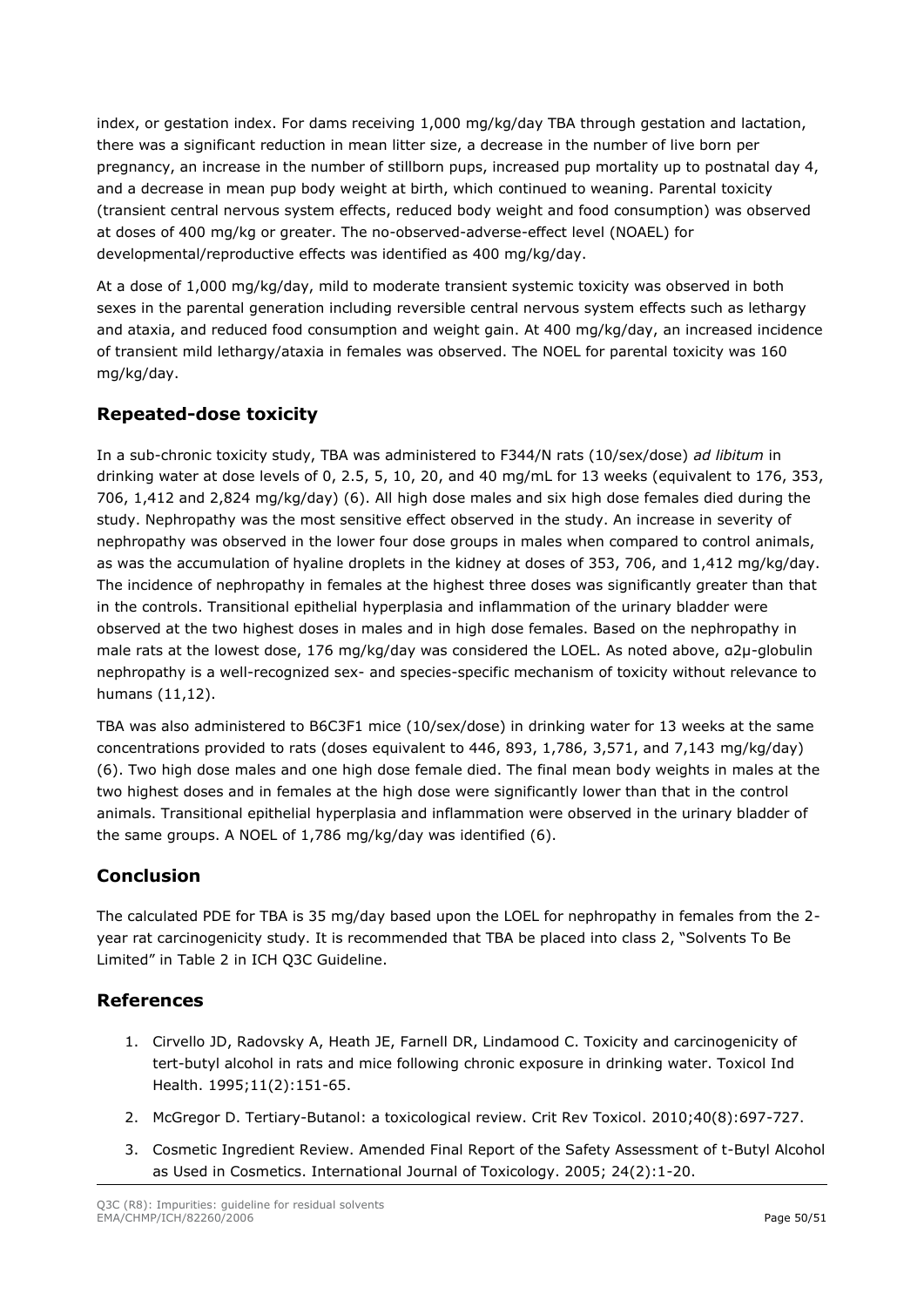index, or gestation index. For dams receiving 1,000 mg/kg/day TBA through gestation and lactation, there was a significant reduction in mean litter size, a decrease in the number of live born per pregnancy, an increase in the number of stillborn pups, increased pup mortality up to postnatal day 4, and a decrease in mean pup body weight at birth, which continued to weaning. Parental toxicity (transient central nervous system effects, reduced body weight and food consumption) was observed at doses of 400 mg/kg or greater. The no-observed-adverse-effect level (NOAEL) for developmental/reproductive effects was identified as 400 mg/kg/day.

At a dose of 1,000 mg/kg/day, mild to moderate transient systemic toxicity was observed in both sexes in the parental generation including reversible central nervous system effects such as lethargy and ataxia, and reduced food consumption and weight gain. At 400 mg/kg/day, an increased incidence of transient mild lethargy/ataxia in females was observed. The NOEL for parental toxicity was 160 mg/kg/day.

## Repeated-dose toxicity

In a sub-chronic toxicity study, TBA was administered to F344/N rats (10/sex/dose) *ad libitum* in drinking water at dose levels of 0, 2.5, 5, 10, 20, and 40 mg/mL for 13 weeks (equivalent to 176, 353, 706, 1,412 and 2,824 mg/kg/day) (6). All high dose males and six high dose females died during the study. Nephropathy was the most sensitive effect observed in the study. An increase in severity of nephropathy was observed in the lower four dose groups in males when compared to control animals, as was the accumulation of hyaline droplets in the kidney at doses of 353, 706, and 1,412 mg/kg/day. The incidence of nephropathy in females at the highest three doses was significantly greater than that in the controls. Transitional epithelial hyperplasia and inflammation of the urinary bladder were observed at the two highest doses in males and in high dose females. Based on the nephropathy in male rats at the lowest dose, 176 mg/kg/day was considered the LOEL. As noted above, α2μ-globulin nephropathy is a well-recognized sex- and species-specific mechanism of toxicity without relevance to humans (11,12).

TBA was also administered to B6C3F1 mice (10/sex/dose) in drinking water for 13 weeks at the same concentrations provided to rats (doses equivalent to 446, 893, 1,786, 3,571, and 7,143 mg/kg/day) (6). Two high dose males and one high dose female died. The final mean body weights in males at the two highest doses and in females at the high dose were significantly lower than that in the control animals. Transitional epithelial hyperplasia and inflammation were observed in the urinary bladder of the same groups. A NOEL of 1,786 mg/kg/day was identified (6).

## Conclusion

The calculated PDE for TBA is 35 mg/day based upon the LOEL for nephropathy in females from the 2-year rat carcinogenicity study. It is recommended that TBA be placed into class 2, "Solvents To Be Limited" in Table 2 in ICH Q3C Guideline.

## References

1. Cirvello JD, Radovsky A, Heath JE, Farnell DR, Lindamood C. Toxicity and carcinogenicity of tert-butyl alcohol in rats and mice following chronic exposure in drinking water. Toxicol Ind Health. 1995;11(2):151-65.
2. McGregor D. Tertiary-Butanol: a toxicological review. Crit Rev Toxicol. 2010;40(8):697-727.
3. Cosmetic Ingredient Review. Amended Final Report of the Safety Assessment of t-Butyl Alcohol as Used in Cosmetics. International Journal of Toxicology. 2005; 24(2):1-20.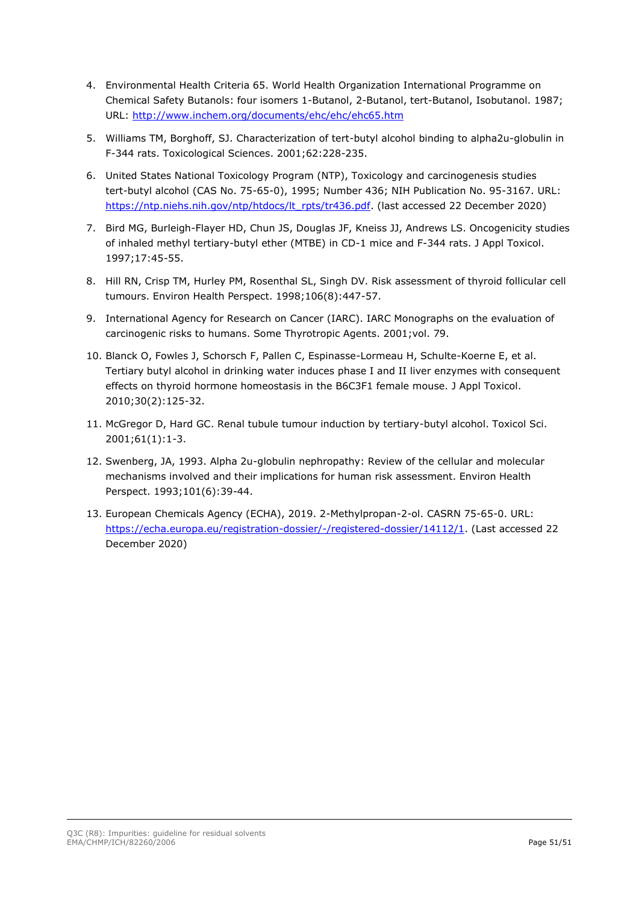4. Environmental Health Criteria 65. World Health Organization International Programme on Chemical Safety Butanols: four isomers 1-Butanol, 2-Butanol, tert-Butanol, Isobutanol. 1987; URL: http://www.inchem.org/documents/ehc/ehc/ehc65.htm

5. Williams TM, Borghoff, SJ. Characterization of tert-butyl alcohol binding to alpha2u-globulin in F-344 rats. Toxicological Sciences. 2001;62:228-235.

6. United States National Toxicology Program (NTP), Toxicology and carcinogenesis studies tert-butyl alcohol (CAS No. 75-65-0), 1995; Number 436; NIH Publication No. 95-3167. URL: https://ntp.niehs.nih.gov/ntp/htdocs/lt_rpts/tr436.pdf. (last accessed 22 December 2020)

7. Bird MG, Burleigh-Flayer HD, Chun JS, Douglas JF, Kneiss JJ, Andrews LS. Oncogenicity studies of inhaled methyl tertiary-butyl ether (MTBE) in CD-1 mice and F-344 rats. J Appl Toxicol. 1997;17:45-55.

8. Hill RN, Crisp TM, Hurley PM, Rosenthal SL, Singh DV. Risk assessment of thyroid follicular cell tumours. Environ Health Perspect. 1998;106(8):447-57.

9. International Agency for Research on Cancer (IARC). IARC Monographs on the evaluation of carcinogenic risks to humans. Some Thyrotropic Agents. 2001;vol. 79.

10. Blanck O, Fowles J, Schorsch F, Pallen C, Espinasse-Lormeau H, Schulte-Koerne E, et al. Tertiary butyl alcohol in drinking water induces phase I and II liver enzymes with consequent effects on thyroid hormone homeostasis in the B6C3F1 female mouse. J Appl Toxicol. 2010;30(2):125-32.

11. McGregor D, Hard GC. Renal tubule tumour induction by tertiary-butyl alcohol. Toxicol Sci. 2001;61(1):1-3.

12. Swenberg, JA, 1993. Alpha 2u-globulin nephropathy: Review of the cellular and molecular mechanisms involved and their implications for human risk assessment. Environ Health Perspect. 1993;101(6):39-44.

13. European Chemicals Agency (ECHA), 2019. 2-Methylpropan-2-ol. CASRN 75-65-0. URL: https://echa.europa.eu/registration-dossier/-/registered-dossier/14112/1. (Last accessed 22 December 2020)